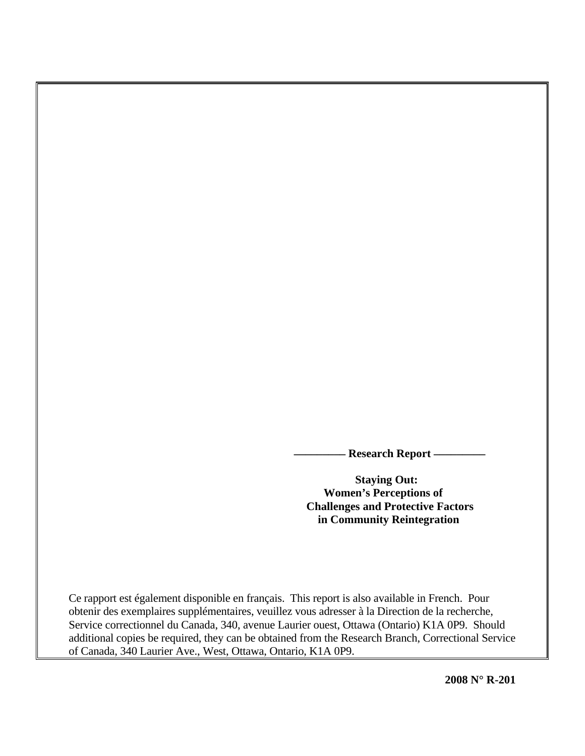**———— Research Report ————**

# Staying Out: Women's Perceptions of Challenges and Protective Factors in Community Reintegration

Ce rapport est également disponible en français. This report is also available in French. Pour obtenir des exemplaires supplémentaires, veuillez vous adresser à la Direction de la recherche, Service correctionnel du Canada, 340, avenue Laurier ouest, Ottawa (Ontario) K1A 0P9. Should additional copies be required, they can be obtained from the Research Branch, Correctional Service of Canada, 340 Laurier Ave., West, Ottawa, Ontario, K1A 0P9.

**2008 N° R-201**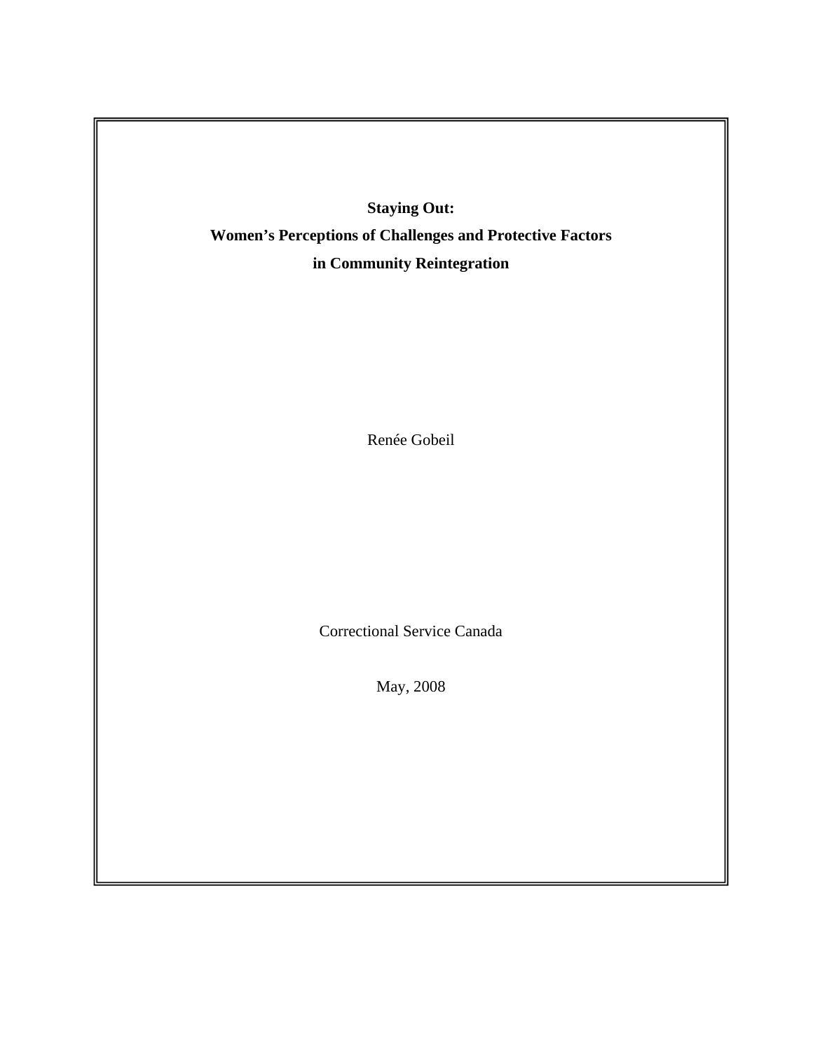**Staying Out:**

**Women's Perceptions of Challenges and Protective Factors**

**in Community Reintegration**

Renée Gobeil

Correctional Service Canada

May, 2008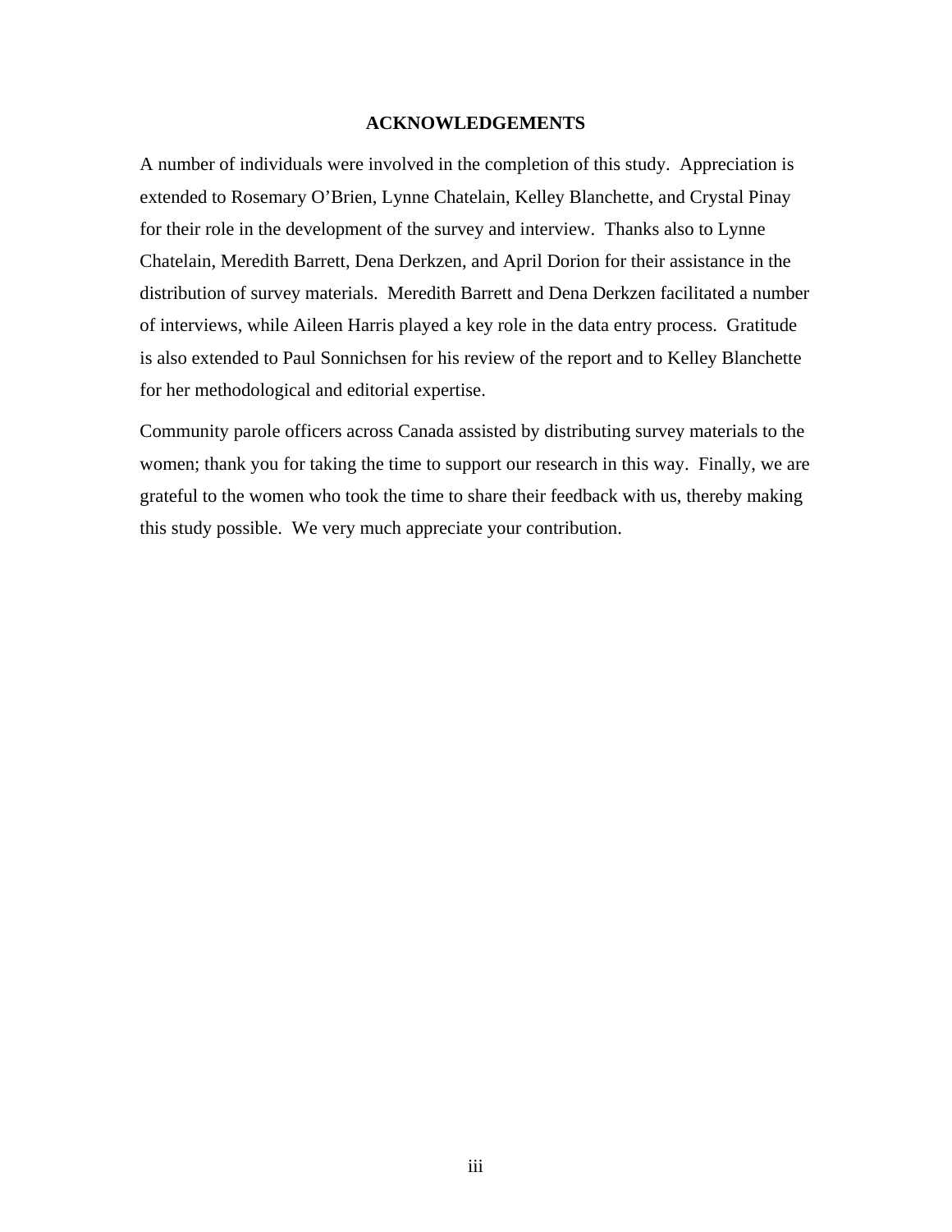## ACKNOWLEDGEMENTS

A number of individuals were involved in the completion of this study. Appreciation is extended to Rosemary O'Brien, Lynne Chatelain, Kelley Blanchette, and Crystal Pinay for their role in the development of the survey and interview. Thanks also to Lynne Chatelain, Meredith Barrett, Dena Derkzen, and April Dorion for their assistance in the distribution of survey materials. Meredith Barrett and Dena Derkzen facilitated a number of interviews, while Aileen Harris played a key role in the data entry process. Gratitude is also extended to Paul Sonnichsen for his review of the report and to Kelley Blanchette for her methodological and editorial expertise.

Community parole officers across Canada assisted by distributing survey materials to the women; thank you for taking the time to support our research in this way. Finally, we are grateful to the women who took the time to share their feedback with us, thereby making this study possible. We very much appreciate your contribution.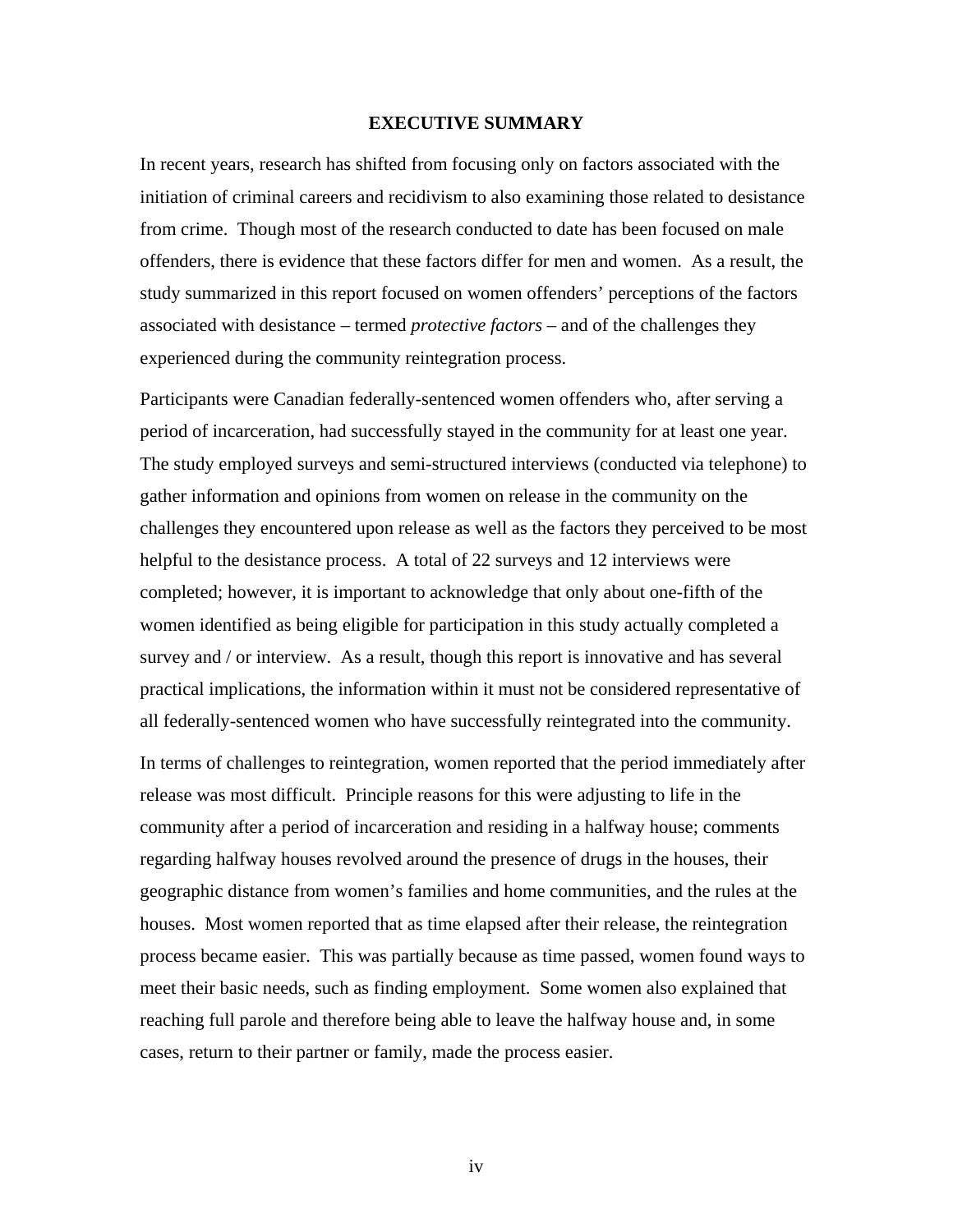# EXECUTIVE SUMMARY

In recent years, research has shifted from focusing only on factors associated with the initiation of criminal careers and recidivism to also examining those related to desistance from crime. Though most of the research conducted to date has been focused on male offenders, there is evidence that these factors differ for men and women. As a result, the study summarized in this report focused on women offenders' perceptions of the factors associated with desistance – termed *protective factors* – and of the challenges they experienced during the community reintegration process.

Participants were Canadian federally-sentenced women offenders who, after serving a period of incarceration, had successfully stayed in the community for at least one year. The study employed surveys and semi-structured interviews (conducted via telephone) to gather information and opinions from women on release in the community on the challenges they encountered upon release as well as the factors they perceived to be most helpful to the desistance process. A total of 22 surveys and 12 interviews were completed; however, it is important to acknowledge that only about one-fifth of the women identified as being eligible for participation in this study actually completed a survey and / or interview. As a result, though this report is innovative and has several practical implications, the information within it must not be considered representative of all federally-sentenced women who have successfully reintegrated into the community.

In terms of challenges to reintegration, women reported that the period immediately after release was most difficult. Principle reasons for this were adjusting to life in the community after a period of incarceration and residing in a halfway house; comments regarding halfway houses revolved around the presence of drugs in the houses, their geographic distance from women's families and home communities, and the rules at the houses. Most women reported that as time elapsed after their release, the reintegration process became easier. This was partially because as time passed, women found ways to meet their basic needs, such as finding employment. Some women also explained that reaching full parole and therefore being able to leave the halfway house and, in some cases, return to their partner or family, made the process easier.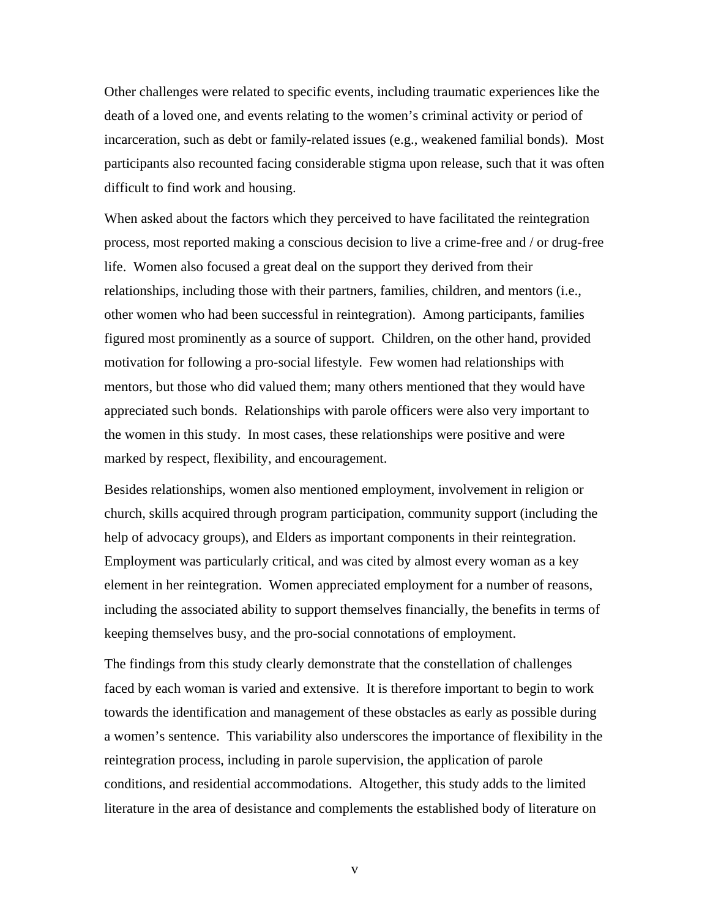Other challenges were related to specific events, including traumatic experiences like the death of a loved one, and events relating to the women's criminal activity or period of incarceration, such as debt or family-related issues (e.g., weakened familial bonds). Most participants also recounted facing considerable stigma upon release, such that it was often difficult to find work and housing.

When asked about the factors which they perceived to have facilitated the reintegration process, most reported making a conscious decision to live a crime-free and / or drug-free life. Women also focused a great deal on the support they derived from their relationships, including those with their partners, families, children, and mentors (i.e., other women who had been successful in reintegration). Among participants, families figured most prominently as a source of support. Children, on the other hand, provided motivation for following a pro-social lifestyle. Few women had relationships with mentors, but those who did valued them; many others mentioned that they would have appreciated such bonds. Relationships with parole officers were also very important to the women in this study. In most cases, these relationships were positive and were marked by respect, flexibility, and encouragement.

Besides relationships, women also mentioned employment, involvement in religion or church, skills acquired through program participation, community support (including the help of advocacy groups), and Elders as important components in their reintegration. Employment was particularly critical, and was cited by almost every woman as a key element in her reintegration. Women appreciated employment for a number of reasons, including the associated ability to support themselves financially, the benefits in terms of keeping themselves busy, and the pro-social connotations of employment.

The findings from this study clearly demonstrate that the constellation of challenges faced by each woman is varied and extensive. It is therefore important to begin to work towards the identification and management of these obstacles as early as possible during a women's sentence. This variability also underscores the importance of flexibility in the reintegration process, including in parole supervision, the application of parole conditions, and residential accommodations. Altogether, this study adds to the limited literature in the area of desistance and complements the established body of literature on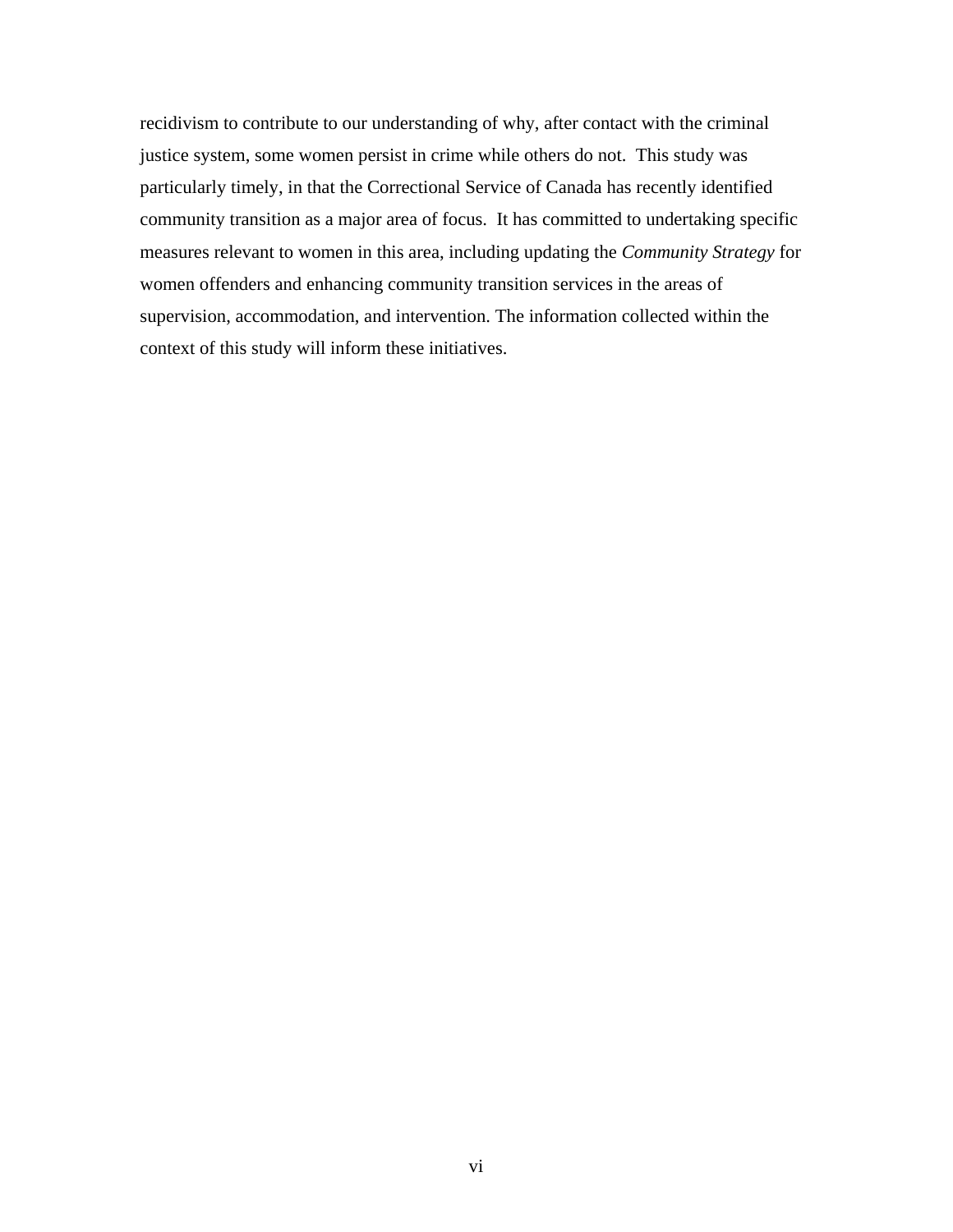recidivism to contribute to our understanding of why, after contact with the criminal justice system, some women persist in crime while others do not. This study was particularly timely, in that the Correctional Service of Canada has recently identified community transition as a major area of focus. It has committed to undertaking specific measures relevant to women in this area, including updating the *Community Strategy* for women offenders and enhancing community transition services in the areas of supervision, accommodation, and intervention. The information collected within the context of this study will inform these initiatives.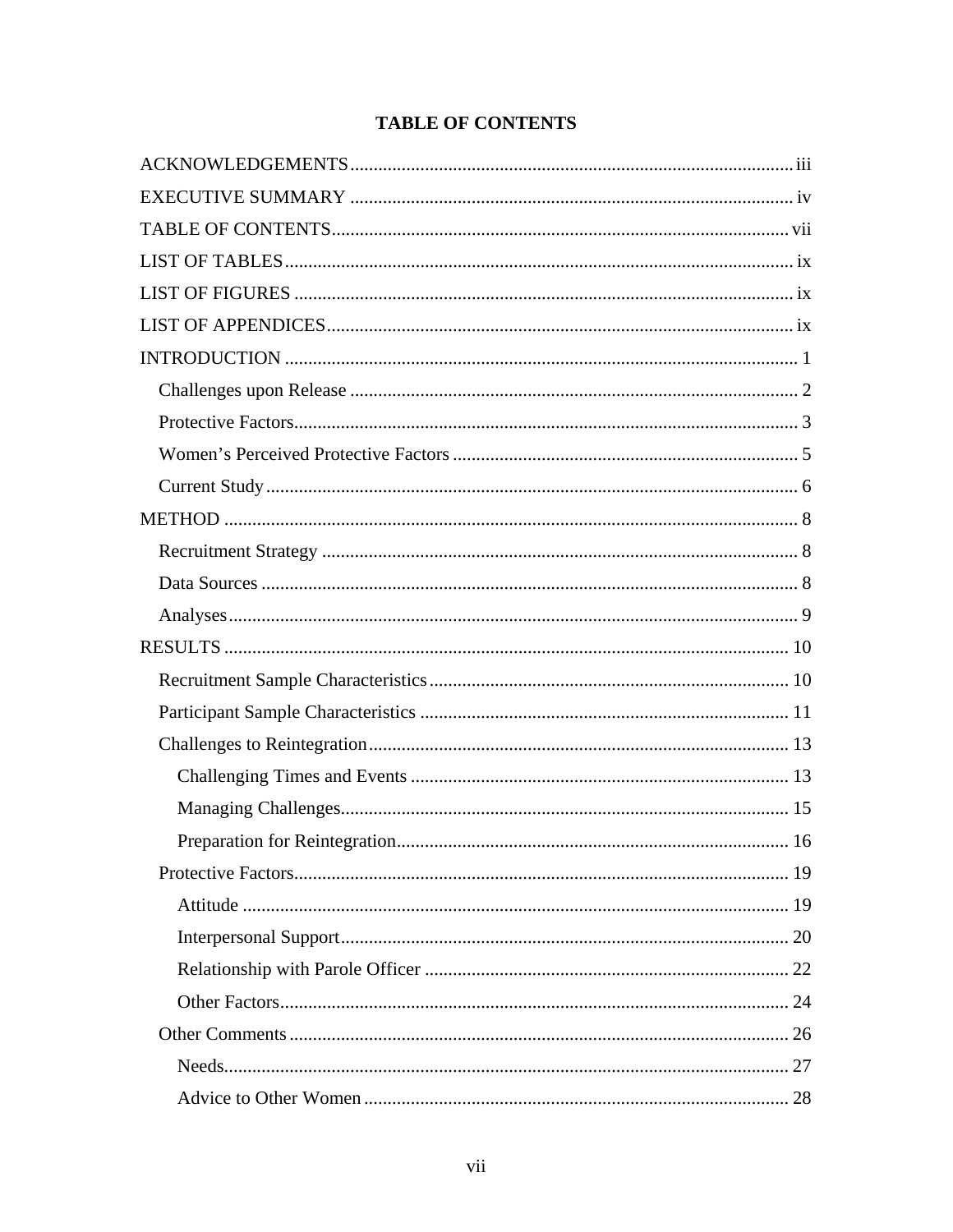# TABLE OF CONTENTS

ACKNOWLEDGEMENTS .......... iii

EXECUTIVE SUMMARY .......... iv

TABLE OF CONTENTS .......... vii

LIST OF TABLES .......... ix

LIST OF FIGURES .......... ix

LIST OF APPENDICES .......... ix

INTRODUCTION .......... 1

- Challenges upon Release .......... 2
- Protective Factors .......... 3
- Women's Perceived Protective Factors .......... 5
- Current Study .......... 6

METHOD .......... 8

- Recruitment Strategy .......... 8
- Data Sources .......... 8
- Analyses .......... 9

RESULTS .......... 10

- Recruitment Sample Characteristics .......... 10
- Participant Sample Characteristics .......... 11
- Challenges to Reintegration .......... 13
  - Challenging Times and Events .......... 13
  - Managing Challenges .......... 15
  - Preparation for Reintegration .......... 16
- Protective Factors .......... 19
  - Attitude .......... 19
  - Interpersonal Support .......... 20
  - Relationship with Parole Officer .......... 22
  - Other Factors .......... 24
- Other Comments .......... 26
  - Needs .......... 27
  - Advice to Other Women .......... 28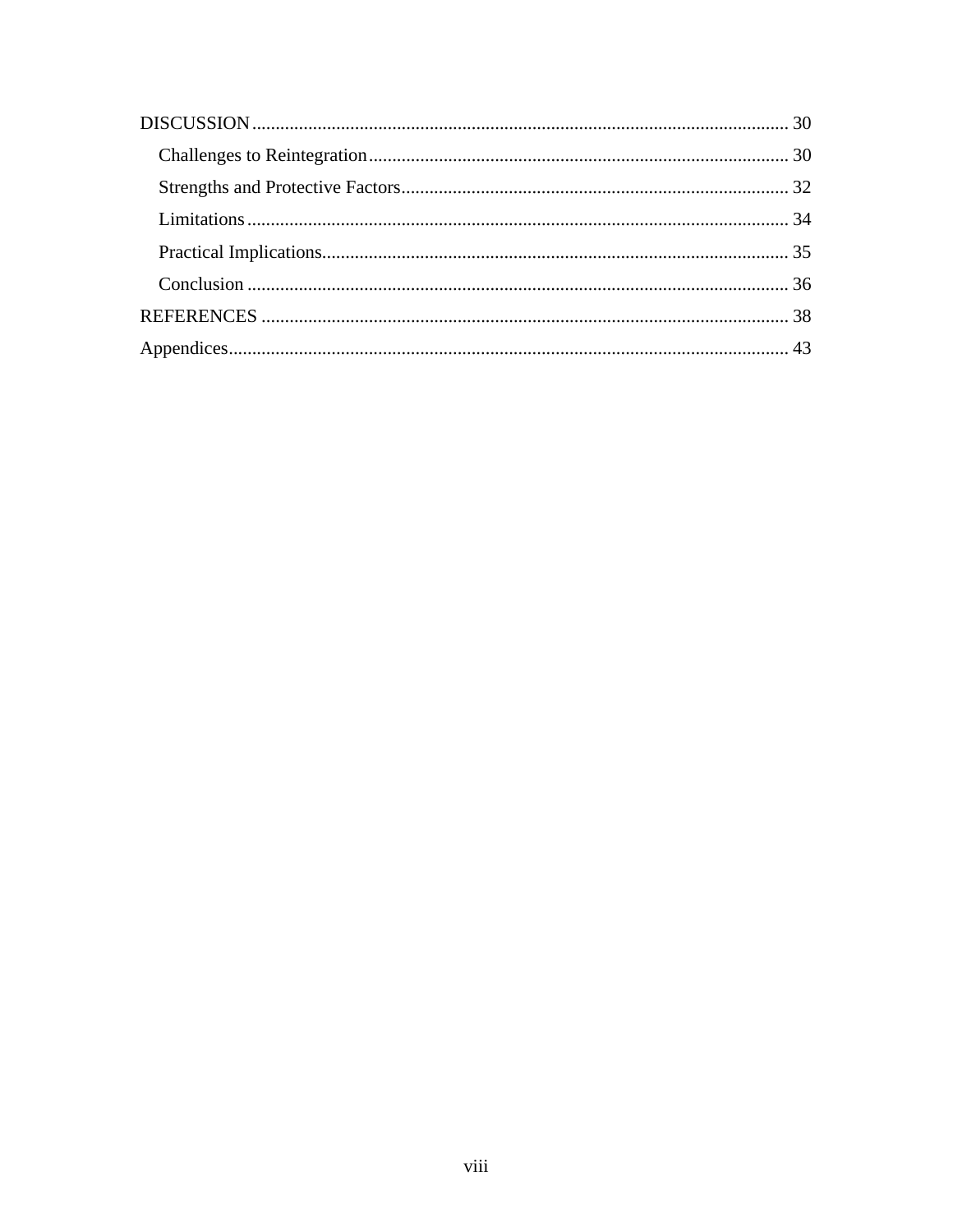DISCUSSION .................................................................................................................. 30

  Challenges to Reintegration .......................................................................................... 30

  Strengths and Protective Factors ................................................................................... 32

  Limitations .................................................................................................................... 34

  Practical Implications.................................................................................................... 35

  Conclusion .................................................................................................................... 36

REFERENCES ................................................................................................................. 38

Appendices........................................................................................................................ 43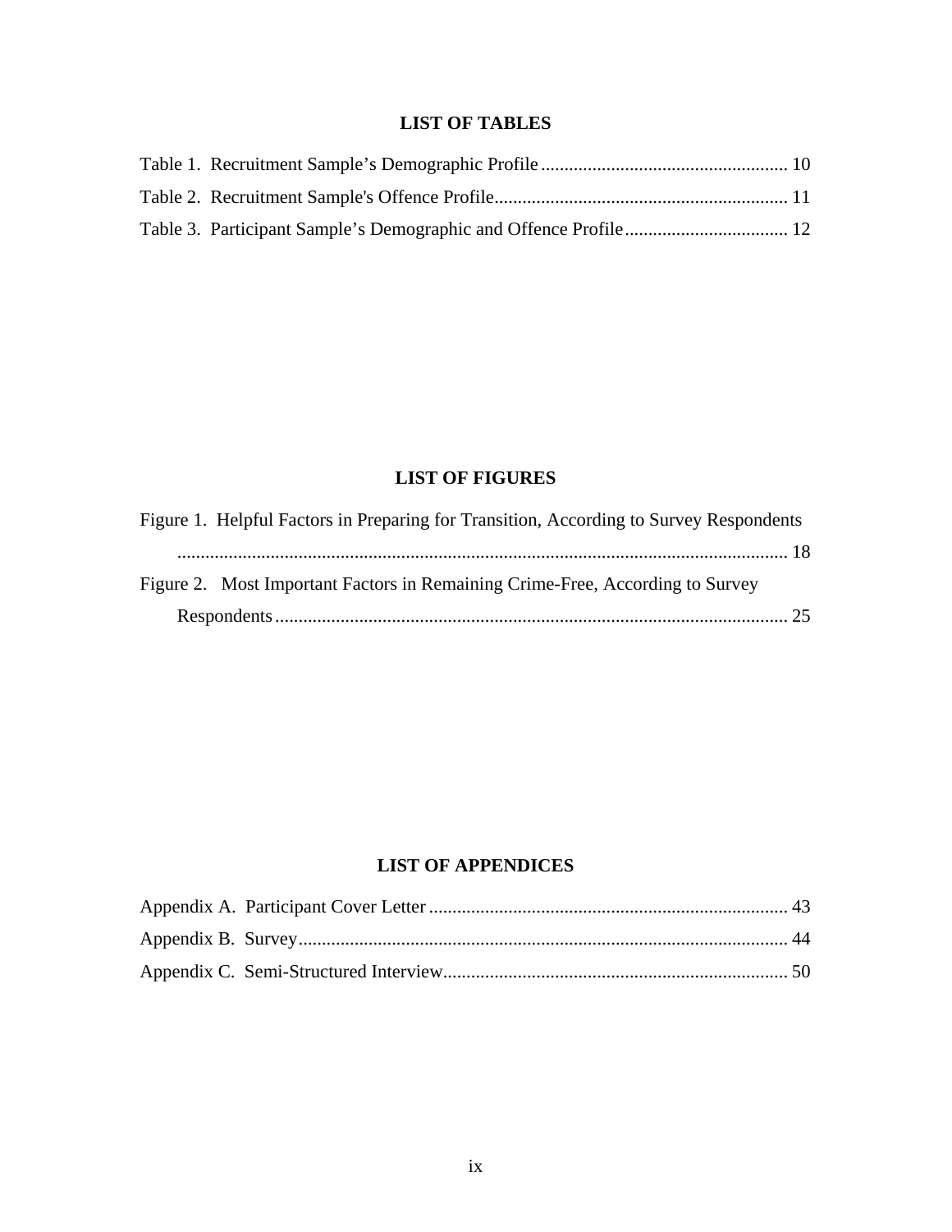## LIST OF TABLES

Table 1. Recruitment Sample's Demographic Profile .................................................... 10

Table 2. Recruitment Sample's Offence Profile............................................................. 11

Table 3. Participant Sample's Demographic and Offence Profile.................................. 12

## LIST OF FIGURES

Figure 1. Helpful Factors in Preparing for Transition, According to Survey Respondents ................................................................................................................. 18

Figure 2. Most Important Factors in Remaining Crime-Free, According to Survey Respondents.............................................................................................................. 25

## LIST OF APPENDICES

Appendix A. Participant Cover Letter ............................................................................ 43

Appendix B. Survey........................................................................................................ 44

Appendix C. Semi-Structured Interview......................................................................... 50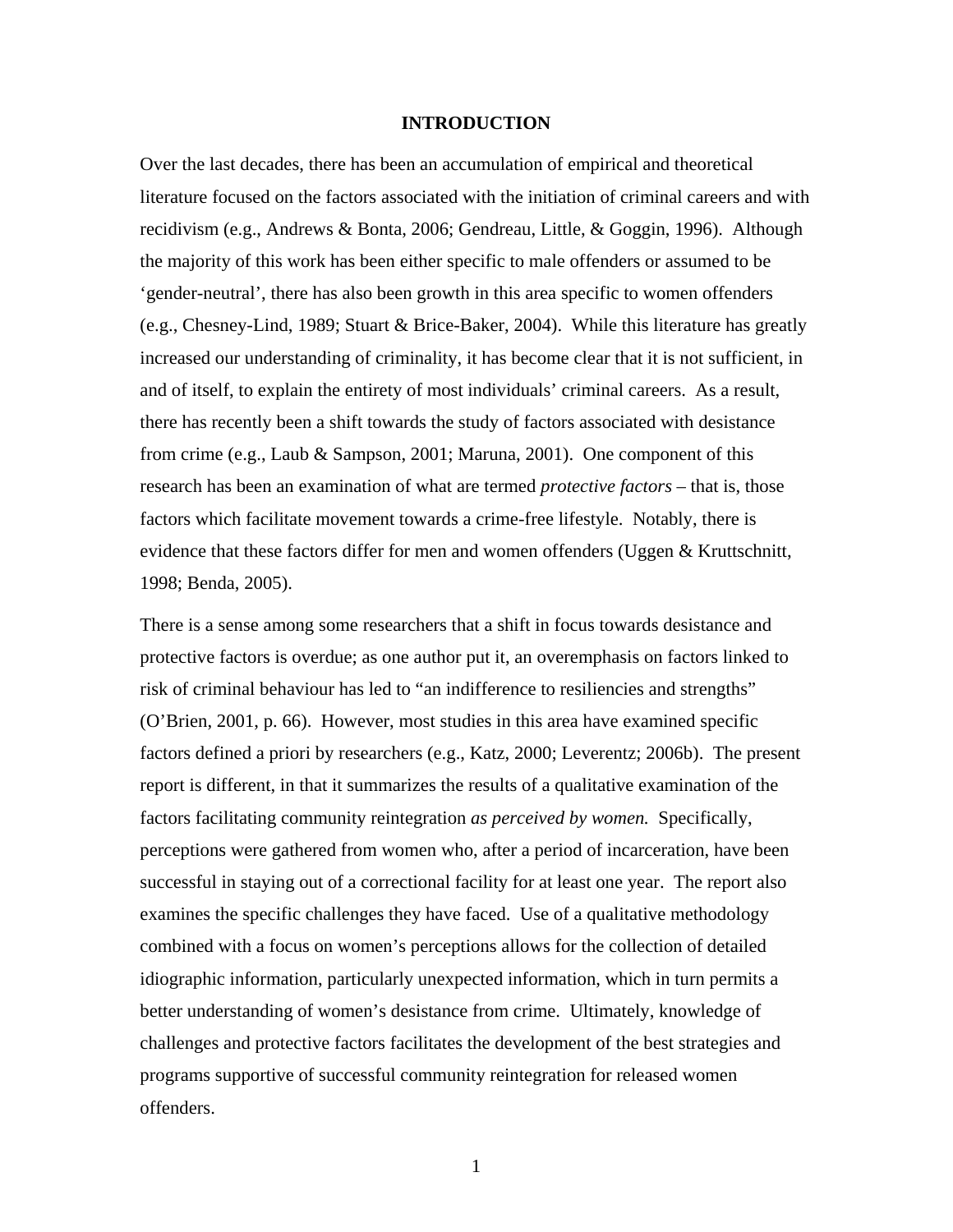# INTRODUCTION

Over the last decades, there has been an accumulation of empirical and theoretical literature focused on the factors associated with the initiation of criminal careers and with recidivism (e.g., Andrews & Bonta, 2006; Gendreau, Little, & Goggin, 1996). Although the majority of this work has been either specific to male offenders or assumed to be 'gender-neutral', there has also been growth in this area specific to women offenders (e.g., Chesney-Lind, 1989; Stuart & Brice-Baker, 2004). While this literature has greatly increased our understanding of criminality, it has become clear that it is not sufficient, in and of itself, to explain the entirety of most individuals' criminal careers. As a result, there has recently been a shift towards the study of factors associated with desistance from crime (e.g., Laub & Sampson, 2001; Maruna, 2001). One component of this research has been an examination of what are termed *protective factors* – that is, those factors which facilitate movement towards a crime-free lifestyle. Notably, there is evidence that these factors differ for men and women offenders (Uggen & Kruttschnitt, 1998; Benda, 2005).

There is a sense among some researchers that a shift in focus towards desistance and protective factors is overdue; as one author put it, an overemphasis on factors linked to risk of criminal behaviour has led to "an indifference to resiliencies and strengths" (O'Brien, 2001, p. 66). However, most studies in this area have examined specific factors defined a priori by researchers (e.g., Katz, 2000; Leverentz; 2006b). The present report is different, in that it summarizes the results of a qualitative examination of the factors facilitating community reintegration *as perceived by women.* Specifically, perceptions were gathered from women who, after a period of incarceration, have been successful in staying out of a correctional facility for at least one year. The report also examines the specific challenges they have faced. Use of a qualitative methodology combined with a focus on women's perceptions allows for the collection of detailed idiographic information, particularly unexpected information, which in turn permits a better understanding of women's desistance from crime. Ultimately, knowledge of challenges and protective factors facilitates the development of the best strategies and programs supportive of successful community reintegration for released women offenders.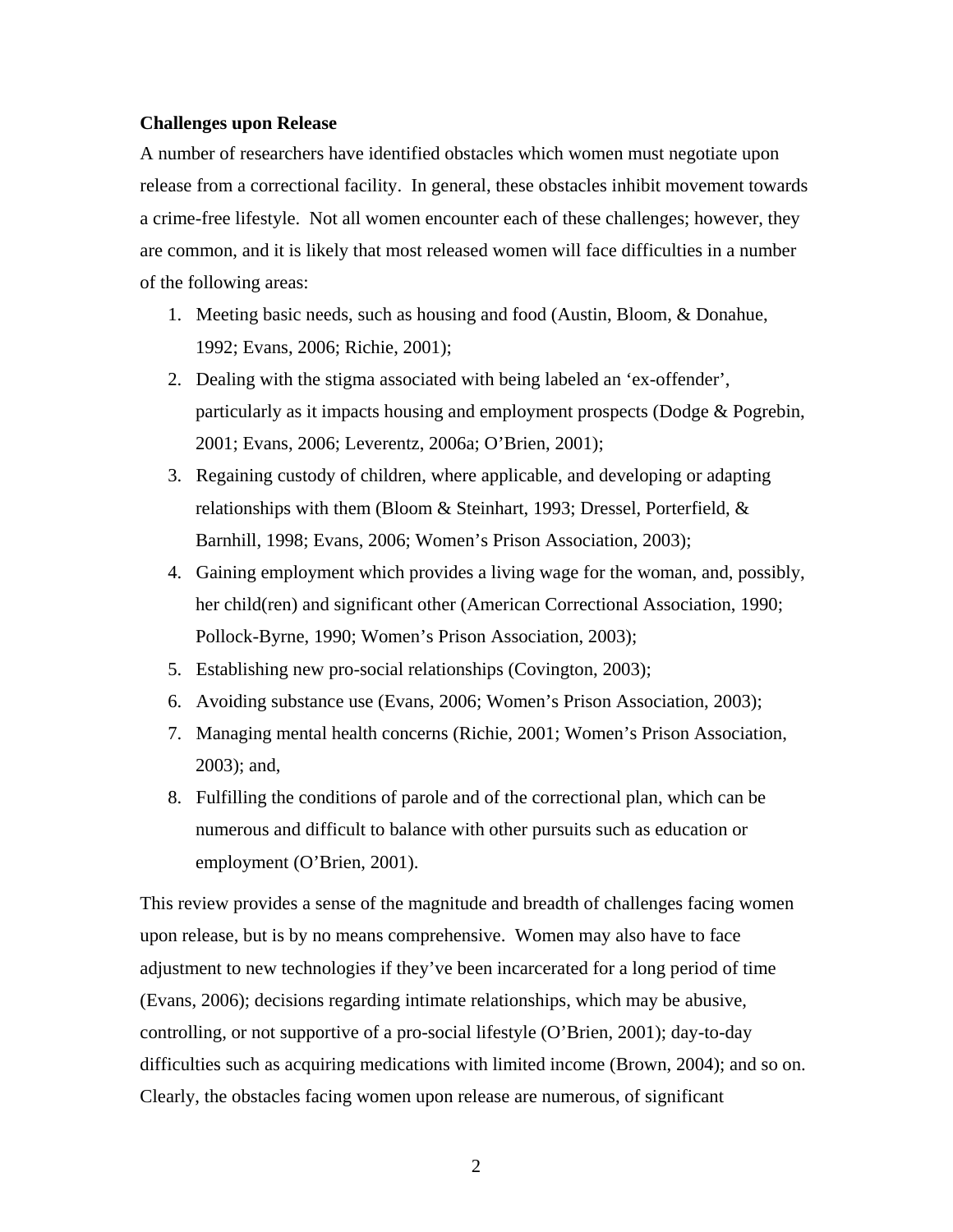**Challenges upon Release**

A number of researchers have identified obstacles which women must negotiate upon release from a correctional facility. In general, these obstacles inhibit movement towards a crime-free lifestyle. Not all women encounter each of these challenges; however, they are common, and it is likely that most released women will face difficulties in a number of the following areas:

1. Meeting basic needs, such as housing and food (Austin, Bloom, & Donahue, 1992; Evans, 2006; Richie, 2001);
2. Dealing with the stigma associated with being labeled an 'ex-offender', particularly as it impacts housing and employment prospects (Dodge & Pogrebin, 2001; Evans, 2006; Leverentz, 2006a; O'Brien, 2001);
3. Regaining custody of children, where applicable, and developing or adapting relationships with them (Bloom & Steinhart, 1993; Dressel, Porterfield, & Barnhill, 1998; Evans, 2006; Women's Prison Association, 2003);
4. Gaining employment which provides a living wage for the woman, and, possibly, her child(ren) and significant other (American Correctional Association, 1990; Pollock-Byrne, 1990; Women's Prison Association, 2003);
5. Establishing new pro-social relationships (Covington, 2003);
6. Avoiding substance use (Evans, 2006; Women's Prison Association, 2003);
7. Managing mental health concerns (Richie, 2001; Women's Prison Association, 2003); and,
8. Fulfilling the conditions of parole and of the correctional plan, which can be numerous and difficult to balance with other pursuits such as education or employment (O'Brien, 2001).

This review provides a sense of the magnitude and breadth of challenges facing women upon release, but is by no means comprehensive. Women may also have to face adjustment to new technologies if they've been incarcerated for a long period of time (Evans, 2006); decisions regarding intimate relationships, which may be abusive, controlling, or not supportive of a pro-social lifestyle (O'Brien, 2001); day-to-day difficulties such as acquiring medications with limited income (Brown, 2004); and so on. Clearly, the obstacles facing women upon release are numerous, of significant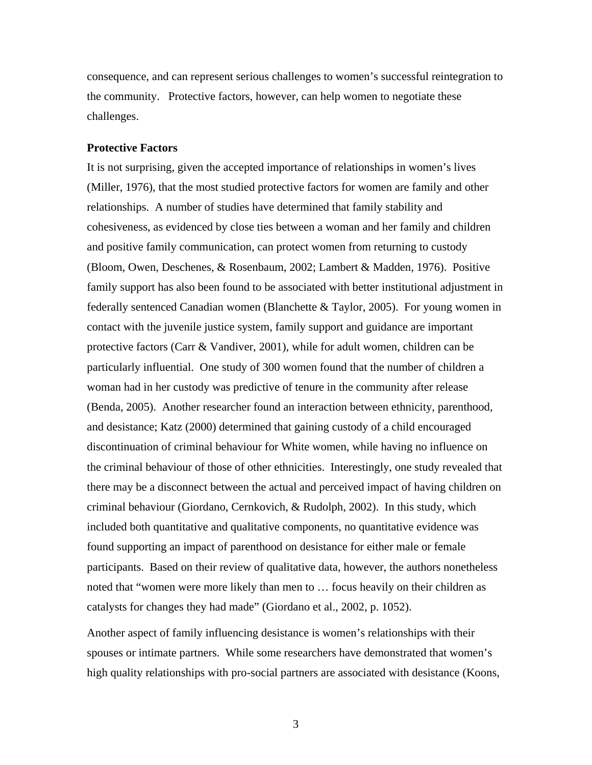consequence, and can represent serious challenges to women's successful reintegration to the community. Protective factors, however, can help women to negotiate these challenges.

**Protective Factors**

It is not surprising, given the accepted importance of relationships in women's lives (Miller, 1976), that the most studied protective factors for women are family and other relationships. A number of studies have determined that family stability and cohesiveness, as evidenced by close ties between a woman and her family and children and positive family communication, can protect women from returning to custody (Bloom, Owen, Deschenes, & Rosenbaum, 2002; Lambert & Madden, 1976). Positive family support has also been found to be associated with better institutional adjustment in federally sentenced Canadian women (Blanchette & Taylor, 2005). For young women in contact with the juvenile justice system, family support and guidance are important protective factors (Carr & Vandiver, 2001), while for adult women, children can be particularly influential. One study of 300 women found that the number of children a woman had in her custody was predictive of tenure in the community after release (Benda, 2005). Another researcher found an interaction between ethnicity, parenthood, and desistance; Katz (2000) determined that gaining custody of a child encouraged discontinuation of criminal behaviour for White women, while having no influence on the criminal behaviour of those of other ethnicities. Interestingly, one study revealed that there may be a disconnect between the actual and perceived impact of having children on criminal behaviour (Giordano, Cernkovich, & Rudolph, 2002). In this study, which included both quantitative and qualitative components, no quantitative evidence was found supporting an impact of parenthood on desistance for either male or female participants. Based on their review of qualitative data, however, the authors nonetheless noted that "women were more likely than men to … focus heavily on their children as catalysts for changes they had made" (Giordano et al., 2002, p. 1052).

Another aspect of family influencing desistance is women's relationships with their spouses or intimate partners. While some researchers have demonstrated that women's high quality relationships with pro-social partners are associated with desistance (Koons,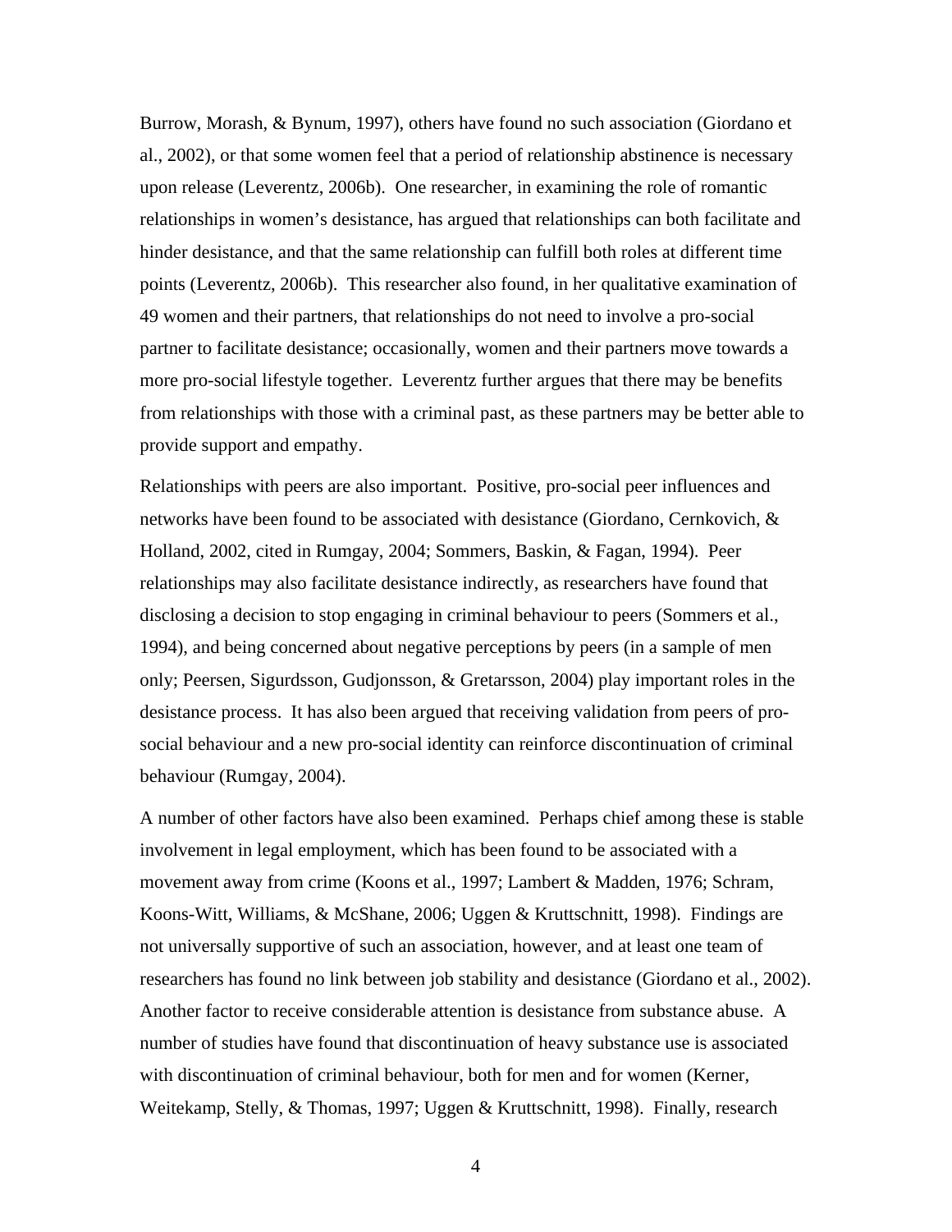Burrow, Morash, & Bynum, 1997), others have found no such association (Giordano et al., 2002), or that some women feel that a period of relationship abstinence is necessary upon release (Leverentz, 2006b). One researcher, in examining the role of romantic relationships in women's desistance, has argued that relationships can both facilitate and hinder desistance, and that the same relationship can fulfill both roles at different time points (Leverentz, 2006b). This researcher also found, in her qualitative examination of 49 women and their partners, that relationships do not need to involve a pro-social partner to facilitate desistance; occasionally, women and their partners move towards a more pro-social lifestyle together. Leverentz further argues that there may be benefits from relationships with those with a criminal past, as these partners may be better able to provide support and empathy.

Relationships with peers are also important. Positive, pro-social peer influences and networks have been found to be associated with desistance (Giordano, Cernkovich, & Holland, 2002, cited in Rumgay, 2004; Sommers, Baskin, & Fagan, 1994). Peer relationships may also facilitate desistance indirectly, as researchers have found that disclosing a decision to stop engaging in criminal behaviour to peers (Sommers et al., 1994), and being concerned about negative perceptions by peers (in a sample of men only; Peersen, Sigurdsson, Gudjonsson, & Gretarsson, 2004) play important roles in the desistance process. It has also been argued that receiving validation from peers of pro-social behaviour and a new pro-social identity can reinforce discontinuation of criminal behaviour (Rumgay, 2004).

A number of other factors have also been examined. Perhaps chief among these is stable involvement in legal employment, which has been found to be associated with a movement away from crime (Koons et al., 1997; Lambert & Madden, 1976; Schram, Koons-Witt, Williams, & McShane, 2006; Uggen & Kruttschnitt, 1998). Findings are not universally supportive of such an association, however, and at least one team of researchers has found no link between job stability and desistance (Giordano et al., 2002). Another factor to receive considerable attention is desistance from substance abuse. A number of studies have found that discontinuation of heavy substance use is associated with discontinuation of criminal behaviour, both for men and for women (Kerner, Weitekamp, Stelly, & Thomas, 1997; Uggen & Kruttschnitt, 1998). Finally, research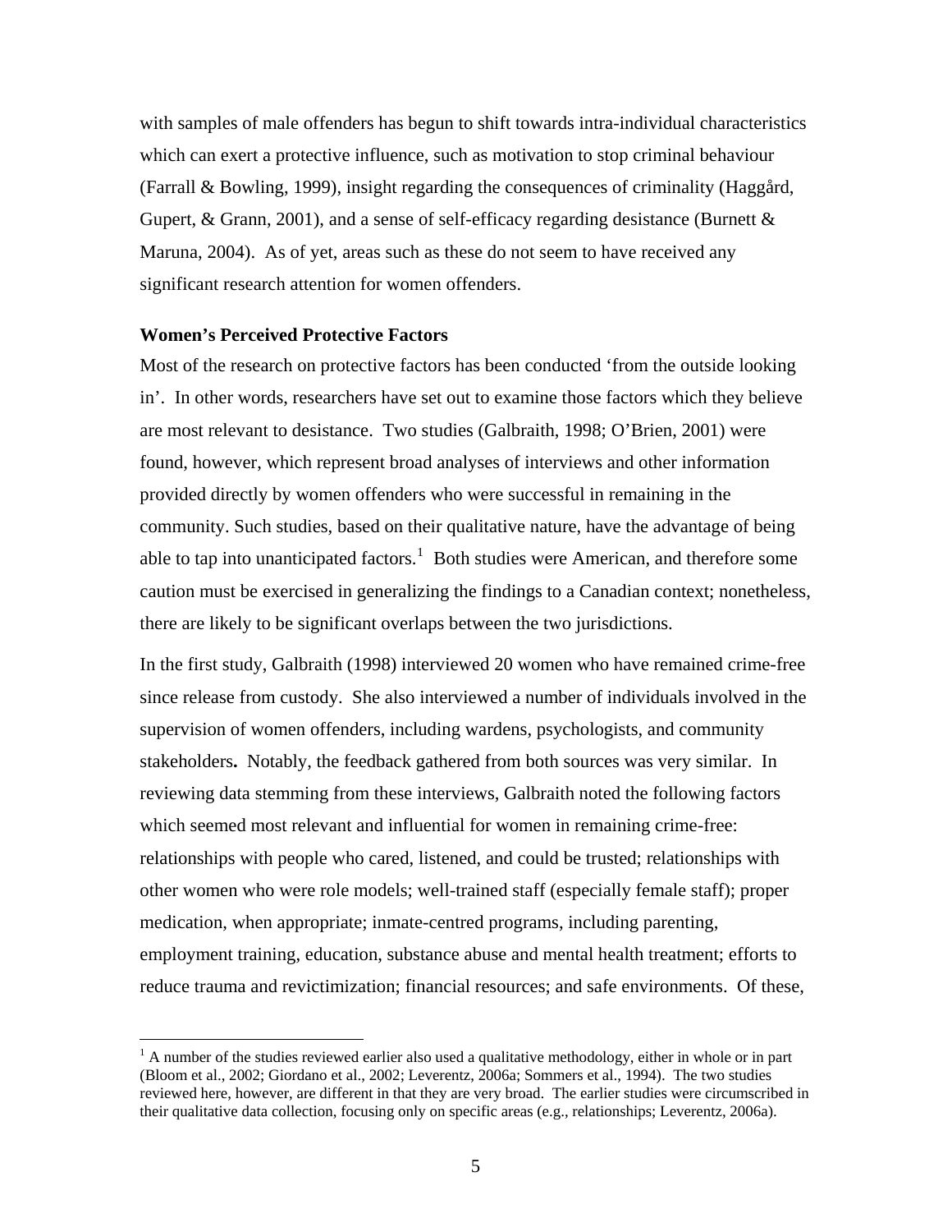with samples of male offenders has begun to shift towards intra-individual characteristics which can exert a protective influence, such as motivation to stop criminal behaviour (Farrall & Bowling, 1999), insight regarding the consequences of criminality (Haggård, Gupert, & Grann, 2001), and a sense of self-efficacy regarding desistance (Burnett & Maruna, 2004). As of yet, areas such as these do not seem to have received any significant research attention for women offenders.

### Women's Perceived Protective Factors

Most of the research on protective factors has been conducted 'from the outside looking in'. In other words, researchers have set out to examine those factors which they believe are most relevant to desistance. Two studies (Galbraith, 1998; O'Brien, 2001) were found, however, which represent broad analyses of interviews and other information provided directly by women offenders who were successful in remaining in the community. Such studies, based on their qualitative nature, have the advantage of being able to tap into unanticipated factors.[1] Both studies were American, and therefore some caution must be exercised in generalizing the findings to a Canadian context; nonetheless, there are likely to be significant overlaps between the two jurisdictions.

In the first study, Galbraith (1998) interviewed 20 women who have remained crime-free since release from custody. She also interviewed a number of individuals involved in the supervision of women offenders, including wardens, psychologists, and community stakeholders**.** Notably, the feedback gathered from both sources was very similar. In reviewing data stemming from these interviews, Galbraith noted the following factors which seemed most relevant and influential for women in remaining crime-free: relationships with people who cared, listened, and could be trusted; relationships with other women who were role models; well-trained staff (especially female staff); proper medication, when appropriate; inmate-centred programs, including parenting, employment training, education, substance abuse and mental health treatment; efforts to reduce trauma and revictimization; financial resources; and safe environments. Of these,

---

[1] A number of the studies reviewed earlier also used a qualitative methodology, either in whole or in part (Bloom et al., 2002; Giordano et al., 2002; Leverentz, 2006a; Sommers et al., 1994). The two studies reviewed here, however, are different in that they are very broad. The earlier studies were circumscribed in their qualitative data collection, focusing only on specific areas (e.g., relationships; Leverentz, 2006a).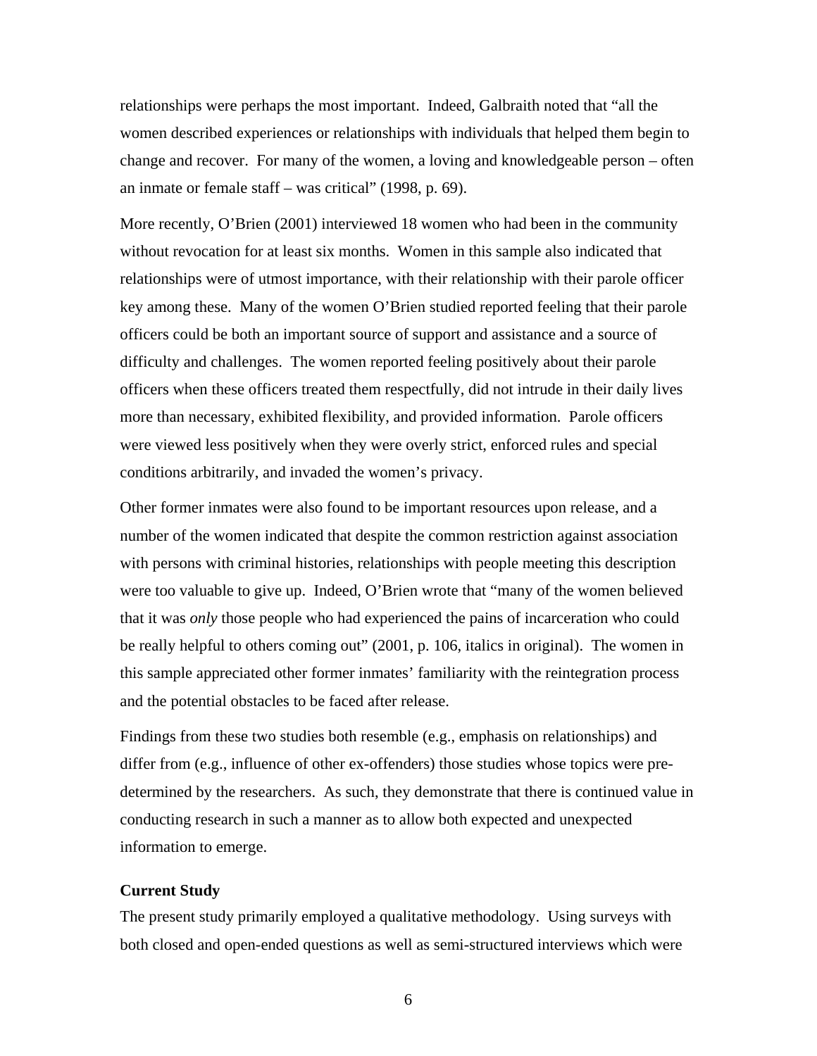relationships were perhaps the most important. Indeed, Galbraith noted that "all the women described experiences or relationships with individuals that helped them begin to change and recover. For many of the women, a loving and knowledgeable person – often an inmate or female staff – was critical" (1998, p. 69).

More recently, O'Brien (2001) interviewed 18 women who had been in the community without revocation for at least six months. Women in this sample also indicated that relationships were of utmost importance, with their relationship with their parole officer key among these. Many of the women O'Brien studied reported feeling that their parole officers could be both an important source of support and assistance and a source of difficulty and challenges. The women reported feeling positively about their parole officers when these officers treated them respectfully, did not intrude in their daily lives more than necessary, exhibited flexibility, and provided information. Parole officers were viewed less positively when they were overly strict, enforced rules and special conditions arbitrarily, and invaded the women's privacy.

Other former inmates were also found to be important resources upon release, and a number of the women indicated that despite the common restriction against association with persons with criminal histories, relationships with people meeting this description were too valuable to give up. Indeed, O'Brien wrote that "many of the women believed that it was *only* those people who had experienced the pains of incarceration who could be really helpful to others coming out" (2001, p. 106, italics in original). The women in this sample appreciated other former inmates' familiarity with the reintegration process and the potential obstacles to be faced after release.

Findings from these two studies both resemble (e.g., emphasis on relationships) and differ from (e.g., influence of other ex-offenders) those studies whose topics were pre-determined by the researchers. As such, they demonstrate that there is continued value in conducting research in such a manner as to allow both expected and unexpected information to emerge.

**Current Study**

The present study primarily employed a qualitative methodology. Using surveys with both closed and open-ended questions as well as semi-structured interviews which were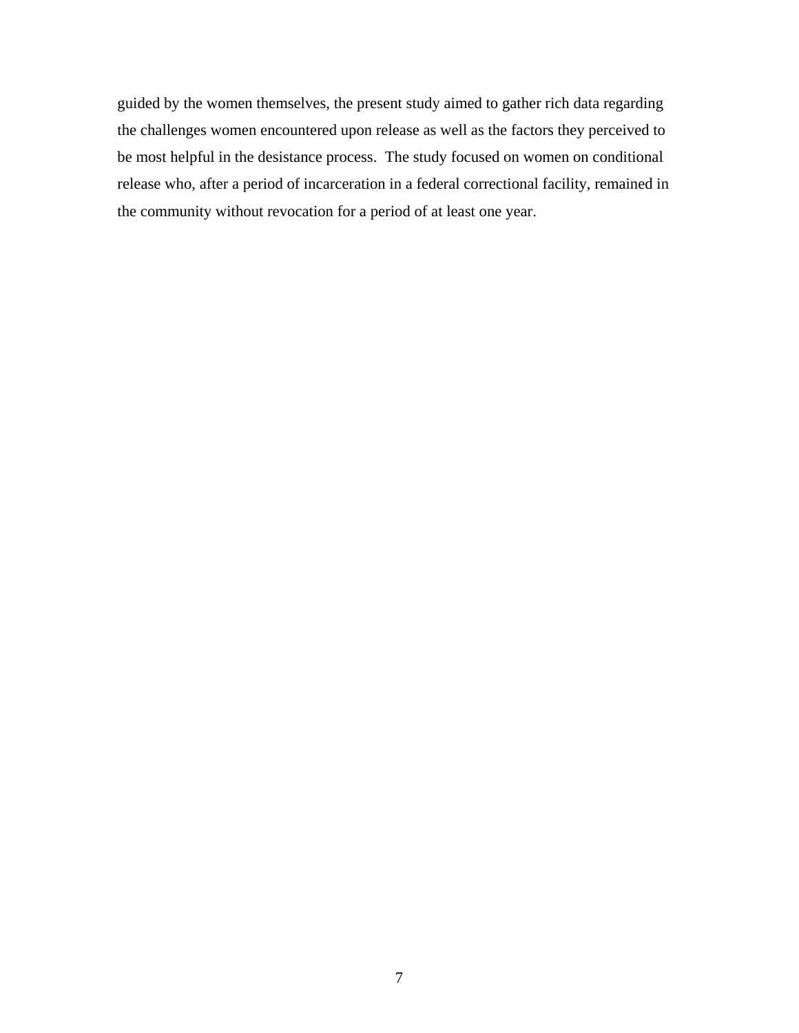guided by the women themselves, the present study aimed to gather rich data regarding the challenges women encountered upon release as well as the factors they perceived to be most helpful in the desistance process. The study focused on women on conditional release who, after a period of incarceration in a federal correctional facility, remained in the community without revocation for a period of at least one year.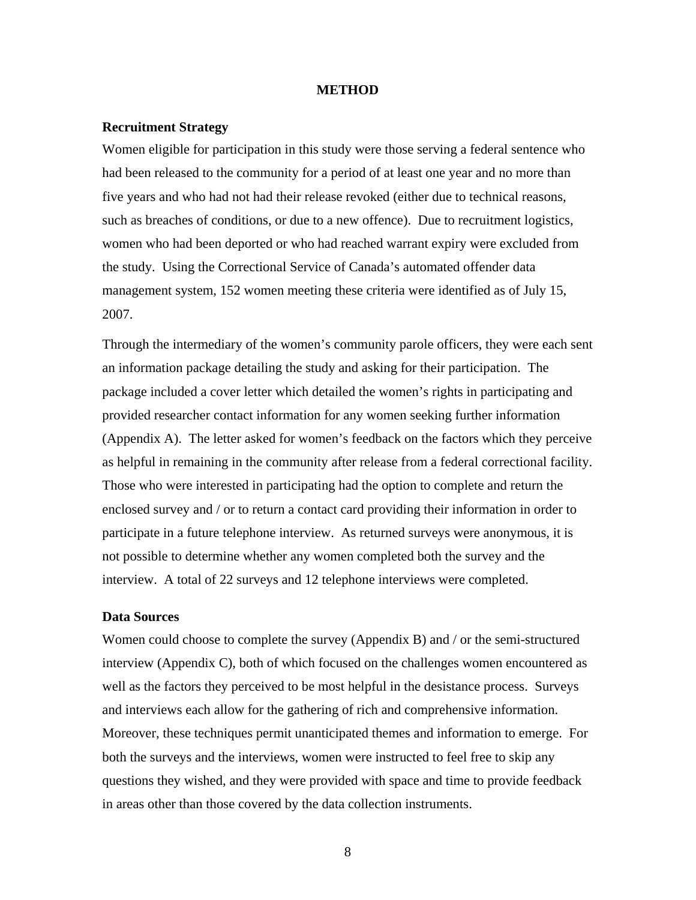# METHOD

## Recruitment Strategy

Women eligible for participation in this study were those serving a federal sentence who had been released to the community for a period of at least one year and no more than five years and who had not had their release revoked (either due to technical reasons, such as breaches of conditions, or due to a new offence). Due to recruitment logistics, women who had been deported or who had reached warrant expiry were excluded from the study. Using the Correctional Service of Canada's automated offender data management system, 152 women meeting these criteria were identified as of July 15, 2007.

Through the intermediary of the women's community parole officers, they were each sent an information package detailing the study and asking for their participation. The package included a cover letter which detailed the women's rights in participating and provided researcher contact information for any women seeking further information (Appendix A). The letter asked for women's feedback on the factors which they perceive as helpful in remaining in the community after release from a federal correctional facility. Those who were interested in participating had the option to complete and return the enclosed survey and / or to return a contact card providing their information in order to participate in a future telephone interview. As returned surveys were anonymous, it is not possible to determine whether any women completed both the survey and the interview. A total of 22 surveys and 12 telephone interviews were completed.

## Data Sources

Women could choose to complete the survey (Appendix B) and / or the semi-structured interview (Appendix C), both of which focused on the challenges women encountered as well as the factors they perceived to be most helpful in the desistance process. Surveys and interviews each allow for the gathering of rich and comprehensive information. Moreover, these techniques permit unanticipated themes and information to emerge. For both the surveys and the interviews, women were instructed to feel free to skip any questions they wished, and they were provided with space and time to provide feedback in areas other than those covered by the data collection instruments.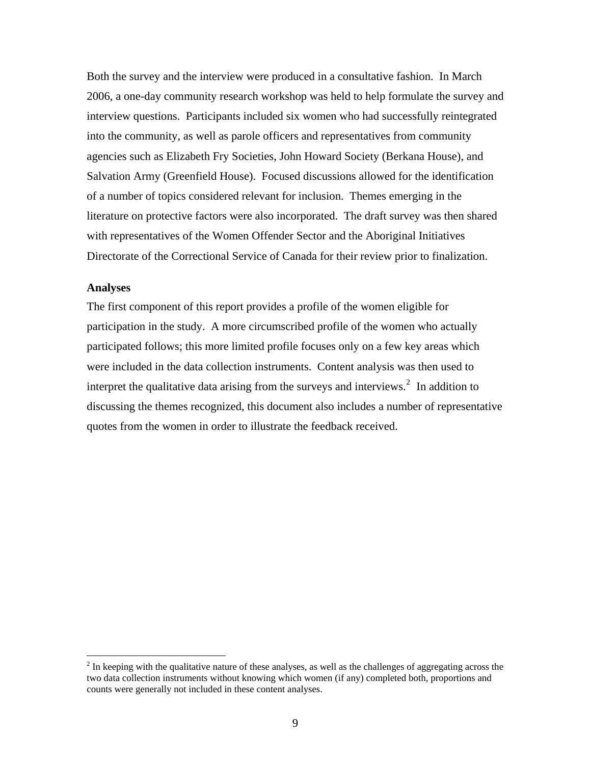Both the survey and the interview were produced in a consultative fashion. In March 2006, a one-day community research workshop was held to help formulate the survey and interview questions. Participants included six women who had successfully reintegrated into the community, as well as parole officers and representatives from community agencies such as Elizabeth Fry Societies, John Howard Society (Berkana House), and Salvation Army (Greenfield House). Focused discussions allowed for the identification of a number of topics considered relevant for inclusion. Themes emerging in the literature on protective factors were also incorporated. The draft survey was then shared with representatives of the Women Offender Sector and the Aboriginal Initiatives Directorate of the Correctional Service of Canada for their review prior to finalization.

**Analyses**

The first component of this report provides a profile of the women eligible for participation in the study. A more circumscribed profile of the women who actually participated follows; this more limited profile focuses only on a few key areas which were included in the data collection instruments. Content analysis was then used to interpret the qualitative data arising from the surveys and interviews.[2] In addition to discussing the themes recognized, this document also includes a number of representative quotes from the women in order to illustrate the feedback received.

---

[2] In keeping with the qualitative nature of these analyses, as well as the challenges of aggregating across the two data collection instruments without knowing which women (if any) completed both, proportions and counts were generally not included in these content analyses.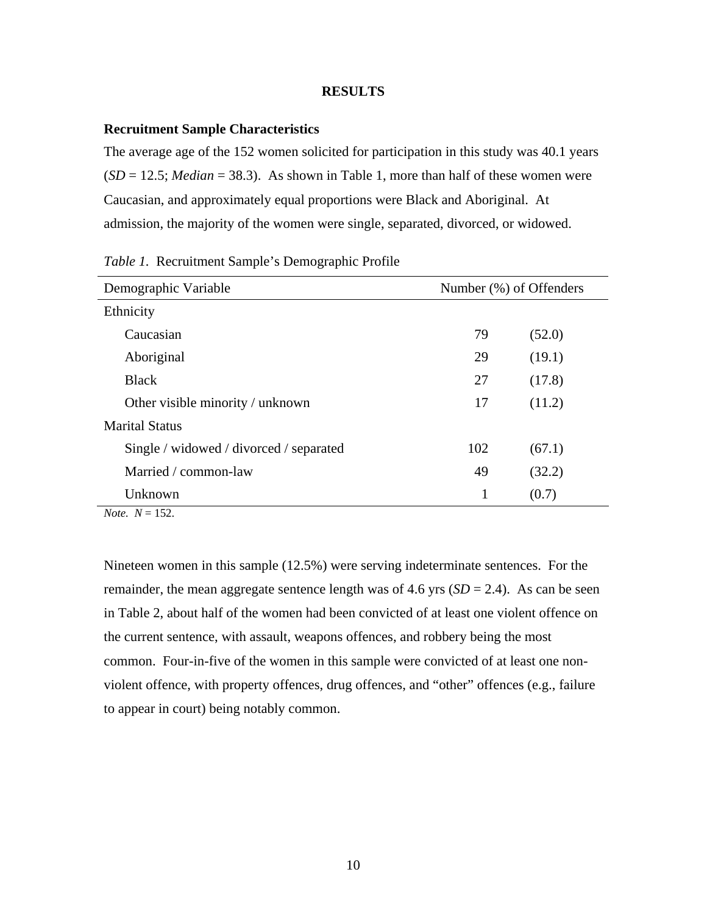# RESULTS

## Recruitment Sample Characteristics

The average age of the 152 women solicited for participation in this study was 40.1 years (*SD* = 12.5; *Median* = 38.3). As shown in Table 1, more than half of these women were Caucasian, and approximately equal proportions were Black and Aboriginal. At admission, the majority of the women were single, separated, divorced, or widowed.

*Table 1.* Recruitment Sample's Demographic Profile

| Demographic Variable | Number (%) of Offenders | |
|---|---|---|
| Ethnicity | | |
| Caucasian | 79 | (52.0) |
| Aboriginal | 29 | (19.1) |
| Black | 27 | (17.8) |
| Other visible minority / unknown | 17 | (11.2) |
| Marital Status | | |
| Single / widowed / divorced / separated | 102 | (67.1) |
| Married / common-law | 49 | (32.2) |
| Unknown | 1 | (0.7) |

*Note.* *N* = 152.

Nineteen women in this sample (12.5%) were serving indeterminate sentences. For the remainder, the mean aggregate sentence length was of 4.6 yrs (*SD* = 2.4). As can be seen in Table 2, about half of the women had been convicted of at least one violent offence on the current sentence, with assault, weapons offences, and robbery being the most common. Four-in-five of the women in this sample were convicted of at least one non-violent offence, with property offences, drug offences, and "other" offences (e.g., failure to appear in court) being notably common.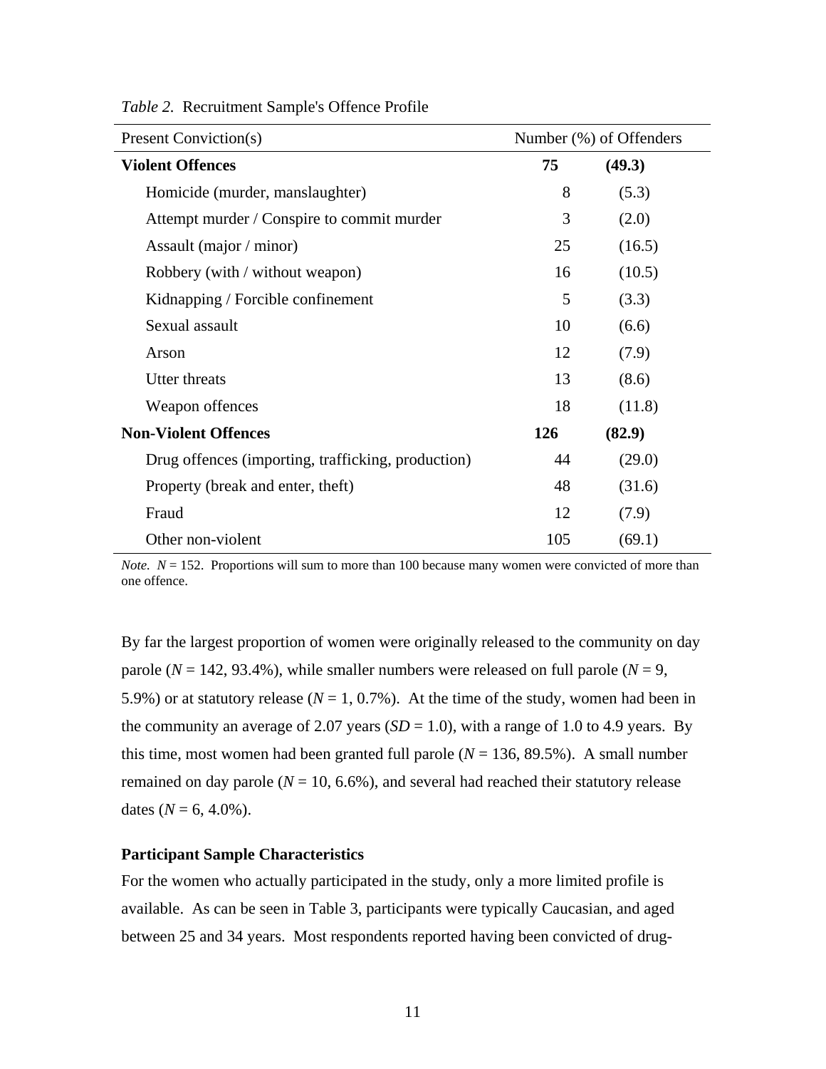*Table 2.* Recruitment Sample's Offence Profile

| Present Conviction(s) | Number (%) of Offenders | |
|---|---|---|
| **Violent Offences** | **75** | **(49.3)** |
| Homicide (murder, manslaughter) | 8 | (5.3) |
| Attempt murder / Conspire to commit murder | 3 | (2.0) |
| Assault (major / minor) | 25 | (16.5) |
| Robbery (with / without weapon) | 16 | (10.5) |
| Kidnapping / Forcible confinement | 5 | (3.3) |
| Sexual assault | 10 | (6.6) |
| Arson | 12 | (7.9) |
| Utter threats | 13 | (8.6) |
| Weapon offences | 18 | (11.8) |
| **Non-Violent Offences** | **126** | **(82.9)** |
| Drug offences (importing, trafficking, production) | 44 | (29.0) |
| Property (break and enter, theft) | 48 | (31.6) |
| Fraud | 12 | (7.9) |
| Other non-violent | 105 | (69.1) |

*Note.* $N$ = 152. Proportions will sum to more than 100 because many women were convicted of more than one offence.

By far the largest proportion of women were originally released to the community on day parole ($N$ = 142, 93.4%), while smaller numbers were released on full parole ($N$ = 9, 5.9%) or at statutory release ($N$ = 1, 0.7%). At the time of the study, women had been in the community an average of 2.07 years ($SD$ = 1.0), with a range of 1.0 to 4.9 years. By this time, most women had been granted full parole ($N$ = 136, 89.5%). A small number remained on day parole ($N$ = 10, 6.6%), and several had reached their statutory release dates ($N$ = 6, 4.0%).

### Participant Sample Characteristics

For the women who actually participated in the study, only a more limited profile is available. As can be seen in Table 3, participants were typically Caucasian, and aged between 25 and 34 years. Most respondents reported having been convicted of drug-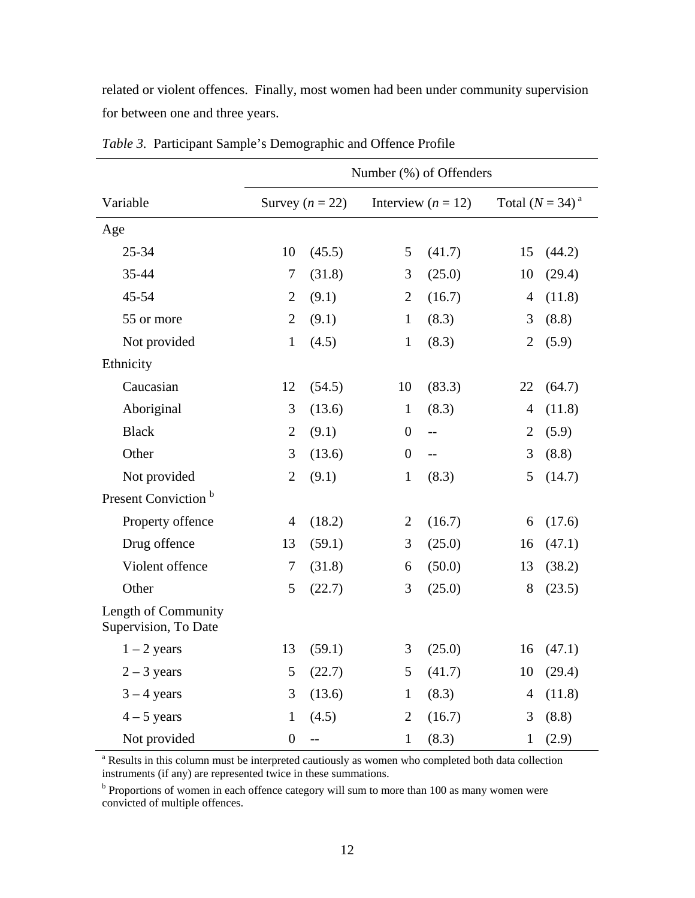related or violent offences. Finally, most women had been under community supervision for between one and three years.

*Table 3*. Participant Sample's Demographic and Offence Profile

| | Number (%) of Offenders | | | | | |
|---|---|---|---|---|---|---|
| Variable | Survey (*n* = 22) | | Interview (*n* = 12) | | Total (*N* = 34) [a] | |
| Age | | | | | | |
| 25-34 | 10 | (45.5) | 5 | (41.7) | 15 | (44.2) |
| 35-44 | 7 | (31.8) | 3 | (25.0) | 10 | (29.4) |
| 45-54 | 2 | (9.1) | 2 | (16.7) | 4 | (11.8) |
| 55 or more | 2 | (9.1) | 1 | (8.3) | 3 | (8.8) |
| Not provided | 1 | (4.5) | 1 | (8.3) | 2 | (5.9) |
| Ethnicity | | | | | | |
| Caucasian | 12 | (54.5) | 10 | (83.3) | 22 | (64.7) |
| Aboriginal | 3 | (13.6) | 1 | (8.3) | 4 | (11.8) |
| Black | 2 | (9.1) | 0 | -- | 2 | (5.9) |
| Other | 3 | (13.6) | 0 | -- | 3 | (8.8) |
| Not provided | 2 | (9.1) | 1 | (8.3) | 5 | (14.7) |
| Present Conviction [b] | | | | | | |
| Property offence | 4 | (18.2) | 2 | (16.7) | 6 | (17.6) |
| Drug offence | 13 | (59.1) | 3 | (25.0) | 16 | (47.1) |
| Violent offence | 7 | (31.8) | 6 | (50.0) | 13 | (38.2) |
| Other | 5 | (22.7) | 3 | (25.0) | 8 | (23.5) |
| Length of Community Supervision, To Date | | | | | | |
| 1 – 2 years | 13 | (59.1) | 3 | (25.0) | 16 | (47.1) |
| 2 – 3 years | 5 | (22.7) | 5 | (41.7) | 10 | (29.4) |
| 3 – 4 years | 3 | (13.6) | 1 | (8.3) | 4 | (11.8) |
| 4 – 5 years | 1 | (4.5) | 2 | (16.7) | 3 | (8.8) |
| Not provided | 0 | -- | 1 | (8.3) | 1 | (2.9) |

[a] Results in this column must be interpreted cautiously as women who completed both data collection instruments (if any) are represented twice in these summations.

[b] Proportions of women in each offence category will sum to more than 100 as many women were convicted of multiple offences.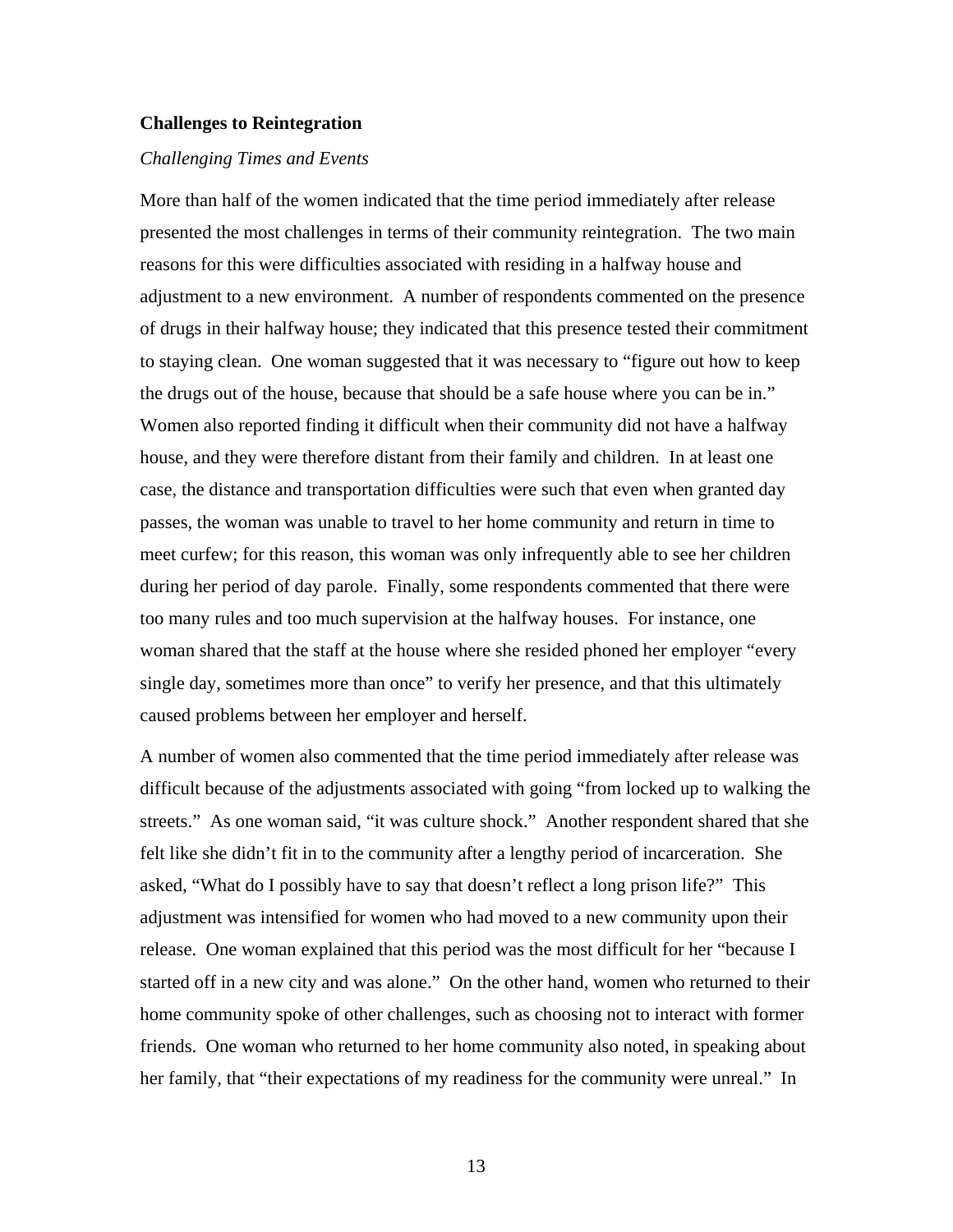## Challenges to Reintegration

### *Challenging Times and Events*

More than half of the women indicated that the time period immediately after release presented the most challenges in terms of their community reintegration. The two main reasons for this were difficulties associated with residing in a halfway house and adjustment to a new environment. A number of respondents commented on the presence of drugs in their halfway house; they indicated that this presence tested their commitment to staying clean. One woman suggested that it was necessary to "figure out how to keep the drugs out of the house, because that should be a safe house where you can be in." Women also reported finding it difficult when their community did not have a halfway house, and they were therefore distant from their family and children. In at least one case, the distance and transportation difficulties were such that even when granted day passes, the woman was unable to travel to her home community and return in time to meet curfew; for this reason, this woman was only infrequently able to see her children during her period of day parole. Finally, some respondents commented that there were too many rules and too much supervision at the halfway houses. For instance, one woman shared that the staff at the house where she resided phoned her employer "every single day, sometimes more than once" to verify her presence, and that this ultimately caused problems between her employer and herself.

A number of women also commented that the time period immediately after release was difficult because of the adjustments associated with going "from locked up to walking the streets." As one woman said, "it was culture shock." Another respondent shared that she felt like she didn't fit in to the community after a lengthy period of incarceration. She asked, "What do I possibly have to say that doesn't reflect a long prison life?" This adjustment was intensified for women who had moved to a new community upon their release. One woman explained that this period was the most difficult for her "because I started off in a new city and was alone." On the other hand, women who returned to their home community spoke of other challenges, such as choosing not to interact with former friends. One woman who returned to her home community also noted, in speaking about her family, that "their expectations of my readiness for the community were unreal." In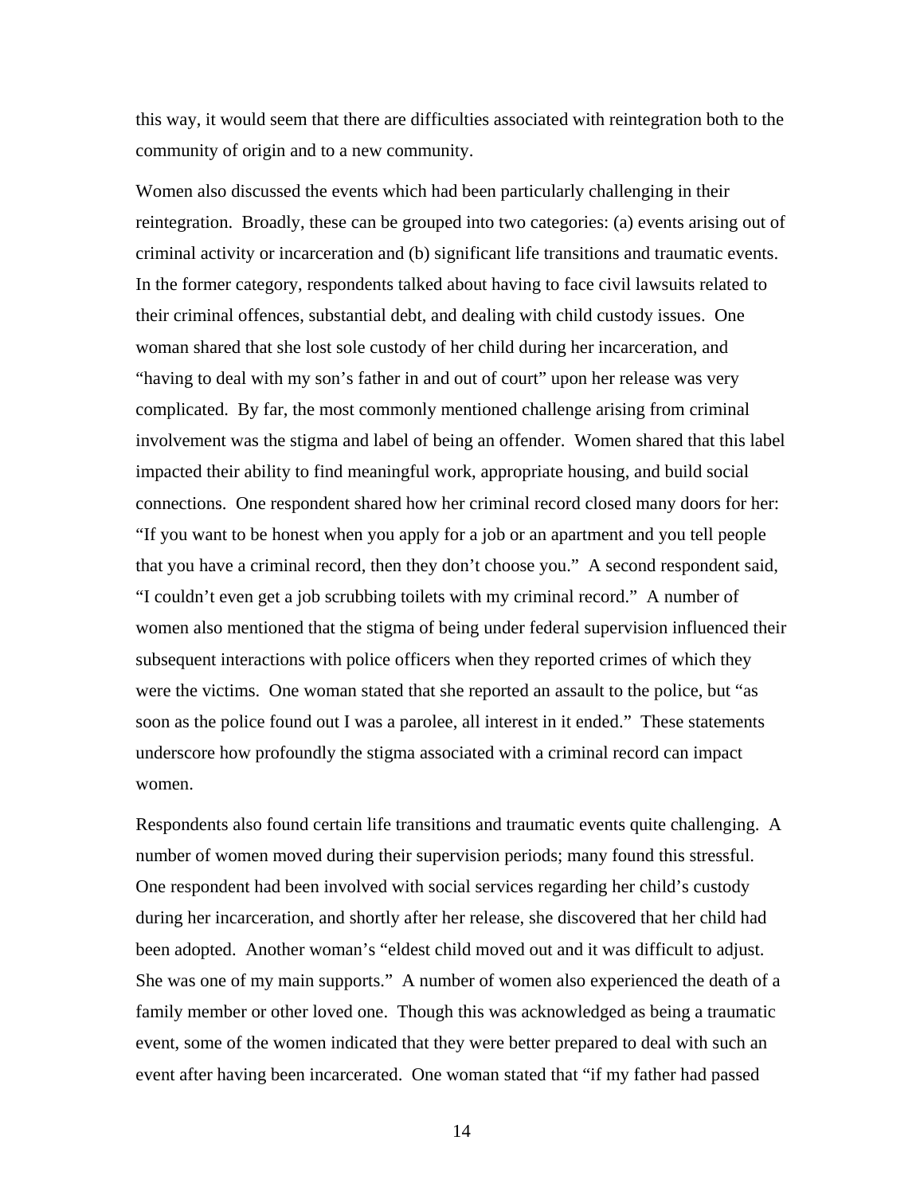this way, it would seem that there are difficulties associated with reintegration both to the community of origin and to a new community.

Women also discussed the events which had been particularly challenging in their reintegration. Broadly, these can be grouped into two categories: (a) events arising out of criminal activity or incarceration and (b) significant life transitions and traumatic events. In the former category, respondents talked about having to face civil lawsuits related to their criminal offences, substantial debt, and dealing with child custody issues. One woman shared that she lost sole custody of her child during her incarceration, and "having to deal with my son's father in and out of court" upon her release was very complicated. By far, the most commonly mentioned challenge arising from criminal involvement was the stigma and label of being an offender. Women shared that this label impacted their ability to find meaningful work, appropriate housing, and build social connections. One respondent shared how her criminal record closed many doors for her: "If you want to be honest when you apply for a job or an apartment and you tell people that you have a criminal record, then they don't choose you." A second respondent said, "I couldn't even get a job scrubbing toilets with my criminal record." A number of women also mentioned that the stigma of being under federal supervision influenced their subsequent interactions with police officers when they reported crimes of which they were the victims. One woman stated that she reported an assault to the police, but "as soon as the police found out I was a parolee, all interest in it ended." These statements underscore how profoundly the stigma associated with a criminal record can impact women.

Respondents also found certain life transitions and traumatic events quite challenging. A number of women moved during their supervision periods; many found this stressful. One respondent had been involved with social services regarding her child's custody during her incarceration, and shortly after her release, she discovered that her child had been adopted. Another woman's "eldest child moved out and it was difficult to adjust. She was one of my main supports." A number of women also experienced the death of a family member or other loved one. Though this was acknowledged as being a traumatic event, some of the women indicated that they were better prepared to deal with such an event after having been incarcerated. One woman stated that "if my father had passed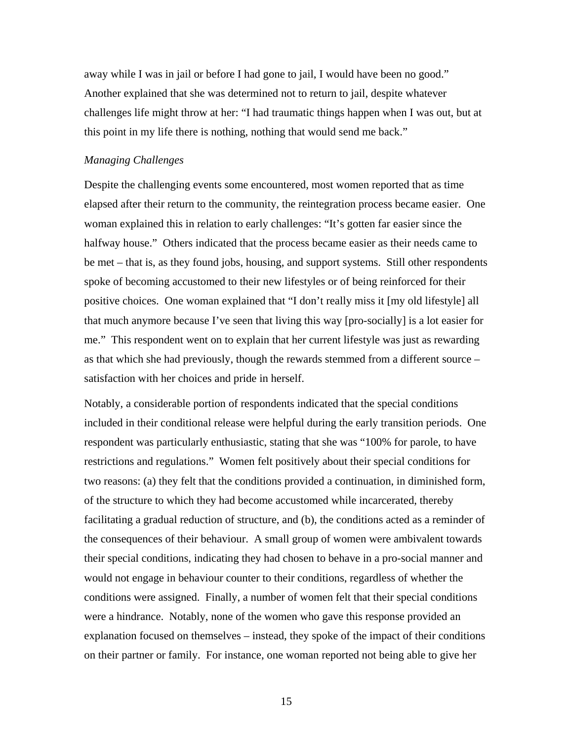away while I was in jail or before I had gone to jail, I would have been no good." Another explained that she was determined not to return to jail, despite whatever challenges life might throw at her: "I had traumatic things happen when I was out, but at this point in my life there is nothing, nothing that would send me back."

### *Managing Challenges*

Despite the challenging events some encountered, most women reported that as time elapsed after their return to the community, the reintegration process became easier. One woman explained this in relation to early challenges: "It's gotten far easier since the halfway house." Others indicated that the process became easier as their needs came to be met – that is, as they found jobs, housing, and support systems. Still other respondents spoke of becoming accustomed to their new lifestyles or of being reinforced for their positive choices. One woman explained that "I don't really miss it [my old lifestyle] all that much anymore because I've seen that living this way [pro-socially] is a lot easier for me." This respondent went on to explain that her current lifestyle was just as rewarding as that which she had previously, though the rewards stemmed from a different source – satisfaction with her choices and pride in herself.

Notably, a considerable portion of respondents indicated that the special conditions included in their conditional release were helpful during the early transition periods. One respondent was particularly enthusiastic, stating that she was "100% for parole, to have restrictions and regulations." Women felt positively about their special conditions for two reasons: (a) they felt that the conditions provided a continuation, in diminished form, of the structure to which they had become accustomed while incarcerated, thereby facilitating a gradual reduction of structure, and (b), the conditions acted as a reminder of the consequences of their behaviour. A small group of women were ambivalent towards their special conditions, indicating they had chosen to behave in a pro-social manner and would not engage in behaviour counter to their conditions, regardless of whether the conditions were assigned. Finally, a number of women felt that their special conditions were a hindrance. Notably, none of the women who gave this response provided an explanation focused on themselves – instead, they spoke of the impact of their conditions on their partner or family. For instance, one woman reported not being able to give her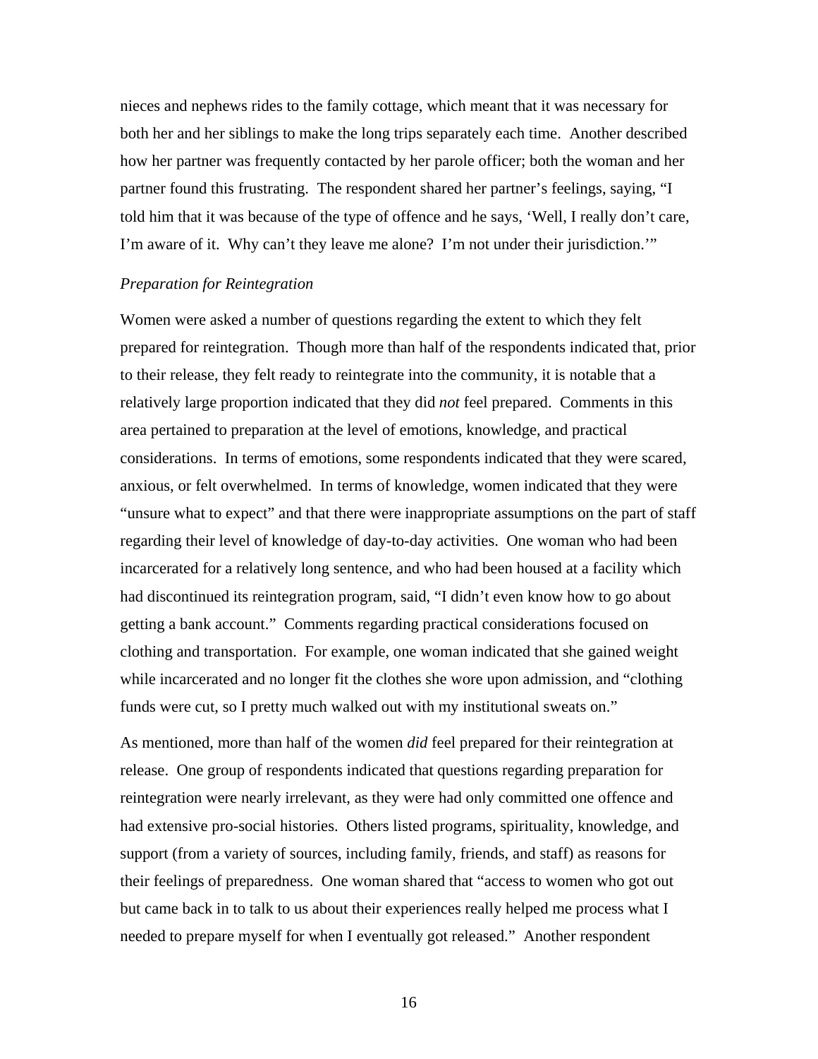nieces and nephews rides to the family cottage, which meant that it was necessary for both her and her siblings to make the long trips separately each time. Another described how her partner was frequently contacted by her parole officer; both the woman and her partner found this frustrating. The respondent shared her partner's feelings, saying, "I told him that it was because of the type of offence and he says, 'Well, I really don't care, I'm aware of it. Why can't they leave me alone? I'm not under their jurisdiction.'"

### *Preparation for Reintegration*

Women were asked a number of questions regarding the extent to which they felt prepared for reintegration. Though more than half of the respondents indicated that, prior to their release, they felt ready to reintegrate into the community, it is notable that a relatively large proportion indicated that they did *not* feel prepared. Comments in this area pertained to preparation at the level of emotions, knowledge, and practical considerations. In terms of emotions, some respondents indicated that they were scared, anxious, or felt overwhelmed. In terms of knowledge, women indicated that they were "unsure what to expect" and that there were inappropriate assumptions on the part of staff regarding their level of knowledge of day-to-day activities. One woman who had been incarcerated for a relatively long sentence, and who had been housed at a facility which had discontinued its reintegration program, said, "I didn't even know how to go about getting a bank account." Comments regarding practical considerations focused on clothing and transportation. For example, one woman indicated that she gained weight while incarcerated and no longer fit the clothes she wore upon admission, and "clothing funds were cut, so I pretty much walked out with my institutional sweats on."

As mentioned, more than half of the women *did* feel prepared for their reintegration at release. One group of respondents indicated that questions regarding preparation for reintegration were nearly irrelevant, as they were had only committed one offence and had extensive pro-social histories. Others listed programs, spirituality, knowledge, and support (from a variety of sources, including family, friends, and staff) as reasons for their feelings of preparedness. One woman shared that "access to women who got out but came back in to talk to us about their experiences really helped me process what I needed to prepare myself for when I eventually got released." Another respondent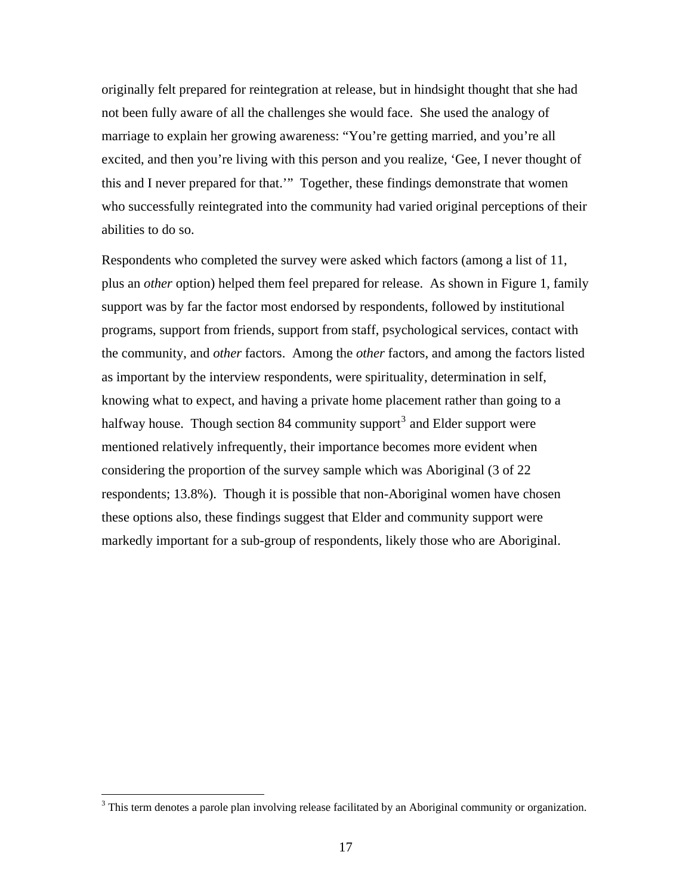originally felt prepared for reintegration at release, but in hindsight thought that she had not been fully aware of all the challenges she would face. She used the analogy of marriage to explain her growing awareness: "You're getting married, and you're all excited, and then you're living with this person and you realize, 'Gee, I never thought of this and I never prepared for that.'" Together, these findings demonstrate that women who successfully reintegrated into the community had varied original perceptions of their abilities to do so.

Respondents who completed the survey were asked which factors (among a list of 11, plus an *other* option) helped them feel prepared for release. As shown in Figure 1, family support was by far the factor most endorsed by respondents, followed by institutional programs, support from friends, support from staff, psychological services, contact with the community, and *other* factors. Among the *other* factors, and among the factors listed as important by the interview respondents, were spirituality, determination in self, knowing what to expect, and having a private home placement rather than going to a halfway house. Though section 84 community support[3] and Elder support were mentioned relatively infrequently, their importance becomes more evident when considering the proportion of the survey sample which was Aboriginal (3 of 22 respondents; 13.8%). Though it is possible that non-Aboriginal women have chosen these options also, these findings suggest that Elder and community support were markedly important for a sub-group of respondents, likely those who are Aboriginal.

[3] This term denotes a parole plan involving release facilitated by an Aboriginal community or organization.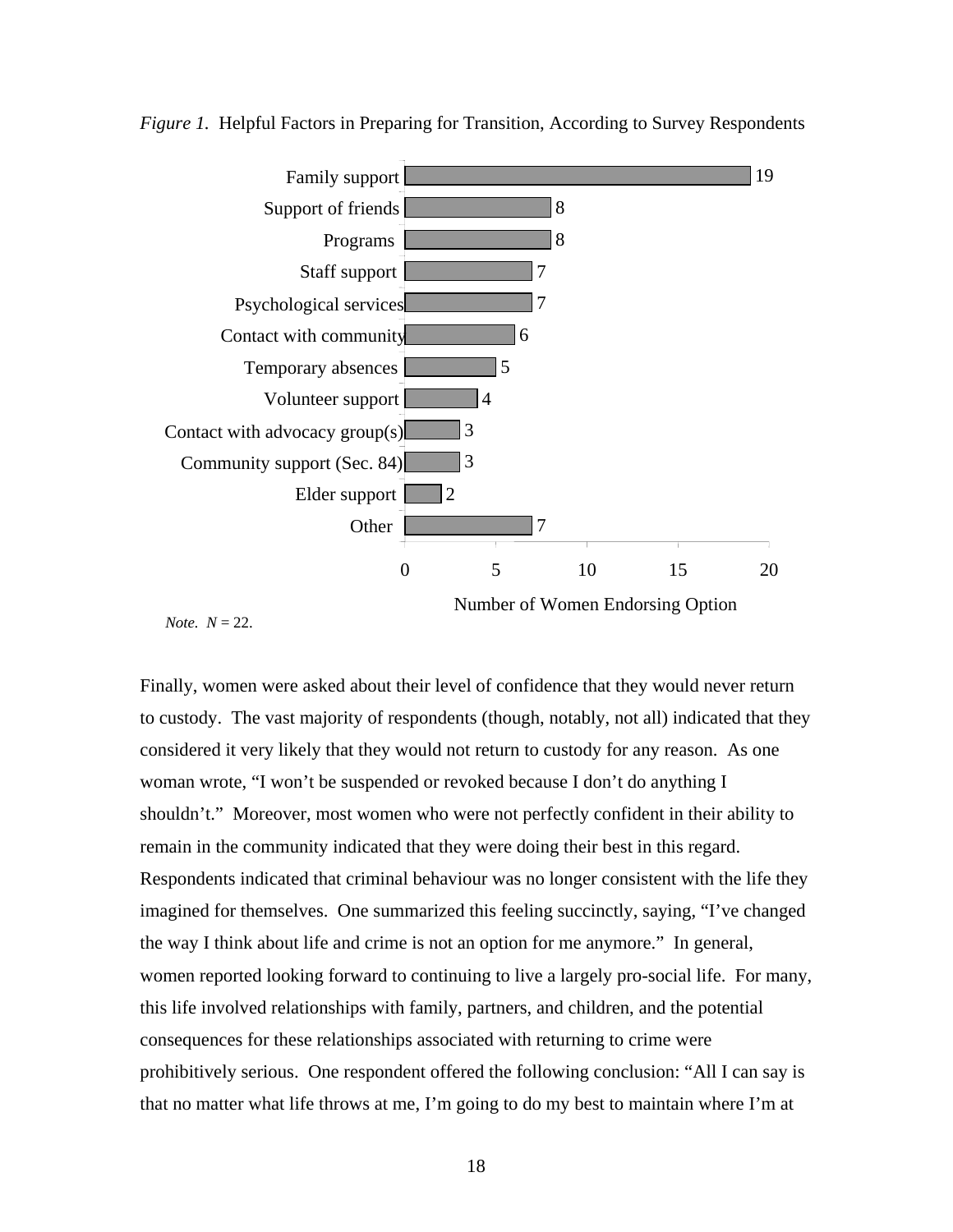*Figure 1.* Helpful Factors in Preparing for Transition, According to Survey Respondents

| Factor | Number of Women Endorsing Option |
|---|---|
| Family support | 19 |
| Support of friends | 8 |
| Programs | 8 |
| Staff support | 7 |
| Psychological services | 7 |
| Contact with community | 6 |
| Temporary absences | 5 |
| Volunteer support | 4 |
| Contact with advocacy group(s) | 3 |
| Community support (Sec. 84) | 3 |
| Elder support | 2 |
| Other | 7 |

*Note.* $N = 22$.

Finally, women were asked about their level of confidence that they would never return to custody. The vast majority of respondents (though, notably, not all) indicated that they considered it very likely that they would not return to custody for any reason. As one woman wrote, “I won’t be suspended or revoked because I don’t do anything I shouldn’t.” Moreover, most women who were not perfectly confident in their ability to remain in the community indicated that they were doing their best in this regard. Respondents indicated that criminal behaviour was no longer consistent with the life they imagined for themselves. One summarized this feeling succinctly, saying, “I’ve changed the way I think about life and crime is not an option for me anymore.” In general, women reported looking forward to continuing to live a largely pro-social life. For many, this life involved relationships with family, partners, and children, and the potential consequences for these relationships associated with returning to crime were prohibitively serious. One respondent offered the following conclusion: “All I can say is that no matter what life throws at me, I’m going to do my best to maintain where I’m at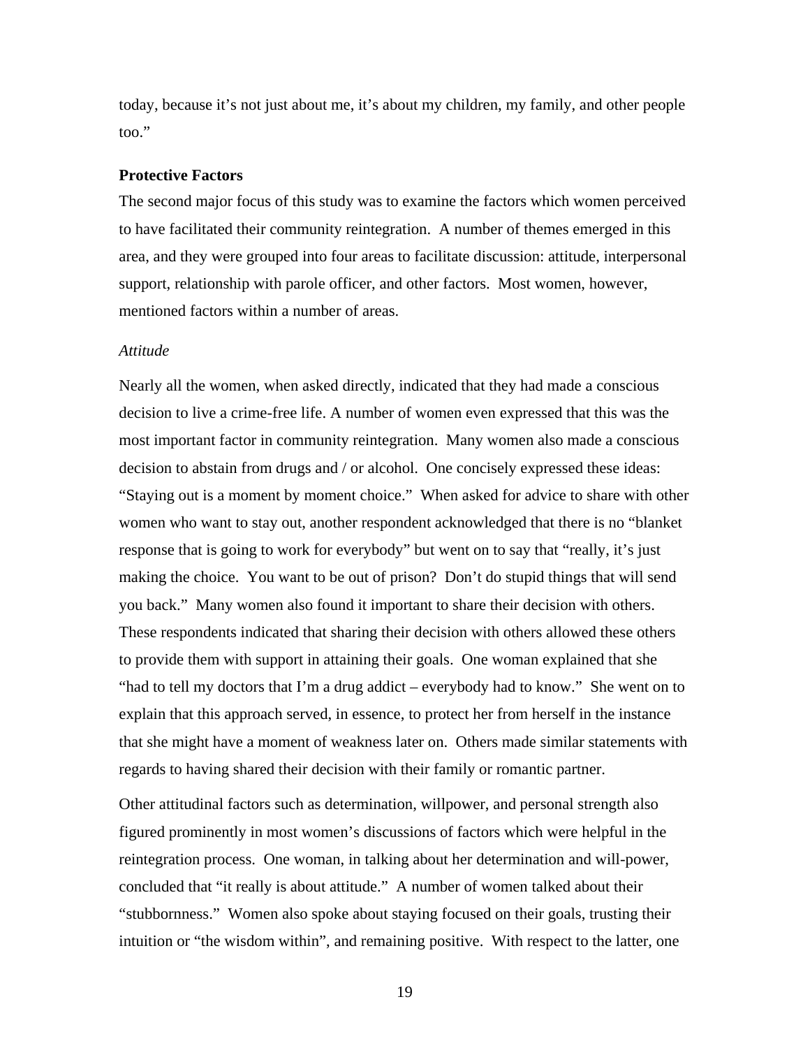today, because it’s not just about me, it’s about my children, my family, and other people too.”

### Protective Factors

The second major focus of this study was to examine the factors which women perceived to have facilitated their community reintegration. A number of themes emerged in this area, and they were grouped into four areas to facilitate discussion: attitude, interpersonal support, relationship with parole officer, and other factors. Most women, however, mentioned factors within a number of areas.

#### *Attitude*

Nearly all the women, when asked directly, indicated that they had made a conscious decision to live a crime-free life. A number of women even expressed that this was the most important factor in community reintegration. Many women also made a conscious decision to abstain from drugs and / or alcohol. One concisely expressed these ideas: “Staying out is a moment by moment choice.” When asked for advice to share with other women who want to stay out, another respondent acknowledged that there is no “blanket response that is going to work for everybody” but went on to say that “really, it’s just making the choice. You want to be out of prison? Don’t do stupid things that will send you back.” Many women also found it important to share their decision with others. These respondents indicated that sharing their decision with others allowed these others to provide them with support in attaining their goals. One woman explained that she “had to tell my doctors that I’m a drug addict – everybody had to know.” She went on to explain that this approach served, in essence, to protect her from herself in the instance that she might have a moment of weakness later on. Others made similar statements with regards to having shared their decision with their family or romantic partner.

Other attitudinal factors such as determination, willpower, and personal strength also figured prominently in most women’s discussions of factors which were helpful in the reintegration process. One woman, in talking about her determination and will-power, concluded that “it really is about attitude.” A number of women talked about their “stubbornness.” Women also spoke about staying focused on their goals, trusting their intuition or “the wisdom within”, and remaining positive. With respect to the latter, one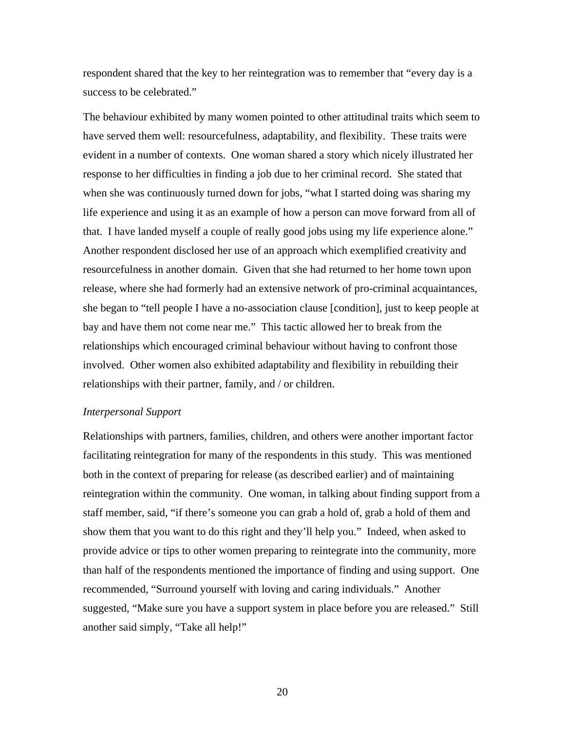respondent shared that the key to her reintegration was to remember that "every day is a success to be celebrated."

The behaviour exhibited by many women pointed to other attitudinal traits which seem to have served them well: resourcefulness, adaptability, and flexibility. These traits were evident in a number of contexts. One woman shared a story which nicely illustrated her response to her difficulties in finding a job due to her criminal record. She stated that when she was continuously turned down for jobs, "what I started doing was sharing my life experience and using it as an example of how a person can move forward from all of that. I have landed myself a couple of really good jobs using my life experience alone." Another respondent disclosed her use of an approach which exemplified creativity and resourcefulness in another domain. Given that she had returned to her home town upon release, where she had formerly had an extensive network of pro-criminal acquaintances, she began to "tell people I have a no-association clause [condition], just to keep people at bay and have them not come near me." This tactic allowed her to break from the relationships which encouraged criminal behaviour without having to confront those involved. Other women also exhibited adaptability and flexibility in rebuilding their relationships with their partner, family, and / or children.

*Interpersonal Support*

Relationships with partners, families, children, and others were another important factor facilitating reintegration for many of the respondents in this study. This was mentioned both in the context of preparing for release (as described earlier) and of maintaining reintegration within the community. One woman, in talking about finding support from a staff member, said, "if there's someone you can grab a hold of, grab a hold of them and show them that you want to do this right and they'll help you." Indeed, when asked to provide advice or tips to other women preparing to reintegrate into the community, more than half of the respondents mentioned the importance of finding and using support. One recommended, "Surround yourself with loving and caring individuals." Another suggested, "Make sure you have a support system in place before you are released." Still another said simply, "Take all help!"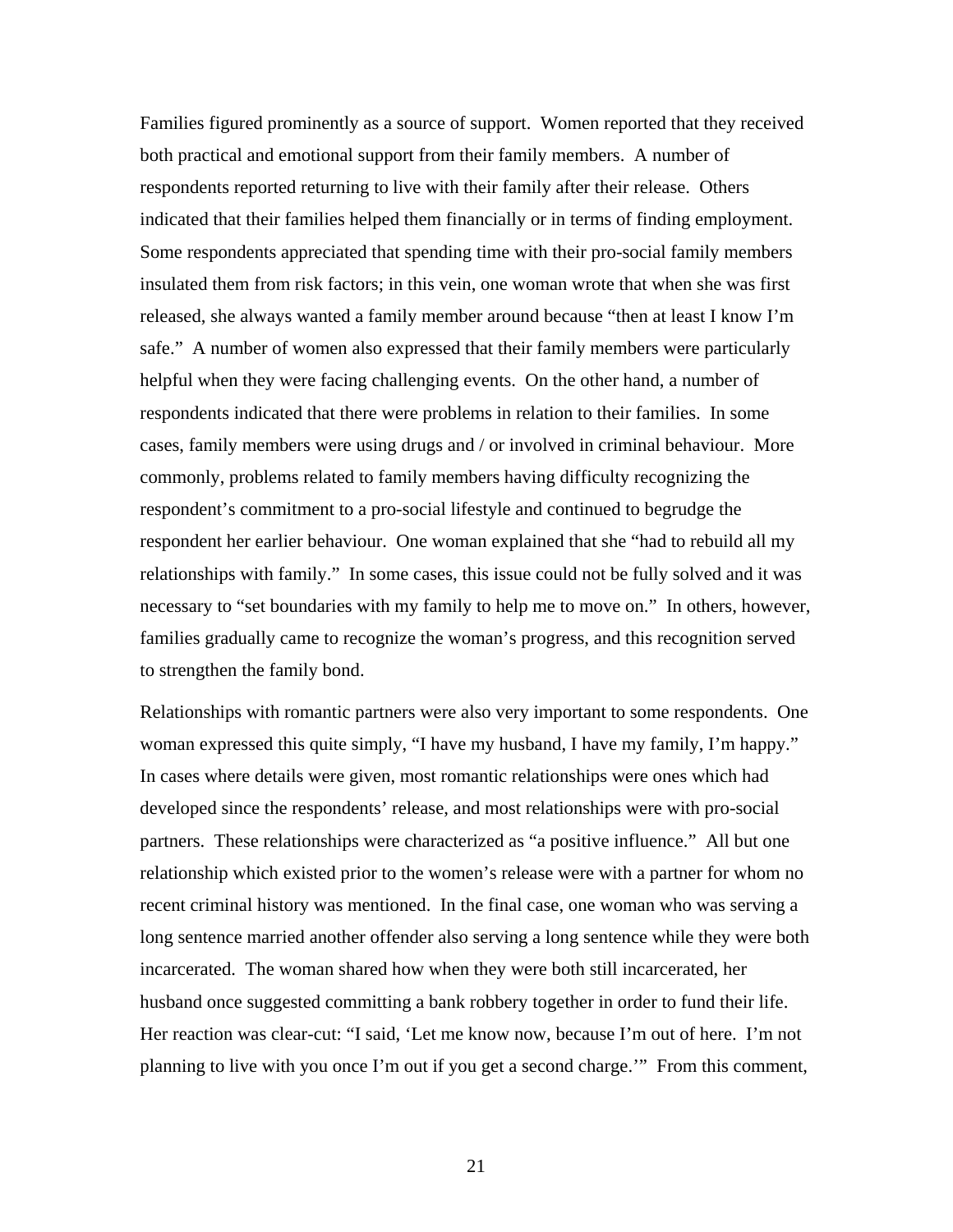Families figured prominently as a source of support. Women reported that they received both practical and emotional support from their family members. A number of respondents reported returning to live with their family after their release. Others indicated that their families helped them financially or in terms of finding employment. Some respondents appreciated that spending time with their pro-social family members insulated them from risk factors; in this vein, one woman wrote that when she was first released, she always wanted a family member around because "then at least I know I'm safe." A number of women also expressed that their family members were particularly helpful when they were facing challenging events. On the other hand, a number of respondents indicated that there were problems in relation to their families. In some cases, family members were using drugs and / or involved in criminal behaviour. More commonly, problems related to family members having difficulty recognizing the respondent's commitment to a pro-social lifestyle and continued to begrudge the respondent her earlier behaviour. One woman explained that she "had to rebuild all my relationships with family." In some cases, this issue could not be fully solved and it was necessary to "set boundaries with my family to help me to move on." In others, however, families gradually came to recognize the woman's progress, and this recognition served to strengthen the family bond.

Relationships with romantic partners were also very important to some respondents. One woman expressed this quite simply, "I have my husband, I have my family, I'm happy." In cases where details were given, most romantic relationships were ones which had developed since the respondents' release, and most relationships were with pro-social partners. These relationships were characterized as "a positive influence." All but one relationship which existed prior to the women's release were with a partner for whom no recent criminal history was mentioned. In the final case, one woman who was serving a long sentence married another offender also serving a long sentence while they were both incarcerated. The woman shared how when they were both still incarcerated, her husband once suggested committing a bank robbery together in order to fund their life. Her reaction was clear-cut: "I said, 'Let me know now, because I'm out of here. I'm not planning to live with you once I'm out if you get a second charge.'" From this comment,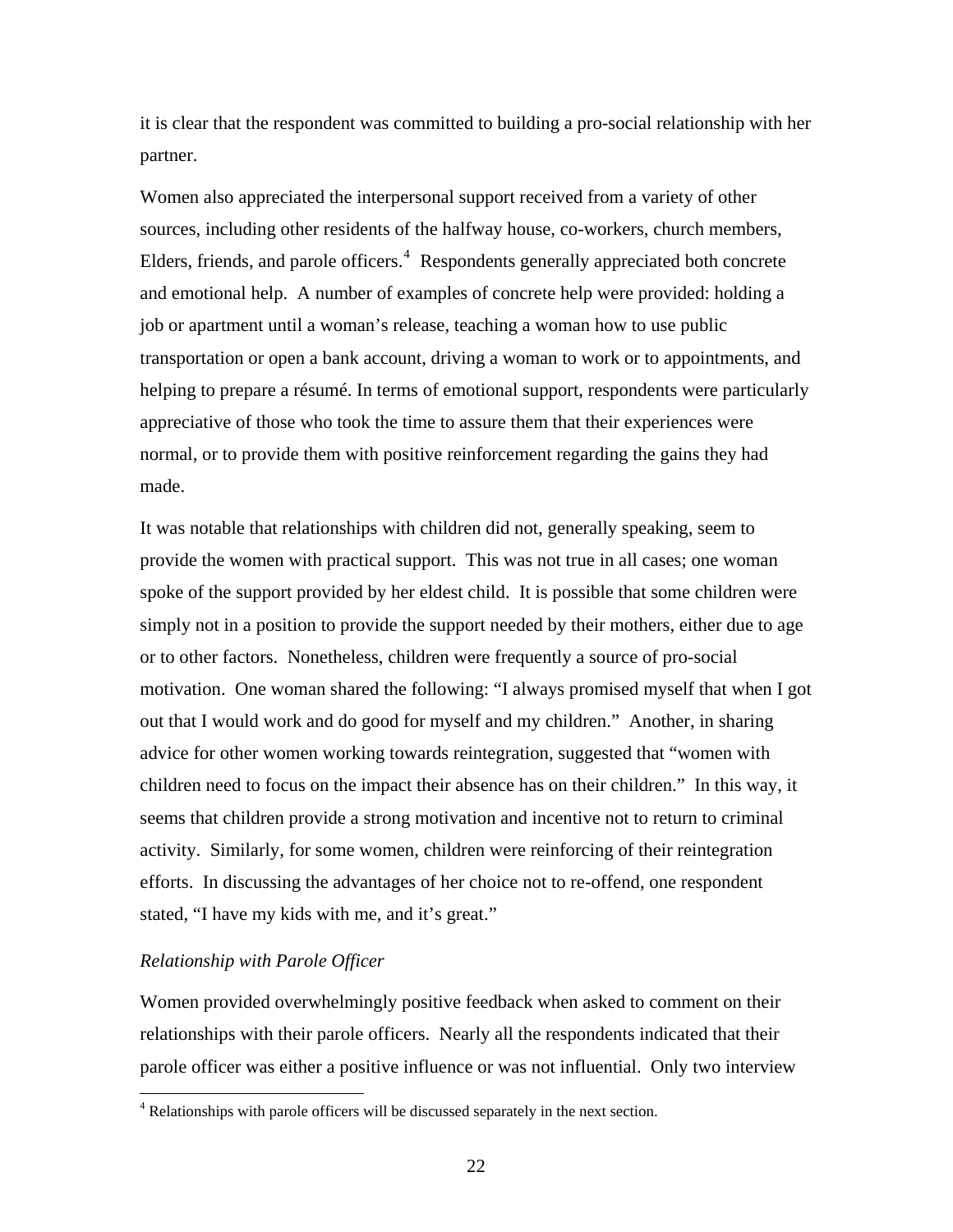it is clear that the respondent was committed to building a pro-social relationship with her partner.

Women also appreciated the interpersonal support received from a variety of other sources, including other residents of the halfway house, co-workers, church members, Elders, friends, and parole officers.[4] Respondents generally appreciated both concrete and emotional help. A number of examples of concrete help were provided: holding a job or apartment until a woman's release, teaching a woman how to use public transportation or open a bank account, driving a woman to work or to appointments, and helping to prepare a résumé. In terms of emotional support, respondents were particularly appreciative of those who took the time to assure them that their experiences were normal, or to provide them with positive reinforcement regarding the gains they had made.

It was notable that relationships with children did not, generally speaking, seem to provide the women with practical support. This was not true in all cases; one woman spoke of the support provided by her eldest child. It is possible that some children were simply not in a position to provide the support needed by their mothers, either due to age or to other factors. Nonetheless, children were frequently a source of pro-social motivation. One woman shared the following: "I always promised myself that when I got out that I would work and do good for myself and my children." Another, in sharing advice for other women working towards reintegration, suggested that "women with children need to focus on the impact their absence has on their children." In this way, it seems that children provide a strong motivation and incentive not to return to criminal activity. Similarly, for some women, children were reinforcing of their reintegration efforts. In discussing the advantages of her choice not to re-offend, one respondent stated, "I have my kids with me, and it's great."

*Relationship with Parole Officer*

Women provided overwhelmingly positive feedback when asked to comment on their relationships with their parole officers. Nearly all the respondents indicated that their parole officer was either a positive influence or was not influential. Only two interview

[4] Relationships with parole officers will be discussed separately in the next section.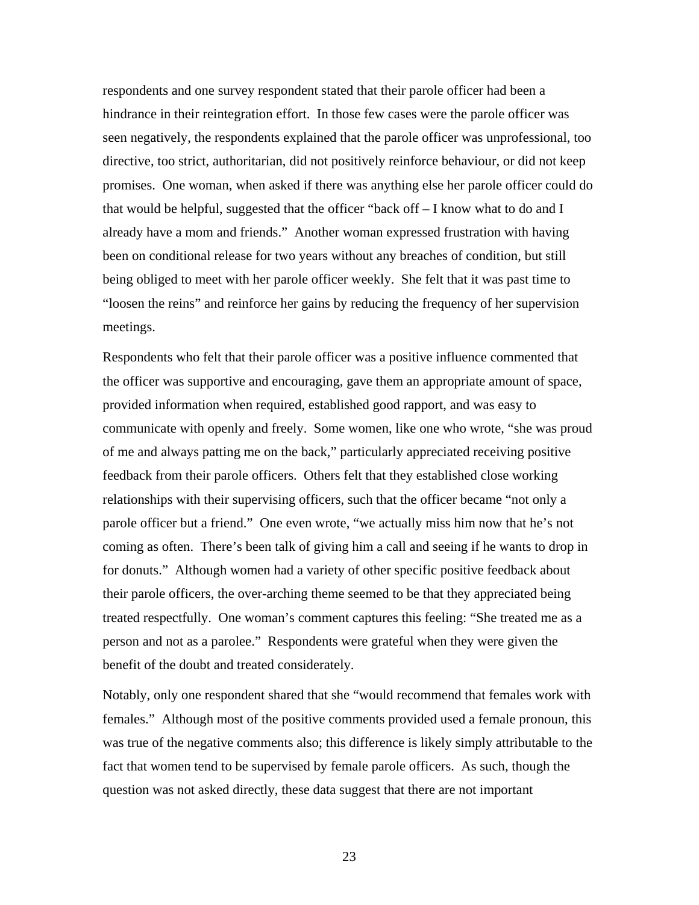respondents and one survey respondent stated that their parole officer had been a hindrance in their reintegration effort. In those few cases were the parole officer was seen negatively, the respondents explained that the parole officer was unprofessional, too directive, too strict, authoritarian, did not positively reinforce behaviour, or did not keep promises. One woman, when asked if there was anything else her parole officer could do that would be helpful, suggested that the officer "back off – I know what to do and I already have a mom and friends." Another woman expressed frustration with having been on conditional release for two years without any breaches of condition, but still being obliged to meet with her parole officer weekly. She felt that it was past time to "loosen the reins" and reinforce her gains by reducing the frequency of her supervision meetings.

Respondents who felt that their parole officer was a positive influence commented that the officer was supportive and encouraging, gave them an appropriate amount of space, provided information when required, established good rapport, and was easy to communicate with openly and freely. Some women, like one who wrote, "she was proud of me and always patting me on the back," particularly appreciated receiving positive feedback from their parole officers. Others felt that they established close working relationships with their supervising officers, such that the officer became "not only a parole officer but a friend." One even wrote, "we actually miss him now that he's not coming as often. There's been talk of giving him a call and seeing if he wants to drop in for donuts." Although women had a variety of other specific positive feedback about their parole officers, the over-arching theme seemed to be that they appreciated being treated respectfully. One woman's comment captures this feeling: "She treated me as a person and not as a parolee." Respondents were grateful when they were given the benefit of the doubt and treated considerately.

Notably, only one respondent shared that she "would recommend that females work with females." Although most of the positive comments provided used a female pronoun, this was true of the negative comments also; this difference is likely simply attributable to the fact that women tend to be supervised by female parole officers. As such, though the question was not asked directly, these data suggest that there are not important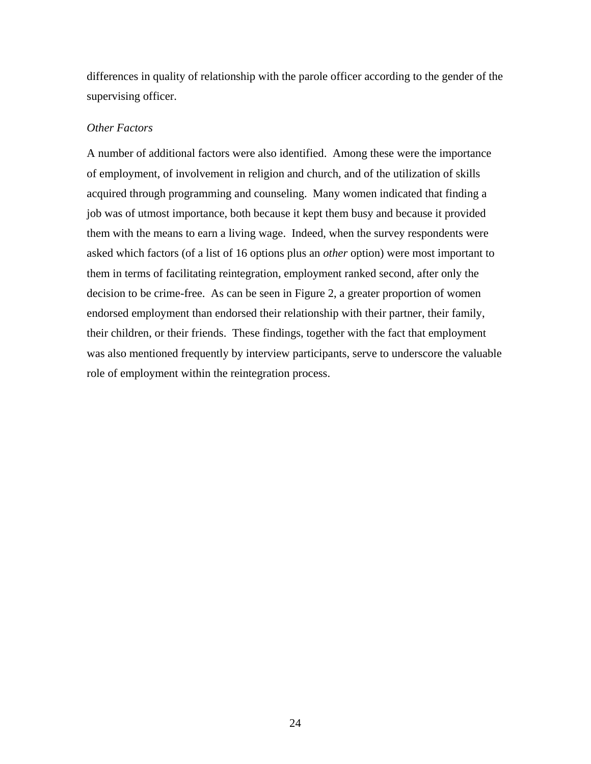differences in quality of relationship with the parole officer according to the gender of the supervising officer.

### *Other Factors*

A number of additional factors were also identified. Among these were the importance of employment, of involvement in religion and church, and of the utilization of skills acquired through programming and counseling. Many women indicated that finding a job was of utmost importance, both because it kept them busy and because it provided them with the means to earn a living wage. Indeed, when the survey respondents were asked which factors (of a list of 16 options plus an *other* option) were most important to them in terms of facilitating reintegration, employment ranked second, after only the decision to be crime-free. As can be seen in Figure 2, a greater proportion of women endorsed employment than endorsed their relationship with their partner, their family, their children, or their friends. These findings, together with the fact that employment was also mentioned frequently by interview participants, serve to underscore the valuable role of employment within the reintegration process.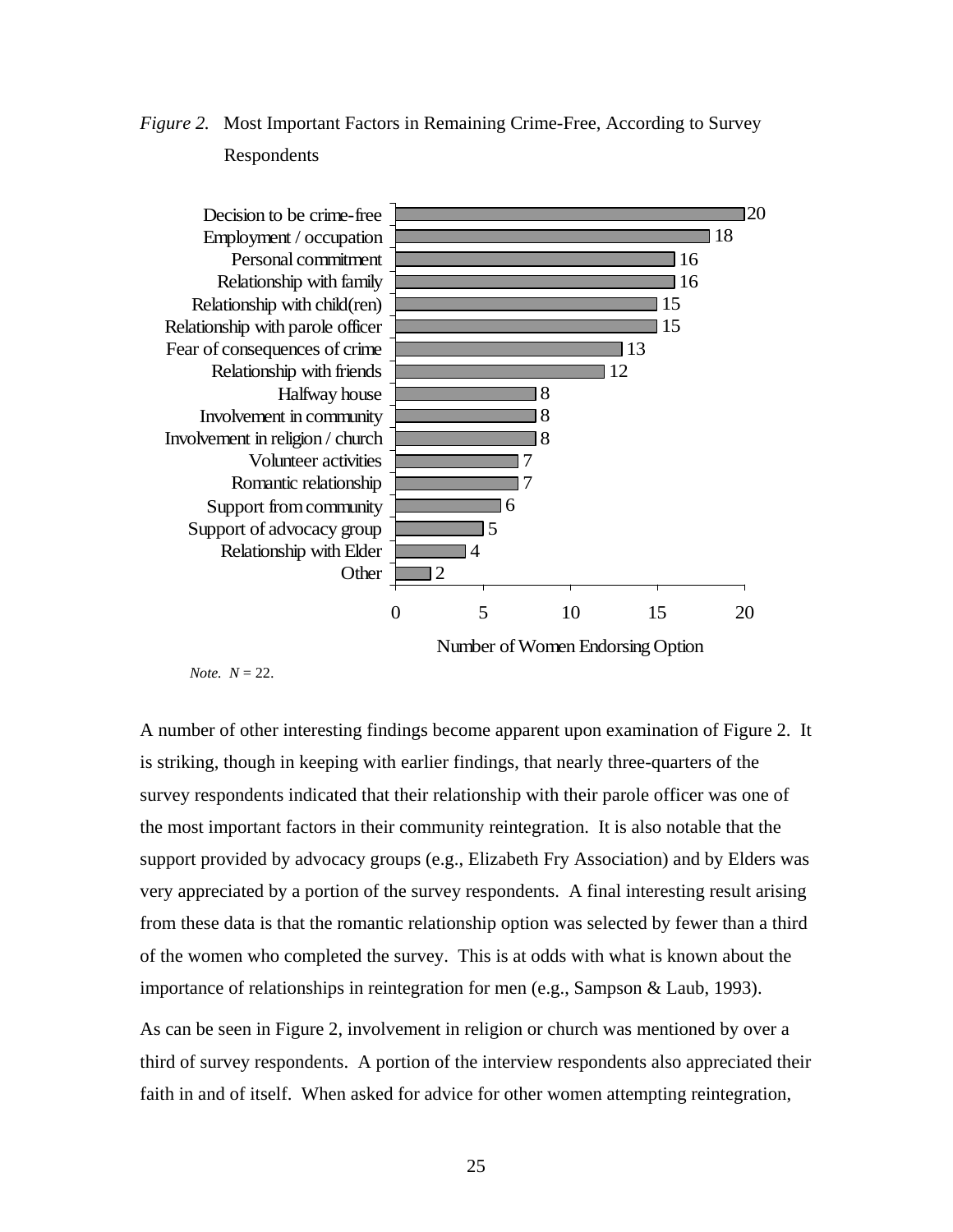*Figure 2.* Most Important Factors in Remaining Crime-Free, According to Survey Respondents

| Factor | Number of Women Endorsing Option |
|---|---|
| Decision to be crime-free | 20 |
| Employment / occupation | 18 |
| Personal commitment | 16 |
| Relationship with family | 16 |
| Relationship with child(ren) | 15 |
| Relationship with parole officer | 15 |
| Fear of consequences of crime | 13 |
| Relationship with friends | 12 |
| Halfway house | 8 |
| Involvement in community | 8 |
| Involvement in religion / church | 8 |
| Volunteer activities | 7 |
| Romantic relationship | 7 |
| Support from community | 6 |
| Support of advocacy group | 5 |
| Relationship with Elder | 4 |
| Other | 2 |

*Note.* $N = 22$.

A number of other interesting findings become apparent upon examination of Figure 2. It is striking, though in keeping with earlier findings, that nearly three-quarters of the survey respondents indicated that their relationship with their parole officer was one of the most important factors in their community reintegration. It is also notable that the support provided by advocacy groups (e.g., Elizabeth Fry Association) and by Elders was very appreciated by a portion of the survey respondents. A final interesting result arising from these data is that the romantic relationship option was selected by fewer than a third of the women who completed the survey. This is at odds with what is known about the importance of relationships in reintegration for men (e.g., Sampson & Laub, 1993).

As can be seen in Figure 2, involvement in religion or church was mentioned by over a third of survey respondents. A portion of the interview respondents also appreciated their faith in and of itself. When asked for advice for other women attempting reintegration,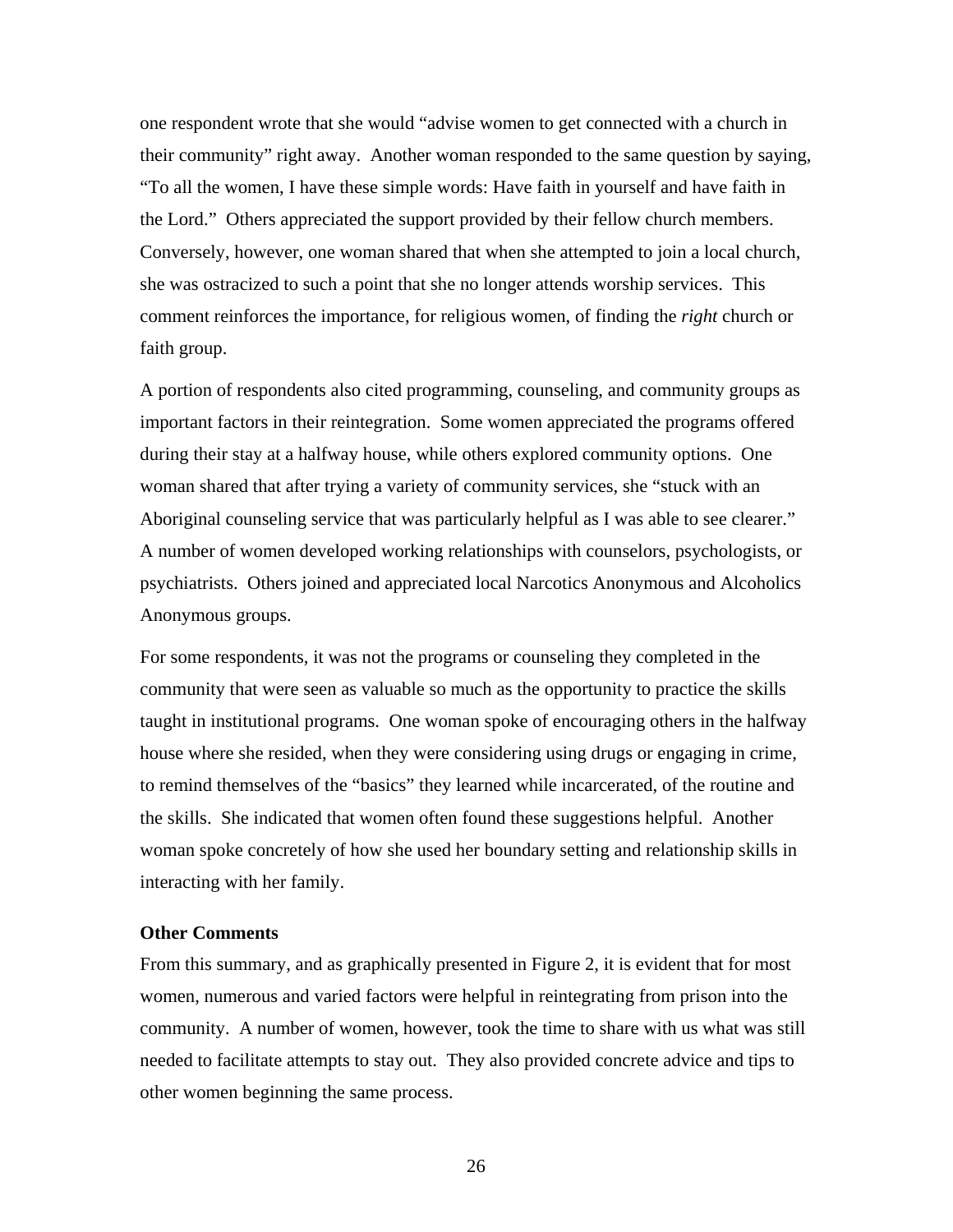one respondent wrote that she would "advise women to get connected with a church in their community" right away. Another woman responded to the same question by saying, "To all the women, I have these simple words: Have faith in yourself and have faith in the Lord." Others appreciated the support provided by their fellow church members. Conversely, however, one woman shared that when she attempted to join a local church, she was ostracized to such a point that she no longer attends worship services. This comment reinforces the importance, for religious women, of finding the *right* church or faith group.

A portion of respondents also cited programming, counseling, and community groups as important factors in their reintegration. Some women appreciated the programs offered during their stay at a halfway house, while others explored community options. One woman shared that after trying a variety of community services, she "stuck with an Aboriginal counseling service that was particularly helpful as I was able to see clearer." A number of women developed working relationships with counselors, psychologists, or psychiatrists. Others joined and appreciated local Narcotics Anonymous and Alcoholics Anonymous groups.

For some respondents, it was not the programs or counseling they completed in the community that were seen as valuable so much as the opportunity to practice the skills taught in institutional programs. One woman spoke of encouraging others in the halfway house where she resided, when they were considering using drugs or engaging in crime, to remind themselves of the "basics" they learned while incarcerated, of the routine and the skills. She indicated that women often found these suggestions helpful. Another woman spoke concretely of how she used her boundary setting and relationship skills in interacting with her family.

**Other Comments**

From this summary, and as graphically presented in Figure 2, it is evident that for most women, numerous and varied factors were helpful in reintegrating from prison into the community. A number of women, however, took the time to share with us what was still needed to facilitate attempts to stay out. They also provided concrete advice and tips to other women beginning the same process.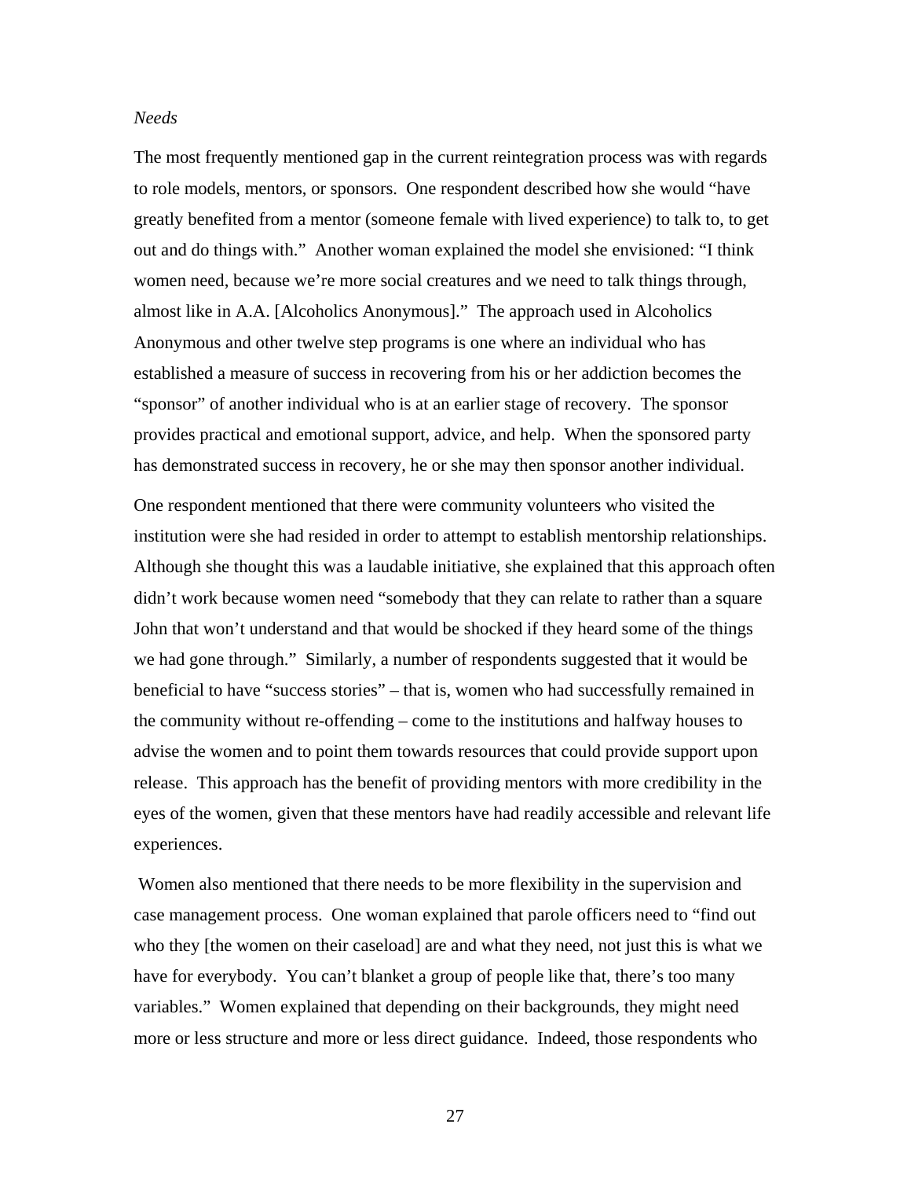*Needs*

The most frequently mentioned gap in the current reintegration process was with regards to role models, mentors, or sponsors. One respondent described how she would “have greatly benefited from a mentor (someone female with lived experience) to talk to, to get out and do things with.” Another woman explained the model she envisioned: “I think women need, because we’re more social creatures and we need to talk things through, almost like in A.A. [Alcoholics Anonymous].” The approach used in Alcoholics Anonymous and other twelve step programs is one where an individual who has established a measure of success in recovering from his or her addiction becomes the “sponsor” of another individual who is at an earlier stage of recovery. The sponsor provides practical and emotional support, advice, and help. When the sponsored party has demonstrated success in recovery, he or she may then sponsor another individual.

One respondent mentioned that there were community volunteers who visited the institution were she had resided in order to attempt to establish mentorship relationships. Although she thought this was a laudable initiative, she explained that this approach often didn’t work because women need “somebody that they can relate to rather than a square John that won’t understand and that would be shocked if they heard some of the things we had gone through.” Similarly, a number of respondents suggested that it would be beneficial to have “success stories” – that is, women who had successfully remained in the community without re-offending – come to the institutions and halfway houses to advise the women and to point them towards resources that could provide support upon release. This approach has the benefit of providing mentors with more credibility in the eyes of the women, given that these mentors have had readily accessible and relevant life experiences.

Women also mentioned that there needs to be more flexibility in the supervision and case management process. One woman explained that parole officers need to “find out who they [the women on their caseload] are and what they need, not just this is what we have for everybody. You can’t blanket a group of people like that, there’s too many variables.” Women explained that depending on their backgrounds, they might need more or less structure and more or less direct guidance. Indeed, those respondents who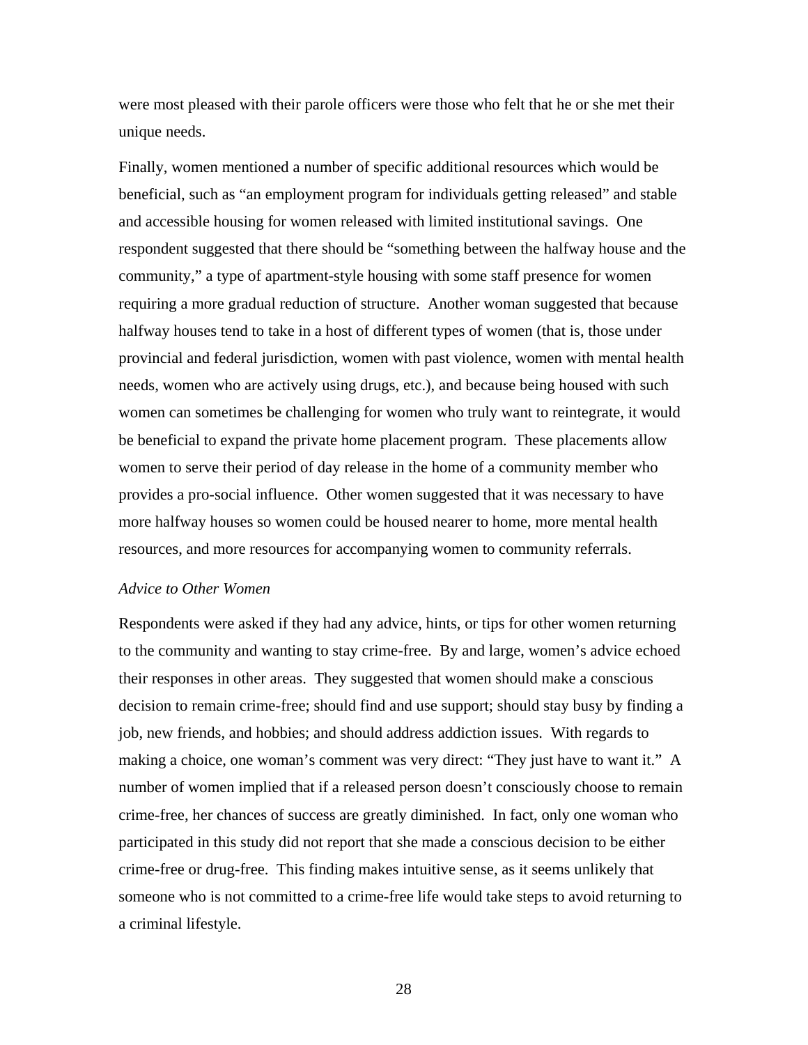were most pleased with their parole officers were those who felt that he or she met their unique needs.

Finally, women mentioned a number of specific additional resources which would be beneficial, such as "an employment program for individuals getting released" and stable and accessible housing for women released with limited institutional savings. One respondent suggested that there should be "something between the halfway house and the community," a type of apartment-style housing with some staff presence for women requiring a more gradual reduction of structure. Another woman suggested that because halfway houses tend to take in a host of different types of women (that is, those under provincial and federal jurisdiction, women with past violence, women with mental health needs, women who are actively using drugs, etc.), and because being housed with such women can sometimes be challenging for women who truly want to reintegrate, it would be beneficial to expand the private home placement program. These placements allow women to serve their period of day release in the home of a community member who provides a pro-social influence. Other women suggested that it was necessary to have more halfway houses so women could be housed nearer to home, more mental health resources, and more resources for accompanying women to community referrals.

*Advice to Other Women*

Respondents were asked if they had any advice, hints, or tips for other women returning to the community and wanting to stay crime-free. By and large, women's advice echoed their responses in other areas. They suggested that women should make a conscious decision to remain crime-free; should find and use support; should stay busy by finding a job, new friends, and hobbies; and should address addiction issues. With regards to making a choice, one woman's comment was very direct: "They just have to want it." A number of women implied that if a released person doesn't consciously choose to remain crime-free, her chances of success are greatly diminished. In fact, only one woman who participated in this study did not report that she made a conscious decision to be either crime-free or drug-free. This finding makes intuitive sense, as it seems unlikely that someone who is not committed to a crime-free life would take steps to avoid returning to a criminal lifestyle.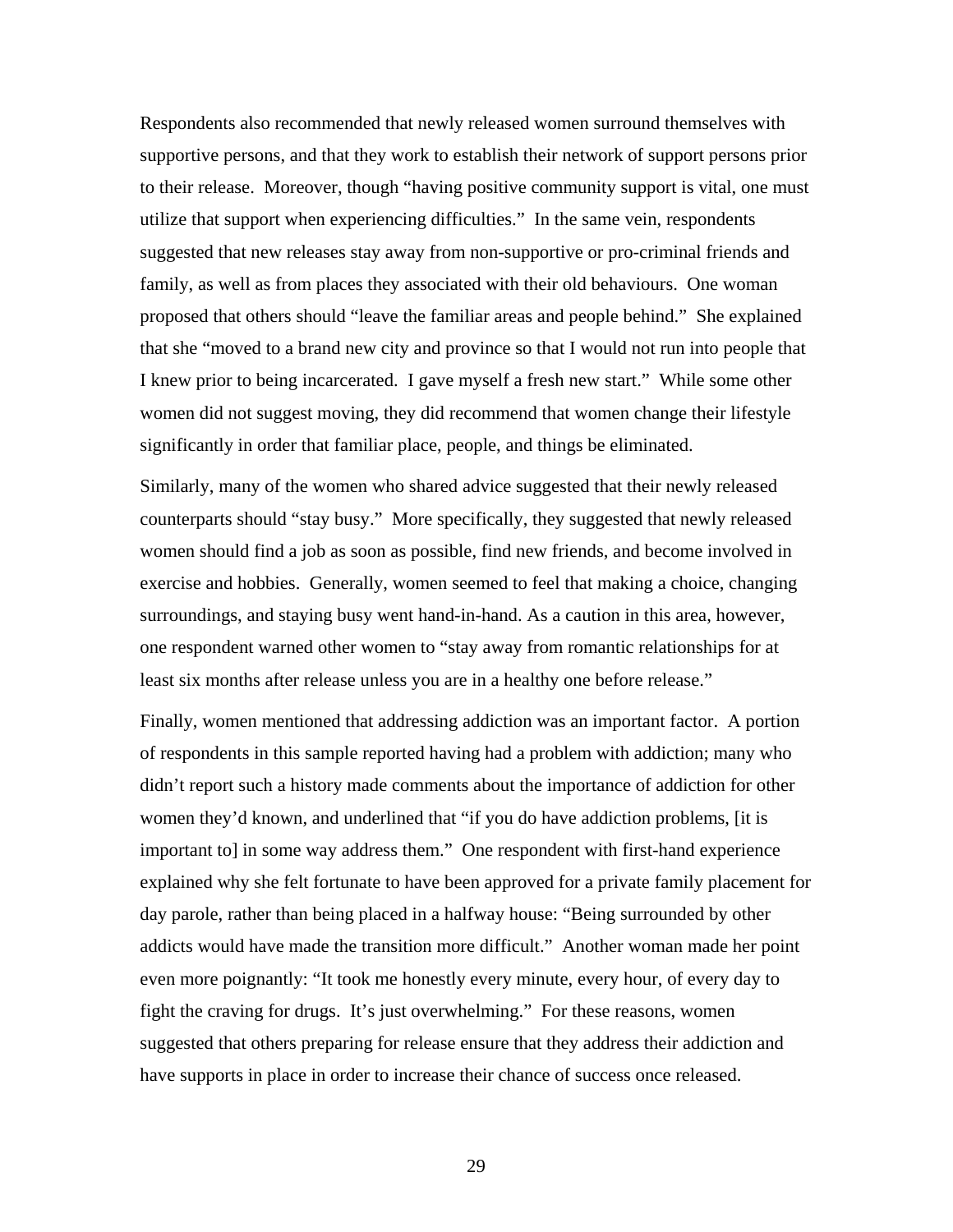Respondents also recommended that newly released women surround themselves with supportive persons, and that they work to establish their network of support persons prior to their release. Moreover, though "having positive community support is vital, one must utilize that support when experiencing difficulties." In the same vein, respondents suggested that new releases stay away from non-supportive or pro-criminal friends and family, as well as from places they associated with their old behaviours. One woman proposed that others should "leave the familiar areas and people behind." She explained that she "moved to a brand new city and province so that I would not run into people that I knew prior to being incarcerated. I gave myself a fresh new start." While some other women did not suggest moving, they did recommend that women change their lifestyle significantly in order that familiar place, people, and things be eliminated.

Similarly, many of the women who shared advice suggested that their newly released counterparts should "stay busy." More specifically, they suggested that newly released women should find a job as soon as possible, find new friends, and become involved in exercise and hobbies. Generally, women seemed to feel that making a choice, changing surroundings, and staying busy went hand-in-hand. As a caution in this area, however, one respondent warned other women to "stay away from romantic relationships for at least six months after release unless you are in a healthy one before release."

Finally, women mentioned that addressing addiction was an important factor. A portion of respondents in this sample reported having had a problem with addiction; many who didn't report such a history made comments about the importance of addiction for other women they'd known, and underlined that "if you do have addiction problems, [it is important to] in some way address them." One respondent with first-hand experience explained why she felt fortunate to have been approved for a private family placement for day parole, rather than being placed in a halfway house: "Being surrounded by other addicts would have made the transition more difficult." Another woman made her point even more poignantly: "It took me honestly every minute, every hour, of every day to fight the craving for drugs. It's just overwhelming." For these reasons, women suggested that others preparing for release ensure that they address their addiction and have supports in place in order to increase their chance of success once released.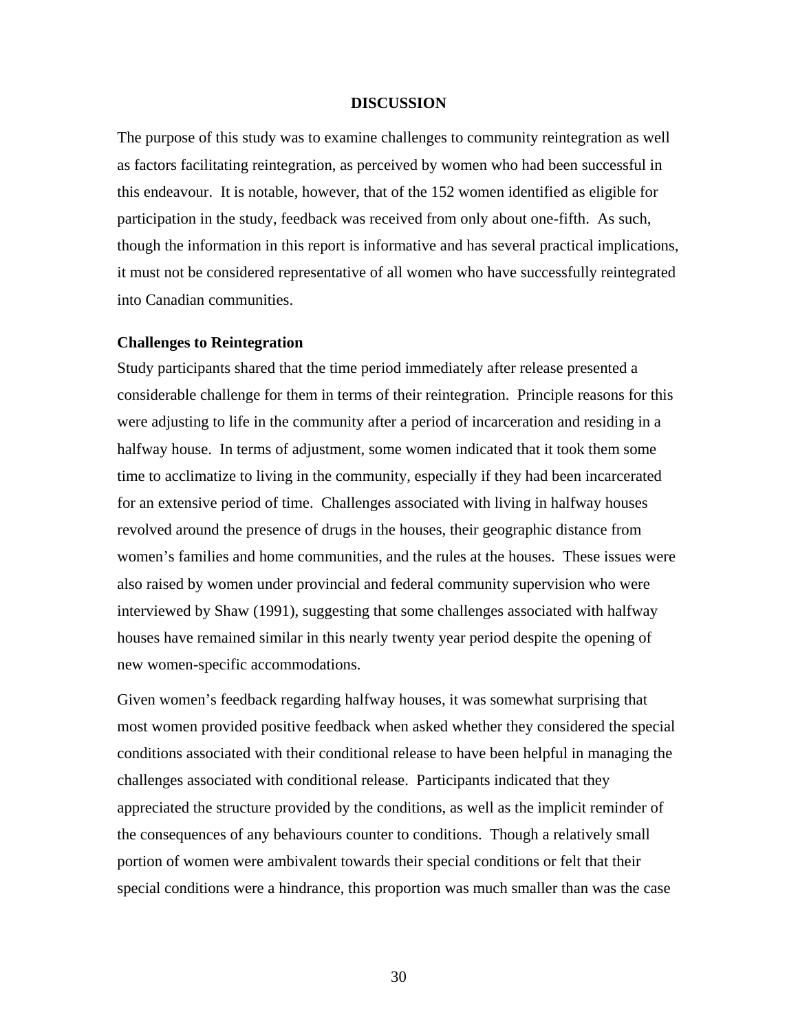## DISCUSSION

The purpose of this study was to examine challenges to community reintegration as well as factors facilitating reintegration, as perceived by women who had been successful in this endeavour. It is notable, however, that of the 152 women identified as eligible for participation in the study, feedback was received from only about one-fifth. As such, though the information in this report is informative and has several practical implications, it must not be considered representative of all women who have successfully reintegrated into Canadian communities.

### Challenges to Reintegration

Study participants shared that the time period immediately after release presented a considerable challenge for them in terms of their reintegration. Principle reasons for this were adjusting to life in the community after a period of incarceration and residing in a halfway house. In terms of adjustment, some women indicated that it took them some time to acclimatize to living in the community, especially if they had been incarcerated for an extensive period of time. Challenges associated with living in halfway houses revolved around the presence of drugs in the houses, their geographic distance from women's families and home communities, and the rules at the houses. These issues were also raised by women under provincial and federal community supervision who were interviewed by Shaw (1991), suggesting that some challenges associated with halfway houses have remained similar in this nearly twenty year period despite the opening of new women-specific accommodations.

Given women's feedback regarding halfway houses, it was somewhat surprising that most women provided positive feedback when asked whether they considered the special conditions associated with their conditional release to have been helpful in managing the challenges associated with conditional release. Participants indicated that they appreciated the structure provided by the conditions, as well as the implicit reminder of the consequences of any behaviours counter to conditions. Though a relatively small portion of women were ambivalent towards their special conditions or felt that their special conditions were a hindrance, this proportion was much smaller than was the case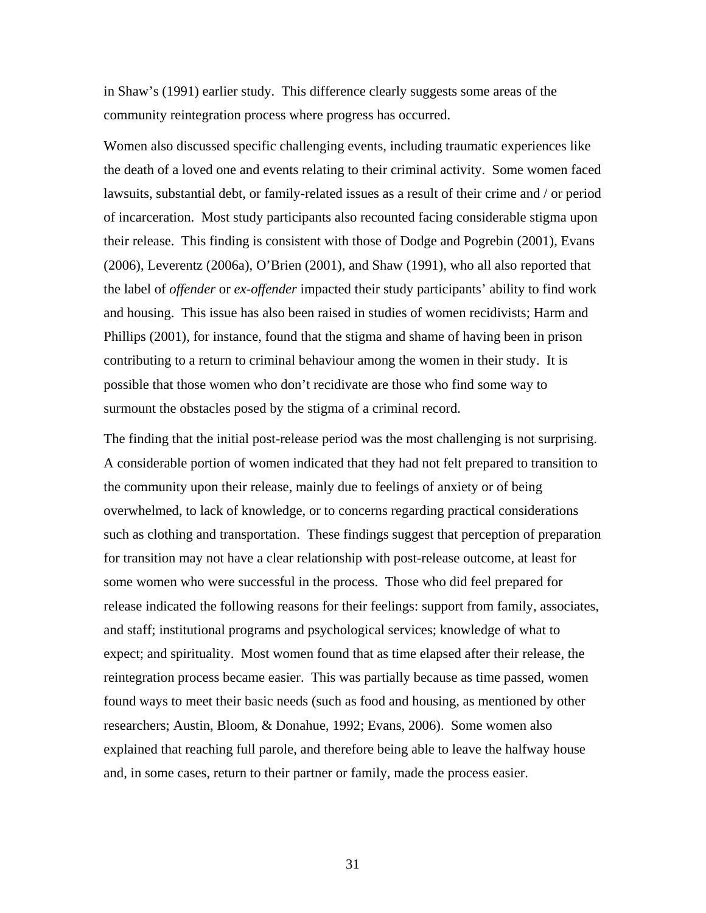in Shaw's (1991) earlier study. This difference clearly suggests some areas of the community reintegration process where progress has occurred.

Women also discussed specific challenging events, including traumatic experiences like the death of a loved one and events relating to their criminal activity. Some women faced lawsuits, substantial debt, or family-related issues as a result of their crime and / or period of incarceration. Most study participants also recounted facing considerable stigma upon their release. This finding is consistent with those of Dodge and Pogrebin (2001), Evans (2006), Leverentz (2006a), O'Brien (2001), and Shaw (1991), who all also reported that the label of *offender* or *ex-offender* impacted their study participants' ability to find work and housing. This issue has also been raised in studies of women recidivists; Harm and Phillips (2001), for instance, found that the stigma and shame of having been in prison contributing to a return to criminal behaviour among the women in their study. It is possible that those women who don't recidivate are those who find some way to surmount the obstacles posed by the stigma of a criminal record.

The finding that the initial post-release period was the most challenging is not surprising. A considerable portion of women indicated that they had not felt prepared to transition to the community upon their release, mainly due to feelings of anxiety or of being overwhelmed, to lack of knowledge, or to concerns regarding practical considerations such as clothing and transportation. These findings suggest that perception of preparation for transition may not have a clear relationship with post-release outcome, at least for some women who were successful in the process. Those who did feel prepared for release indicated the following reasons for their feelings: support from family, associates, and staff; institutional programs and psychological services; knowledge of what to expect; and spirituality. Most women found that as time elapsed after their release, the reintegration process became easier. This was partially because as time passed, women found ways to meet their basic needs (such as food and housing, as mentioned by other researchers; Austin, Bloom, & Donahue, 1992; Evans, 2006). Some women also explained that reaching full parole, and therefore being able to leave the halfway house and, in some cases, return to their partner or family, made the process easier.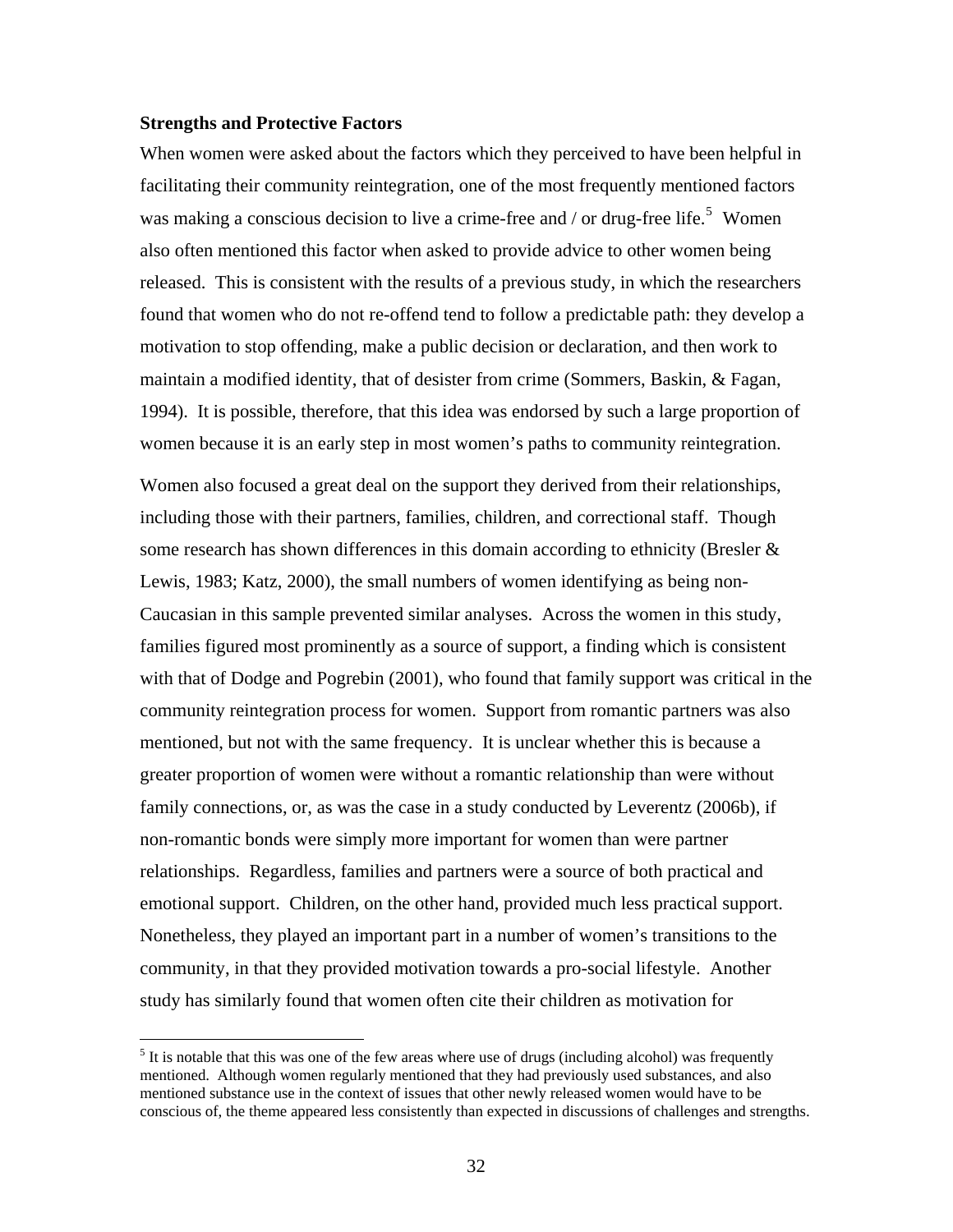**Strengths and Protective Factors**

When women were asked about the factors which they perceived to have been helpful in facilitating their community reintegration, one of the most frequently mentioned factors was making a conscious decision to live a crime-free and / or drug-free life.[5] Women also often mentioned this factor when asked to provide advice to other women being released. This is consistent with the results of a previous study, in which the researchers found that women who do not re-offend tend to follow a predictable path: they develop a motivation to stop offending, make a public decision or declaration, and then work to maintain a modified identity, that of desister from crime (Sommers, Baskin, & Fagan, 1994). It is possible, therefore, that this idea was endorsed by such a large proportion of women because it is an early step in most women's paths to community reintegration.

Women also focused a great deal on the support they derived from their relationships, including those with their partners, families, children, and correctional staff. Though some research has shown differences in this domain according to ethnicity (Bresler & Lewis, 1983; Katz, 2000), the small numbers of women identifying as being non-Caucasian in this sample prevented similar analyses. Across the women in this study, families figured most prominently as a source of support, a finding which is consistent with that of Dodge and Pogrebin (2001), who found that family support was critical in the community reintegration process for women. Support from romantic partners was also mentioned, but not with the same frequency. It is unclear whether this is because a greater proportion of women were without a romantic relationship than were without family connections, or, as was the case in a study conducted by Leverentz (2006b), if non-romantic bonds were simply more important for women than were partner relationships. Regardless, families and partners were a source of both practical and emotional support. Children, on the other hand, provided much less practical support. Nonetheless, they played an important part in a number of women's transitions to the community, in that they provided motivation towards a pro-social lifestyle. Another study has similarly found that women often cite their children as motivation for

[5] It is notable that this was one of the few areas where use of drugs (including alcohol) was frequently mentioned. Although women regularly mentioned that they had previously used substances, and also mentioned substance use in the context of issues that other newly released women would have to be conscious of, the theme appeared less consistently than expected in discussions of challenges and strengths.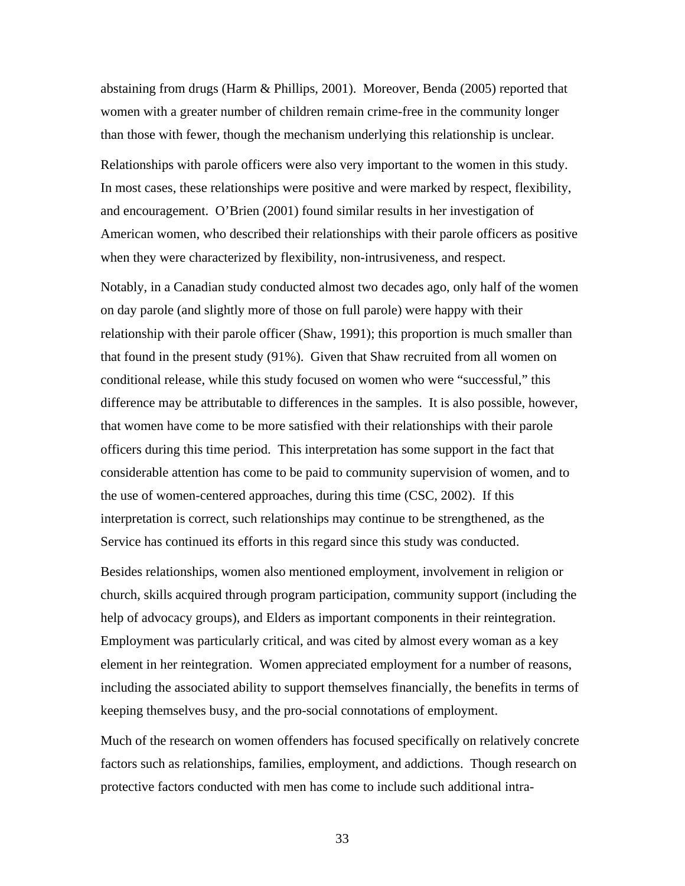abstaining from drugs (Harm & Phillips, 2001). Moreover, Benda (2005) reported that women with a greater number of children remain crime-free in the community longer than those with fewer, though the mechanism underlying this relationship is unclear.

Relationships with parole officers were also very important to the women in this study. In most cases, these relationships were positive and were marked by respect, flexibility, and encouragement. O'Brien (2001) found similar results in her investigation of American women, who described their relationships with their parole officers as positive when they were characterized by flexibility, non-intrusiveness, and respect.

Notably, in a Canadian study conducted almost two decades ago, only half of the women on day parole (and slightly more of those on full parole) were happy with their relationship with their parole officer (Shaw, 1991); this proportion is much smaller than that found in the present study (91%). Given that Shaw recruited from all women on conditional release, while this study focused on women who were "successful," this difference may be attributable to differences in the samples. It is also possible, however, that women have come to be more satisfied with their relationships with their parole officers during this time period. This interpretation has some support in the fact that considerable attention has come to be paid to community supervision of women, and to the use of women-centered approaches, during this time (CSC, 2002). If this interpretation is correct, such relationships may continue to be strengthened, as the Service has continued its efforts in this regard since this study was conducted.

Besides relationships, women also mentioned employment, involvement in religion or church, skills acquired through program participation, community support (including the help of advocacy groups), and Elders as important components in their reintegration. Employment was particularly critical, and was cited by almost every woman as a key element in her reintegration. Women appreciated employment for a number of reasons, including the associated ability to support themselves financially, the benefits in terms of keeping themselves busy, and the pro-social connotations of employment.

Much of the research on women offenders has focused specifically on relatively concrete factors such as relationships, families, employment, and addictions. Though research on protective factors conducted with men has come to include such additional intra-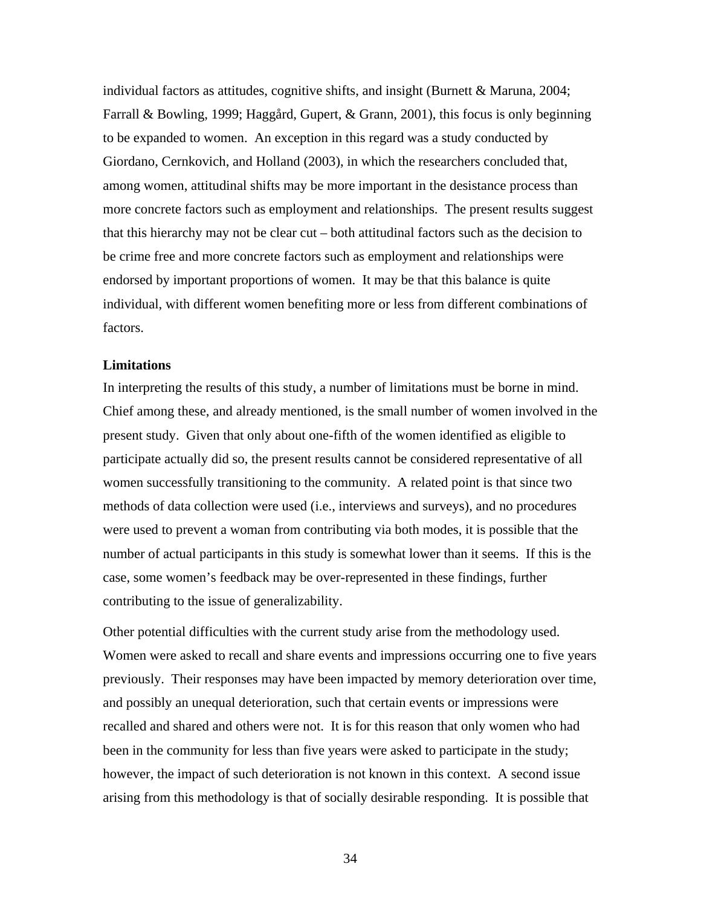individual factors as attitudes, cognitive shifts, and insight (Burnett & Maruna, 2004; Farrall & Bowling, 1999; Haggård, Gupert, & Grann, 2001), this focus is only beginning to be expanded to women. An exception in this regard was a study conducted by Giordano, Cernkovich, and Holland (2003), in which the researchers concluded that, among women, attitudinal shifts may be more important in the desistance process than more concrete factors such as employment and relationships. The present results suggest that this hierarchy may not be clear cut – both attitudinal factors such as the decision to be crime free and more concrete factors such as employment and relationships were endorsed by important proportions of women. It may be that this balance is quite individual, with different women benefiting more or less from different combinations of factors.

### Limitations

In interpreting the results of this study, a number of limitations must be borne in mind. Chief among these, and already mentioned, is the small number of women involved in the present study. Given that only about one-fifth of the women identified as eligible to participate actually did so, the present results cannot be considered representative of all women successfully transitioning to the community. A related point is that since two methods of data collection were used (i.e., interviews and surveys), and no procedures were used to prevent a woman from contributing via both modes, it is possible that the number of actual participants in this study is somewhat lower than it seems. If this is the case, some women's feedback may be over-represented in these findings, further contributing to the issue of generalizability.

Other potential difficulties with the current study arise from the methodology used. Women were asked to recall and share events and impressions occurring one to five years previously. Their responses may have been impacted by memory deterioration over time, and possibly an unequal deterioration, such that certain events or impressions were recalled and shared and others were not. It is for this reason that only women who had been in the community for less than five years were asked to participate in the study; however, the impact of such deterioration is not known in this context. A second issue arising from this methodology is that of socially desirable responding. It is possible that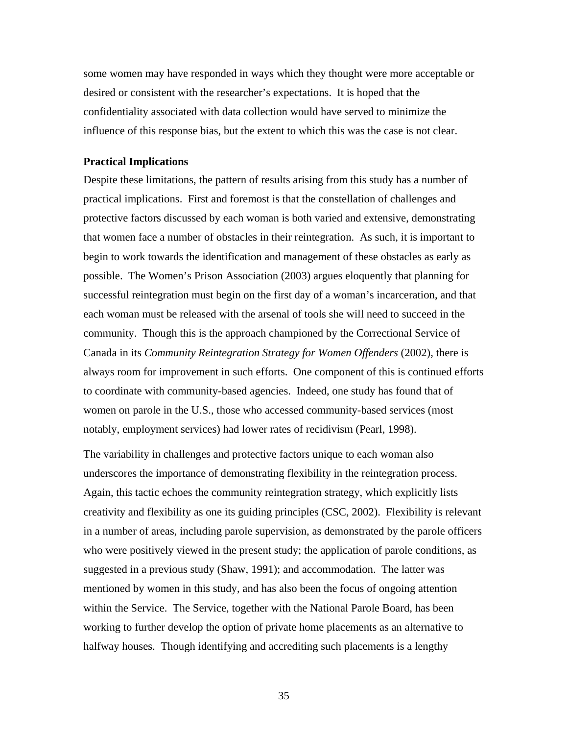some women may have responded in ways which they thought were more acceptable or desired or consistent with the researcher's expectations. It is hoped that the confidentiality associated with data collection would have served to minimize the influence of this response bias, but the extent to which this was the case is not clear.

**Practical Implications**

Despite these limitations, the pattern of results arising from this study has a number of practical implications. First and foremost is that the constellation of challenges and protective factors discussed by each woman is both varied and extensive, demonstrating that women face a number of obstacles in their reintegration. As such, it is important to begin to work towards the identification and management of these obstacles as early as possible. The Women's Prison Association (2003) argues eloquently that planning for successful reintegration must begin on the first day of a woman's incarceration, and that each woman must be released with the arsenal of tools she will need to succeed in the community. Though this is the approach championed by the Correctional Service of Canada in its *Community Reintegration Strategy for Women Offenders* (2002), there is always room for improvement in such efforts. One component of this is continued efforts to coordinate with community-based agencies. Indeed, one study has found that of women on parole in the U.S., those who accessed community-based services (most notably, employment services) had lower rates of recidivism (Pearl, 1998).

The variability in challenges and protective factors unique to each woman also underscores the importance of demonstrating flexibility in the reintegration process. Again, this tactic echoes the community reintegration strategy, which explicitly lists creativity and flexibility as one its guiding principles (CSC, 2002). Flexibility is relevant in a number of areas, including parole supervision, as demonstrated by the parole officers who were positively viewed in the present study; the application of parole conditions, as suggested in a previous study (Shaw, 1991); and accommodation. The latter was mentioned by women in this study, and has also been the focus of ongoing attention within the Service. The Service, together with the National Parole Board, has been working to further develop the option of private home placements as an alternative to halfway houses. Though identifying and accrediting such placements is a lengthy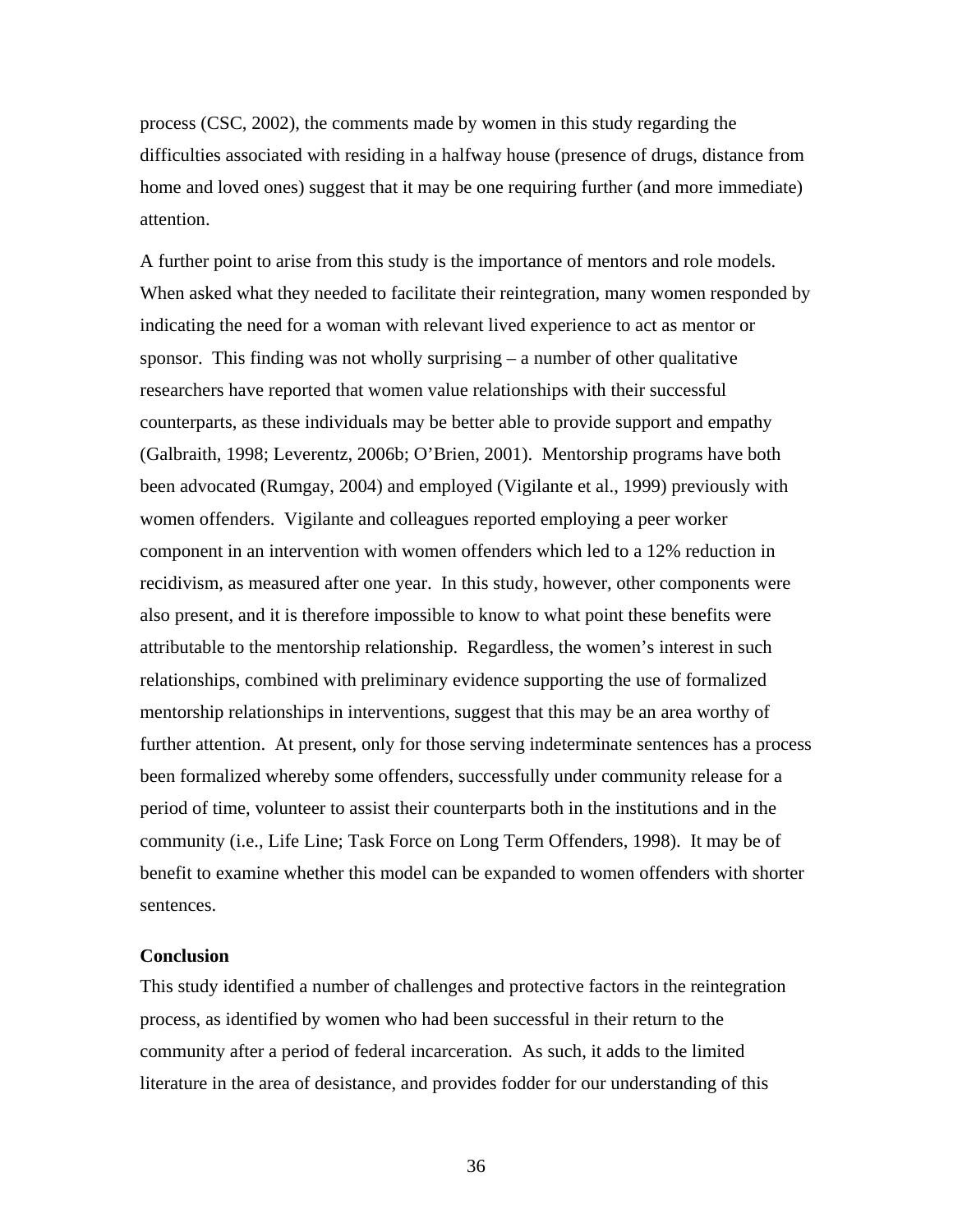process (CSC, 2002), the comments made by women in this study regarding the difficulties associated with residing in a halfway house (presence of drugs, distance from home and loved ones) suggest that it may be one requiring further (and more immediate) attention.

A further point to arise from this study is the importance of mentors and role models. When asked what they needed to facilitate their reintegration, many women responded by indicating the need for a woman with relevant lived experience to act as mentor or sponsor. This finding was not wholly surprising – a number of other qualitative researchers have reported that women value relationships with their successful counterparts, as these individuals may be better able to provide support and empathy (Galbraith, 1998; Leverentz, 2006b; O'Brien, 2001). Mentorship programs have both been advocated (Rumgay, 2004) and employed (Vigilante et al., 1999) previously with women offenders. Vigilante and colleagues reported employing a peer worker component in an intervention with women offenders which led to a 12% reduction in recidivism, as measured after one year. In this study, however, other components were also present, and it is therefore impossible to know to what point these benefits were attributable to the mentorship relationship. Regardless, the women's interest in such relationships, combined with preliminary evidence supporting the use of formalized mentorship relationships in interventions, suggest that this may be an area worthy of further attention. At present, only for those serving indeterminate sentences has a process been formalized whereby some offenders, successfully under community release for a period of time, volunteer to assist their counterparts both in the institutions and in the community (i.e., Life Line; Task Force on Long Term Offenders, 1998). It may be of benefit to examine whether this model can be expanded to women offenders with shorter sentences.

**Conclusion**

This study identified a number of challenges and protective factors in the reintegration process, as identified by women who had been successful in their return to the community after a period of federal incarceration. As such, it adds to the limited literature in the area of desistance, and provides fodder for our understanding of this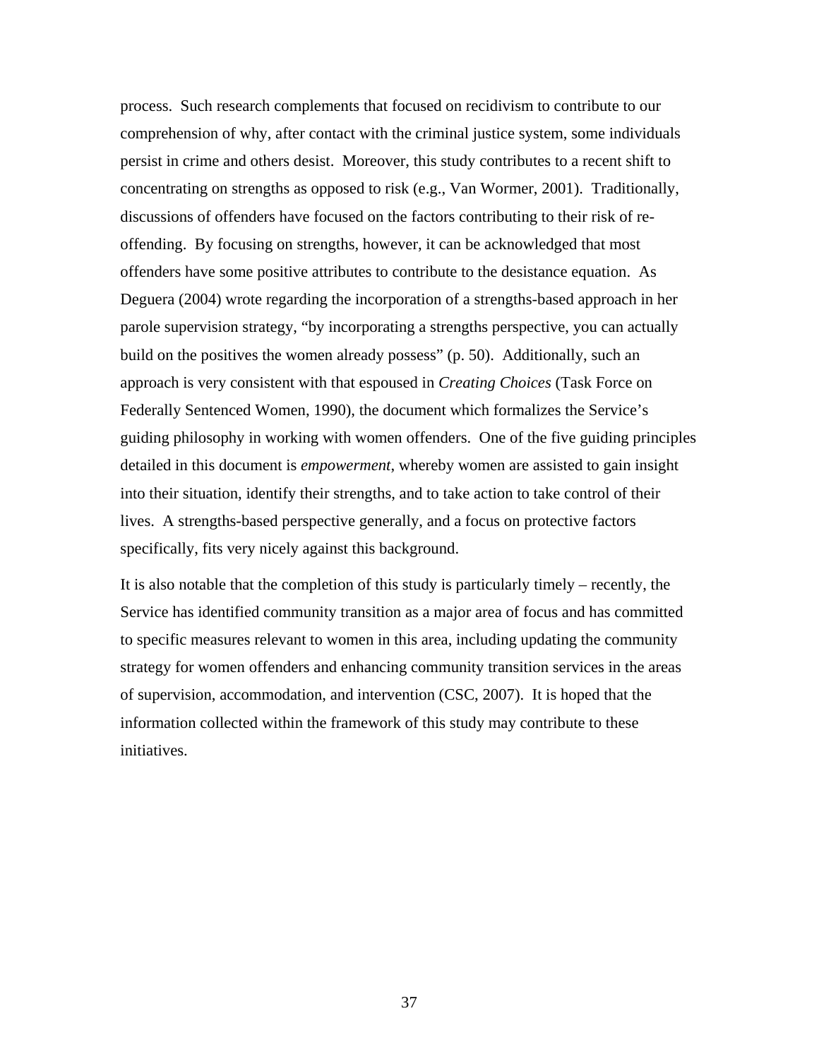process. Such research complements that focused on recidivism to contribute to our comprehension of why, after contact with the criminal justice system, some individuals persist in crime and others desist. Moreover, this study contributes to a recent shift to concentrating on strengths as opposed to risk (e.g., Van Wormer, 2001). Traditionally, discussions of offenders have focused on the factors contributing to their risk of re-offending. By focusing on strengths, however, it can be acknowledged that most offenders have some positive attributes to contribute to the desistance equation. As Deguera (2004) wrote regarding the incorporation of a strengths-based approach in her parole supervision strategy, "by incorporating a strengths perspective, you can actually build on the positives the women already possess" (p. 50). Additionally, such an approach is very consistent with that espoused in *Creating Choices* (Task Force on Federally Sentenced Women, 1990), the document which formalizes the Service's guiding philosophy in working with women offenders. One of the five guiding principles detailed in this document is *empowerment*, whereby women are assisted to gain insight into their situation, identify their strengths, and to take action to take control of their lives. A strengths-based perspective generally, and a focus on protective factors specifically, fits very nicely against this background.

It is also notable that the completion of this study is particularly timely – recently, the Service has identified community transition as a major area of focus and has committed to specific measures relevant to women in this area, including updating the community strategy for women offenders and enhancing community transition services in the areas of supervision, accommodation, and intervention (CSC, 2007). It is hoped that the information collected within the framework of this study may contribute to these initiatives.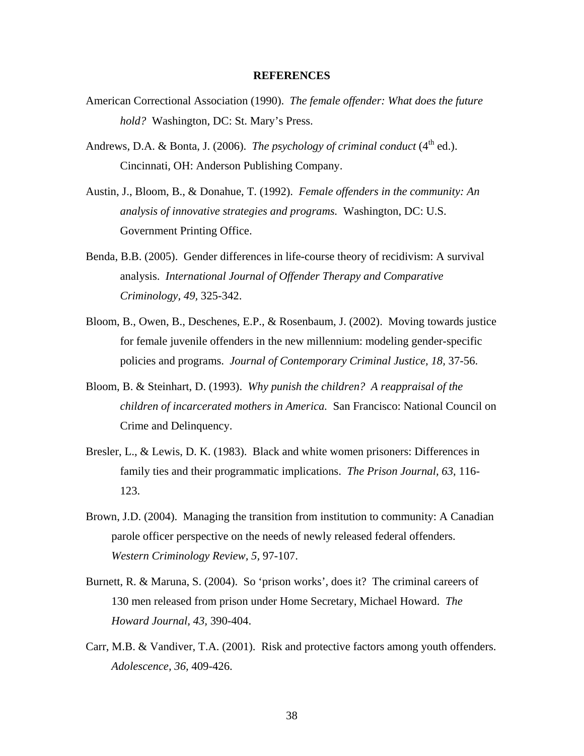**REFERENCES**

American Correctional Association (1990). *The female offender: What does the future hold?* Washington, DC: St. Mary's Press.

Andrews, D.A. & Bonta, J. (2006). *The psychology of criminal conduct* (4th ed.). Cincinnati, OH: Anderson Publishing Company.

Austin, J., Bloom, B., & Donahue, T. (1992). *Female offenders in the community: An analysis of innovative strategies and programs.* Washington, DC: U.S. Government Printing Office.

Benda, B.B. (2005). Gender differences in life-course theory of recidivism: A survival analysis. *International Journal of Offender Therapy and Comparative Criminology, 49,* 325-342.

Bloom, B., Owen, B., Deschenes, E.P., & Rosenbaum, J. (2002). Moving towards justice for female juvenile offenders in the new millennium: modeling gender-specific policies and programs. *Journal of Contemporary Criminal Justice, 18,* 37-56.

Bloom, B. & Steinhart, D. (1993). *Why punish the children? A reappraisal of the children of incarcerated mothers in America.* San Francisco: National Council on Crime and Delinquency.

Bresler, L., & Lewis, D. K. (1983). Black and white women prisoners: Differences in family ties and their programmatic implications. *The Prison Journal, 63*, 116-123.

Brown, J.D. (2004). Managing the transition from institution to community: A Canadian parole officer perspective on the needs of newly released federal offenders. *Western Criminology Review, 5,* 97-107.

Burnett, R. & Maruna, S. (2004). So 'prison works', does it? The criminal careers of 130 men released from prison under Home Secretary, Michael Howard. *The Howard Journal, 43,* 390-404.

Carr, M.B. & Vandiver, T.A. (2001). Risk and protective factors among youth offenders. *Adolescence, 36,* 409-426.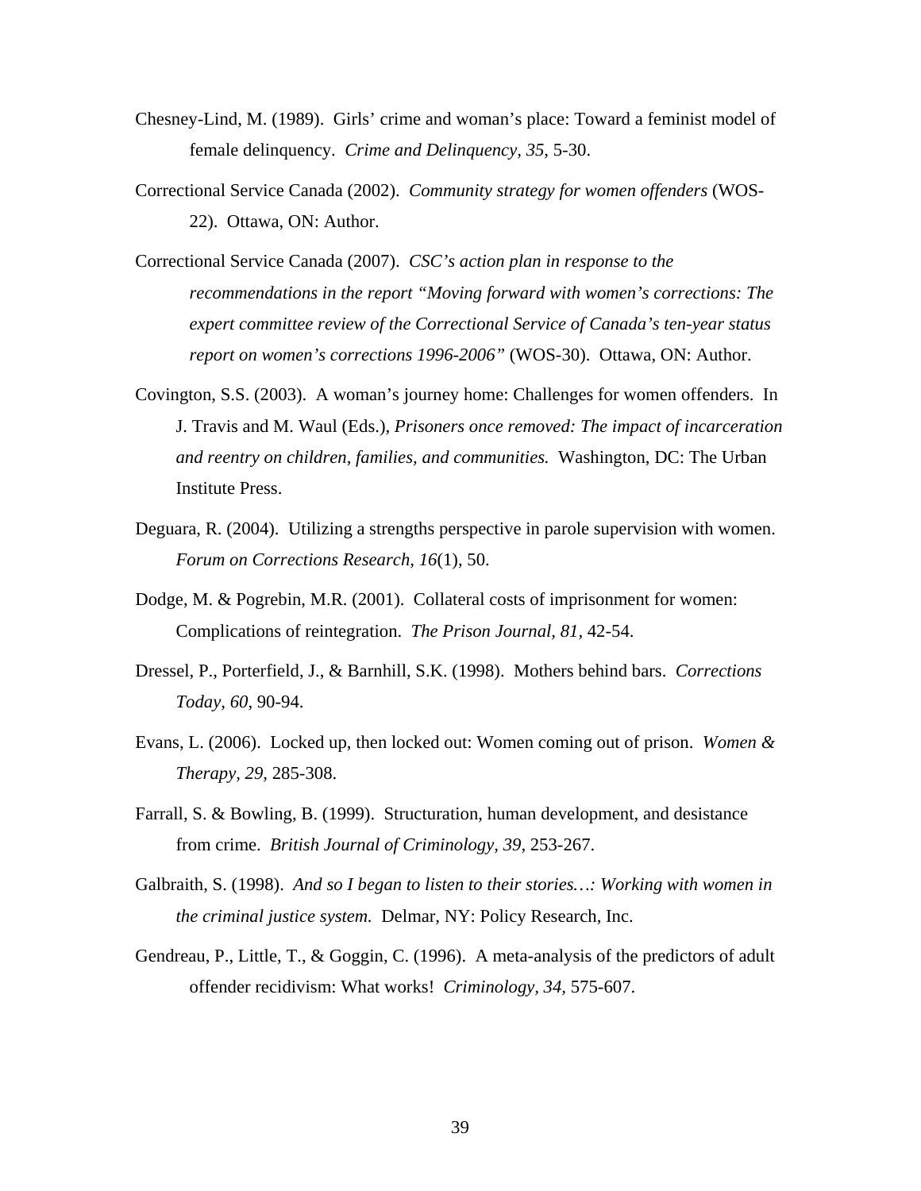Chesney-Lind, M. (1989). Girls' crime and woman's place: Toward a feminist model of female delinquency. *Crime and Delinquency, 35,* 5-30.

Correctional Service Canada (2002). *Community strategy for women offenders* (WOS-22). Ottawa, ON: Author.

Correctional Service Canada (2007). *CSC's action plan in response to the recommendations in the report "Moving forward with women's corrections: The expert committee review of the Correctional Service of Canada's ten-year status report on women's corrections 1996-2006"* (WOS-30). Ottawa, ON: Author.

Covington, S.S. (2003). A woman's journey home: Challenges for women offenders. In J. Travis and M. Waul (Eds.), *Prisoners once removed: The impact of incarceration and reentry on children, families, and communities.* Washington, DC: The Urban Institute Press.

Deguara, R. (2004). Utilizing a strengths perspective in parole supervision with women. *Forum on Corrections Research, 16*(1), 50.

Dodge, M. & Pogrebin, M.R. (2001). Collateral costs of imprisonment for women: Complications of reintegration. *The Prison Journal, 81,* 42-54.

Dressel, P., Porterfield, J., & Barnhill, S.K. (1998). Mothers behind bars. *Corrections Today, 60,* 90-94.

Evans, L. (2006). Locked up, then locked out: Women coming out of prison. *Women & Therapy, 29,* 285-308.

Farrall, S. & Bowling, B. (1999). Structuration, human development, and desistance from crime. *British Journal of Criminology, 39,* 253-267.

Galbraith, S. (1998). *And so I began to listen to their stories…: Working with women in the criminal justice system.* Delmar, NY: Policy Research, Inc.

Gendreau, P., Little, T., & Goggin, C. (1996). A meta-analysis of the predictors of adult offender recidivism: What works! *Criminology, 34,* 575-607.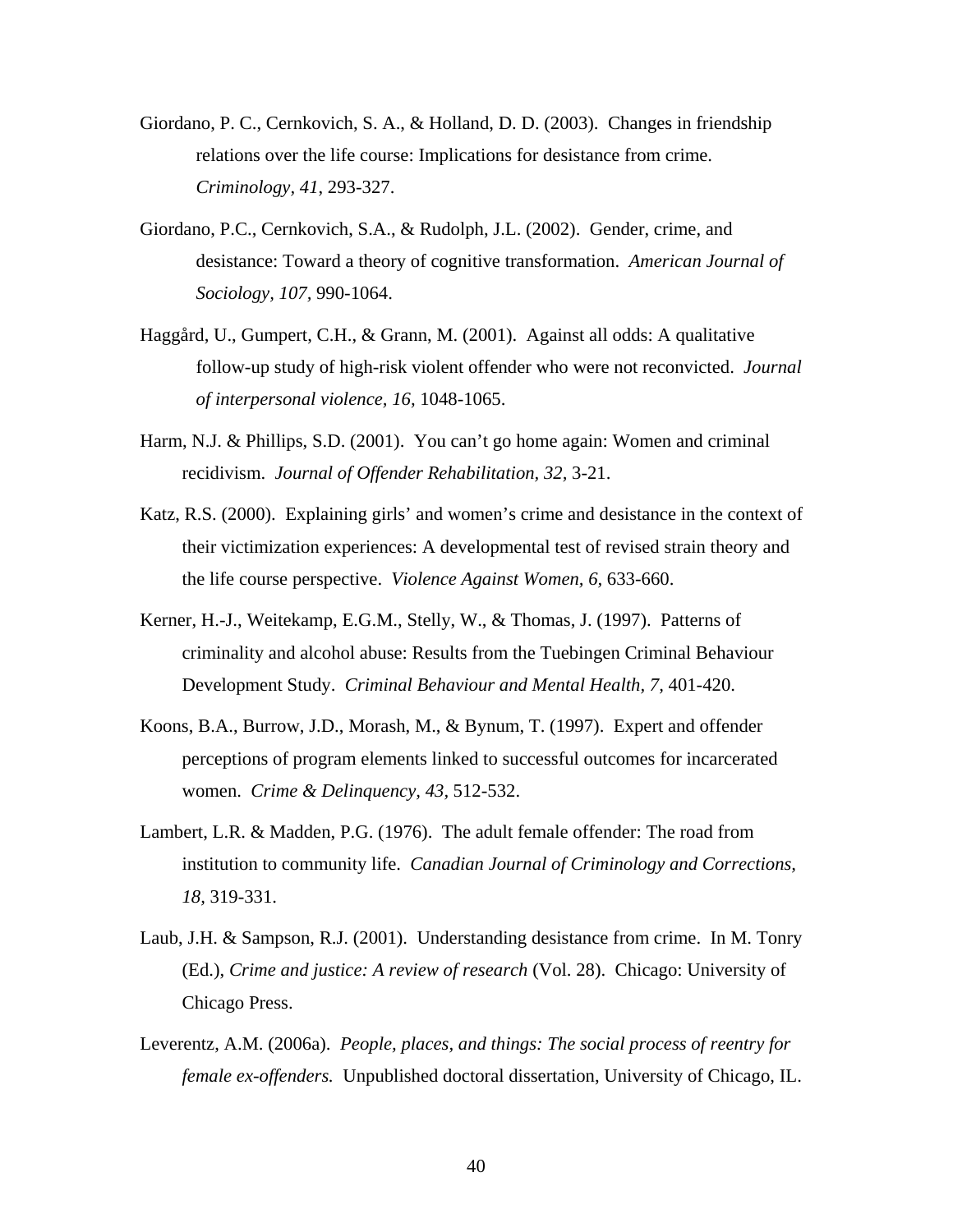Giordano, P. C., Cernkovich, S. A., & Holland, D. D. (2003). Changes in friendship relations over the life course: Implications for desistance from crime. *Criminology, 41*, 293-327.

Giordano, P.C., Cernkovich, S.A., & Rudolph, J.L. (2002). Gender, crime, and desistance: Toward a theory of cognitive transformation. *American Journal of Sociology, 107*, 990-1064.

Haggård, U., Gumpert, C.H., & Grann, M. (2001). Against all odds: A qualitative follow-up study of high-risk violent offender who were not reconvicted. *Journal of interpersonal violence, 16*, 1048-1065.

Harm, N.J. & Phillips, S.D. (2001). You can't go home again: Women and criminal recidivism. *Journal of Offender Rehabilitation, 32*, 3-21.

Katz, R.S. (2000). Explaining girls' and women's crime and desistance in the context of their victimization experiences: A developmental test of revised strain theory and the life course perspective. *Violence Against Women, 6*, 633-660.

Kerner, H.-J., Weitekamp, E.G.M., Stelly, W., & Thomas, J. (1997). Patterns of criminality and alcohol abuse: Results from the Tuebingen Criminal Behaviour Development Study. *Criminal Behaviour and Mental Health, 7*, 401-420.

Koons, B.A., Burrow, J.D., Morash, M., & Bynum, T. (1997). Expert and offender perceptions of program elements linked to successful outcomes for incarcerated women. *Crime & Delinquency, 43*, 512-532.

Lambert, L.R. & Madden, P.G. (1976). The adult female offender: The road from institution to community life. *Canadian Journal of Criminology and Corrections, 18*, 319-331.

Laub, J.H. & Sampson, R.J. (2001). Understanding desistance from crime. In M. Tonry (Ed.), *Crime and justice: A review of research* (Vol. 28). Chicago: University of Chicago Press.

Leverentz, A.M. (2006a). *People, places, and things: The social process of reentry for female ex-offenders.* Unpublished doctoral dissertation, University of Chicago, IL.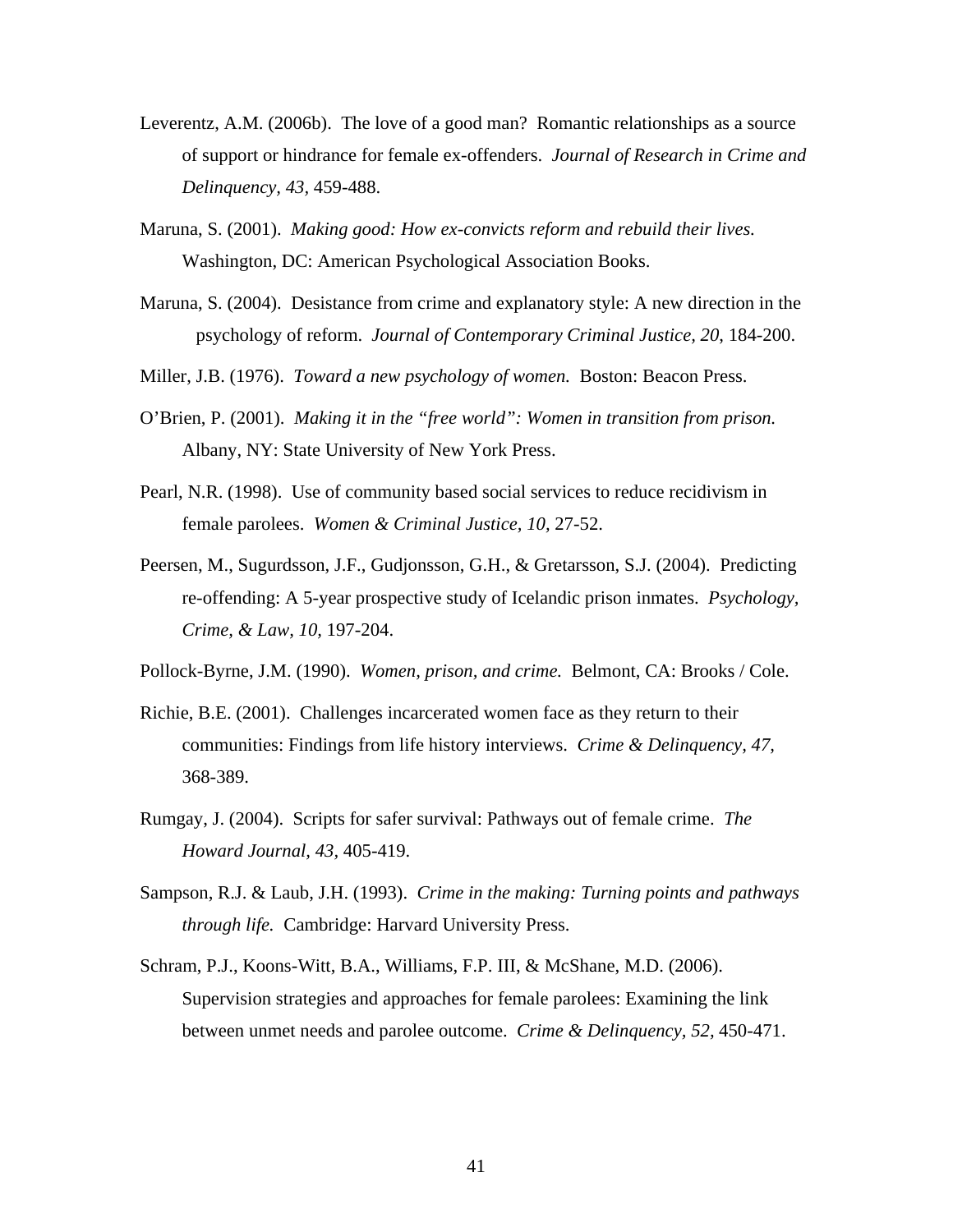Leverentz, A.M. (2006b). The love of a good man? Romantic relationships as a source of support or hindrance for female ex-offenders. *Journal of Research in Crime and Delinquency, 43,* 459-488.

Maruna, S. (2001). *Making good: How ex-convicts reform and rebuild their lives.* Washington, DC: American Psychological Association Books.

Maruna, S. (2004). Desistance from crime and explanatory style: A new direction in the psychology of reform. *Journal of Contemporary Criminal Justice, 20,* 184-200.

Miller, J.B. (1976). *Toward a new psychology of women.* Boston: Beacon Press.

O'Brien, P. (2001). *Making it in the "free world": Women in transition from prison.* Albany, NY: State University of New York Press.

Pearl, N.R. (1998). Use of community based social services to reduce recidivism in female parolees. *Women & Criminal Justice, 10,* 27-52.

Peersen, M., Sugurdsson, J.F., Gudjonsson, G.H., & Gretarsson, S.J. (2004). Predicting re-offending: A 5-year prospective study of Icelandic prison inmates. *Psychology, Crime, & Law, 10,* 197-204.

Pollock-Byrne, J.M. (1990). *Women, prison, and crime.* Belmont, CA: Brooks / Cole.

Richie, B.E. (2001). Challenges incarcerated women face as they return to their communities: Findings from life history interviews. *Crime & Delinquency, 47,* 368-389.

Rumgay, J. (2004). Scripts for safer survival: Pathways out of female crime. *The Howard Journal, 43,* 405-419.

Sampson, R.J. & Laub, J.H. (1993). *Crime in the making: Turning points and pathways through life.* Cambridge: Harvard University Press.

Schram, P.J., Koons-Witt, B.A., Williams, F.P. III, & McShane, M.D. (2006). Supervision strategies and approaches for female parolees: Examining the link between unmet needs and parolee outcome. *Crime & Delinquency, 52,* 450-471.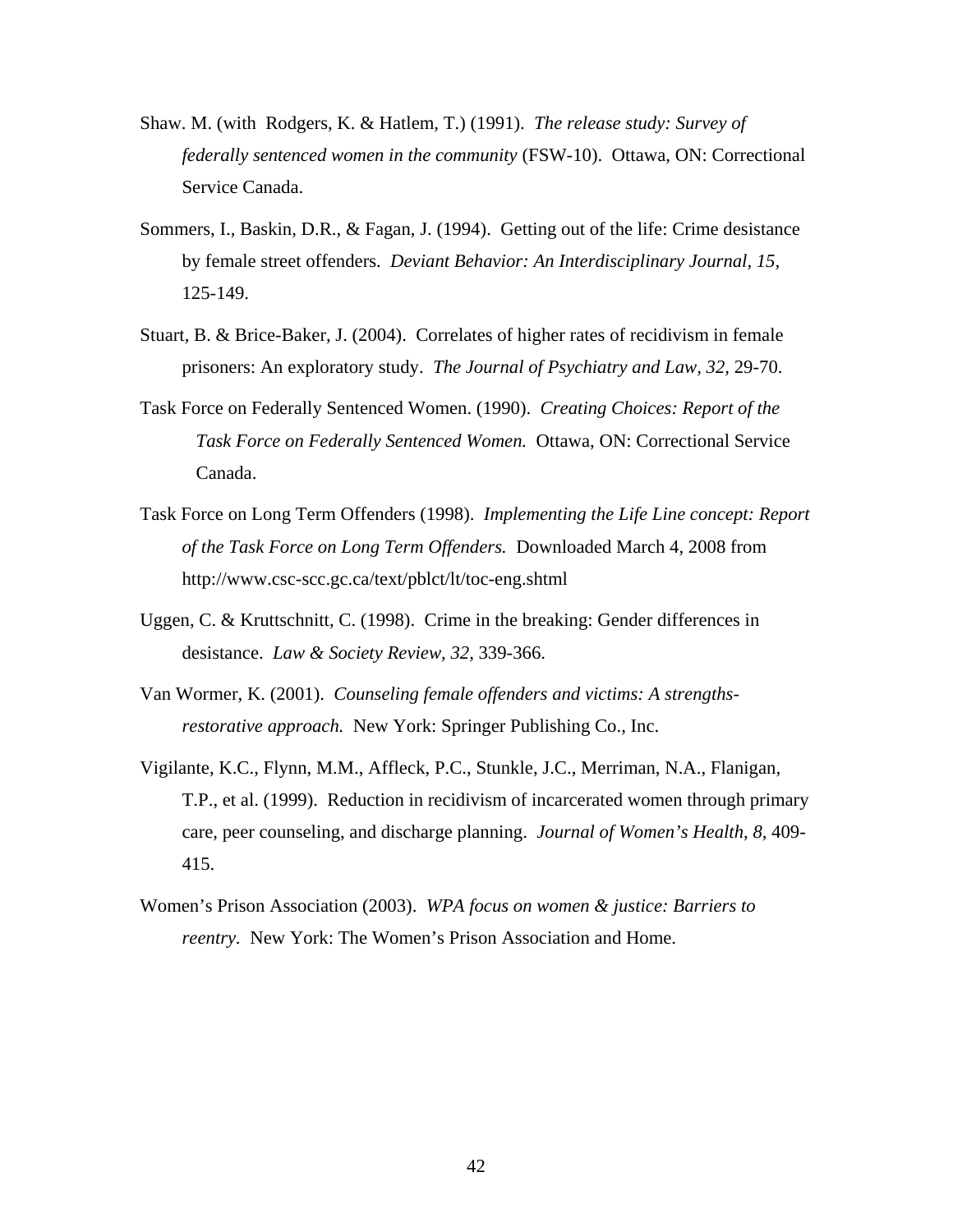Shaw. M. (with Rodgers, K. & Hatlem, T.) (1991). *The release study: Survey of federally sentenced women in the community* (FSW-10). Ottawa, ON: Correctional Service Canada.

Sommers, I., Baskin, D.R., & Fagan, J. (1994). Getting out of the life: Crime desistance by female street offenders. *Deviant Behavior: An Interdisciplinary Journal*, *15*, 125-149.

Stuart, B. & Brice-Baker, J. (2004). Correlates of higher rates of recidivism in female prisoners: An exploratory study. *The Journal of Psychiatry and Law*, *32*, 29-70.

Task Force on Federally Sentenced Women. (1990). *Creating Choices: Report of the Task Force on Federally Sentenced Women.* Ottawa, ON: Correctional Service Canada.

Task Force on Long Term Offenders (1998). *Implementing the Life Line concept: Report of the Task Force on Long Term Offenders.* Downloaded March 4, 2008 from http://www.csc-scc.gc.ca/text/pblct/lt/toc-eng.shtml

Uggen, C. & Kruttschnitt, C. (1998). Crime in the breaking: Gender differences in desistance. *Law & Society Review, 32*, 339-366.

Van Wormer, K. (2001). *Counseling female offenders and victims: A strengths-restorative approach.* New York: Springer Publishing Co., Inc.

Vigilante, K.C., Flynn, M.M., Affleck, P.C., Stunkle, J.C., Merriman, N.A., Flanigan, T.P., et al. (1999). Reduction in recidivism of incarcerated women through primary care, peer counseling, and discharge planning. *Journal of Women's Health*, *8*, 409-415.

Women's Prison Association (2003). *WPA focus on women & justice: Barriers to reentry*. New York: The Women's Prison Association and Home.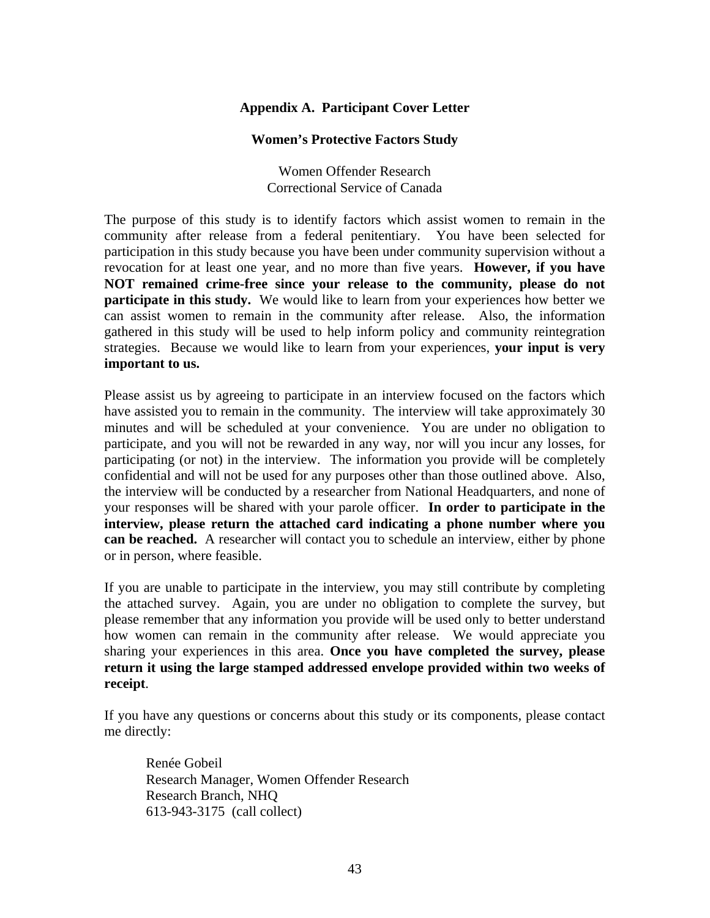## Appendix A. Participant Cover Letter

### Women's Protective Factors Study

Women Offender Research
Correctional Service of Canada

The purpose of this study is to identify factors which assist women to remain in the community after release from a federal penitentiary. You have been selected for participation in this study because you have been under community supervision without a revocation for at least one year, and no more than five years. **However, if you have NOT remained crime-free since your release to the community, please do not participate in this study.** We would like to learn from your experiences how better we can assist women to remain in the community after release. Also, the information gathered in this study will be used to help inform policy and community reintegration strategies. Because we would like to learn from your experiences, **your input is very important to us.**

Please assist us by agreeing to participate in an interview focused on the factors which have assisted you to remain in the community. The interview will take approximately 30 minutes and will be scheduled at your convenience. You are under no obligation to participate, and you will not be rewarded in any way, nor will you incur any losses, for participating (or not) in the interview. The information you provide will be completely confidential and will not be used for any purposes other than those outlined above. Also, the interview will be conducted by a researcher from National Headquarters, and none of your responses will be shared with your parole officer. **In order to participate in the interview, please return the attached card indicating a phone number where you can be reached.** A researcher will contact you to schedule an interview, either by phone or in person, where feasible.

If you are unable to participate in the interview, you may still contribute by completing the attached survey. Again, you are under no obligation to complete the survey, but please remember that any information you provide will be used only to better understand how women can remain in the community after release. We would appreciate you sharing your experiences in this area. **Once you have completed the survey, please return it using the large stamped addressed envelope provided within two weeks of receipt**.

If you have any questions or concerns about this study or its components, please contact me directly:

Renée Gobeil
Research Manager, Women Offender Research
Research Branch, NHQ
613-943-3175 (call collect)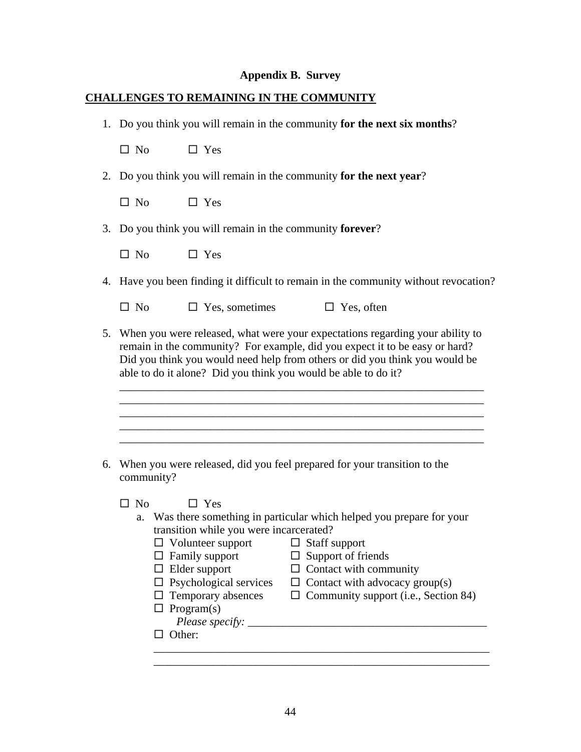**Appendix B. Survey**

**CHALLENGES TO REMAINING IN THE COMMUNITY**

1. Do you think you will remain in the community **for the next six months**?

   ☐ No ☐ Yes

2. Do you think you will remain in the community **for the next year**?

   ☐ No ☐ Yes

3. Do you think you will remain in the community **forever**?

   ☐ No ☐ Yes

4. Have you been finding it difficult to remain in the community without revocation?

   ☐ No ☐ Yes, sometimes ☐ Yes, often

5. When you were released, what were your expectations regarding your ability to remain in the community? For example, did you expect it to be easy or hard? Did you think you would need help from others or did you think you would be able to do it alone? Did you think you would be able to do it?

   ____________________________________________________________________
   ____________________________________________________________________
   ____________________________________________________________________
   ____________________________________________________________________
   ____________________________________________________________________

6. When you were released, did you feel prepared for your transition to the community?

   ☐ No ☐ Yes

   a. Was there something in particular which helped you prepare for your transition while you were incarcerated?

      ☐ Volunteer support ☐ Staff support
      ☐ Family support ☐ Support of friends
      ☐ Elder support ☐ Contact with community
      ☐ Psychological services ☐ Contact with advocacy group(s)
      ☐ Temporary absences ☐ Community support (i.e., Section 84)
      ☐ Program(s)
      *Please specify:* ____________________________________________
      ☐ Other:
      ______________________________________________________________
      ______________________________________________________________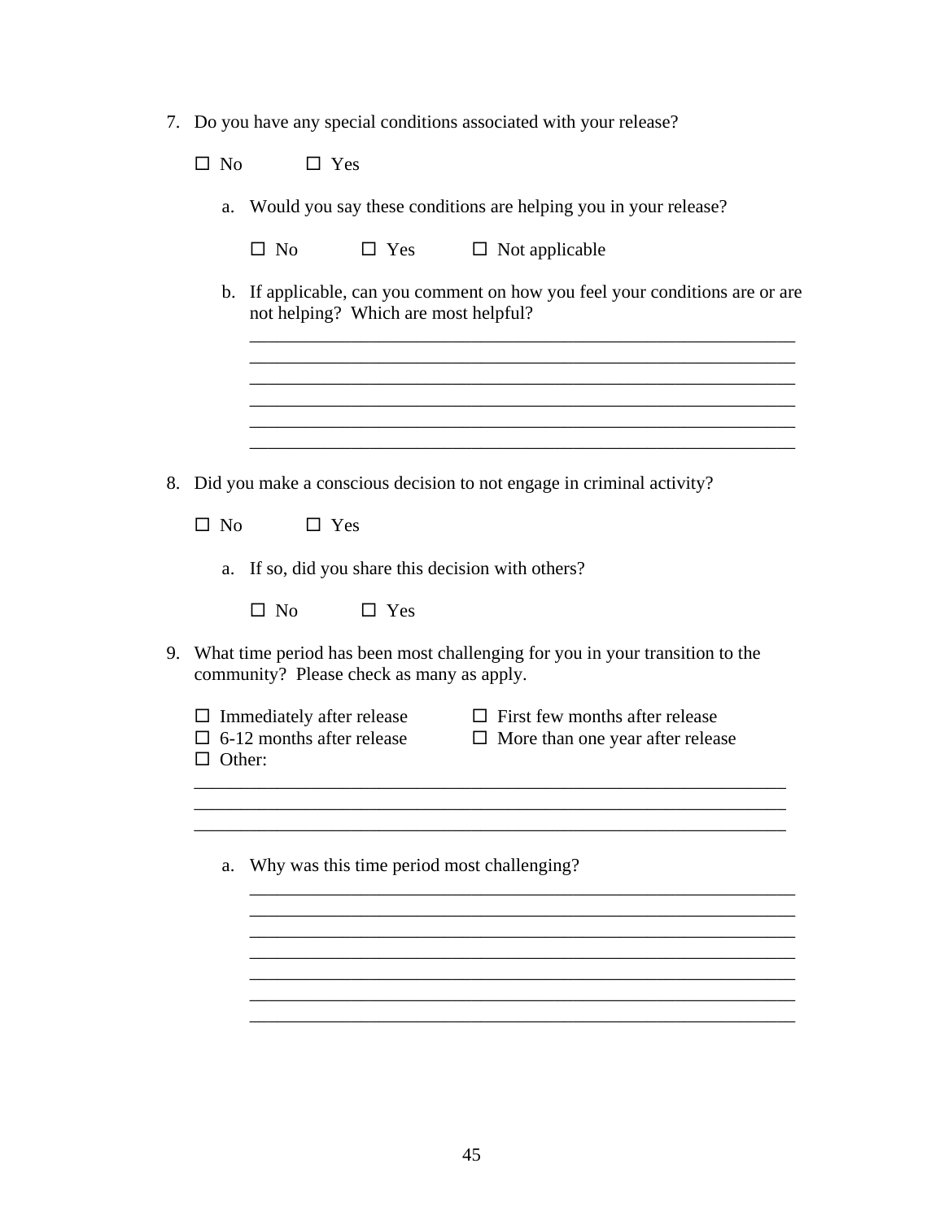7. Do you have any special conditions associated with your release?

   ☐ No ☐ Yes

   a. Would you say these conditions are helping you in your release?

      ☐ No ☐ Yes ☐ Not applicable

   b. If applicable, can you comment on how you feel your conditions are or are not helping? Which are most helpful?

      ____________________________________________________________
      ____________________________________________________________
      ____________________________________________________________
      ____________________________________________________________
      ____________________________________________________________
      ____________________________________________________________

8. Did you make a conscious decision to not engage in criminal activity?

   ☐ No ☐ Yes

   a. If so, did you share this decision with others?

      ☐ No ☐ Yes

9. What time period has been most challenging for you in your transition to the community? Please check as many as apply.

   ☐ Immediately after release ☐ First few months after release
   ☐ 6-12 months after release ☐ More than one year after release
   ☐ Other:

   ____________________________________________________________
   ____________________________________________________________
   ____________________________________________________________

   a. Why was this time period most challenging?

      ____________________________________________________________
      ____________________________________________________________
      ____________________________________________________________
      ____________________________________________________________
      ____________________________________________________________
      ____________________________________________________________
      ____________________________________________________________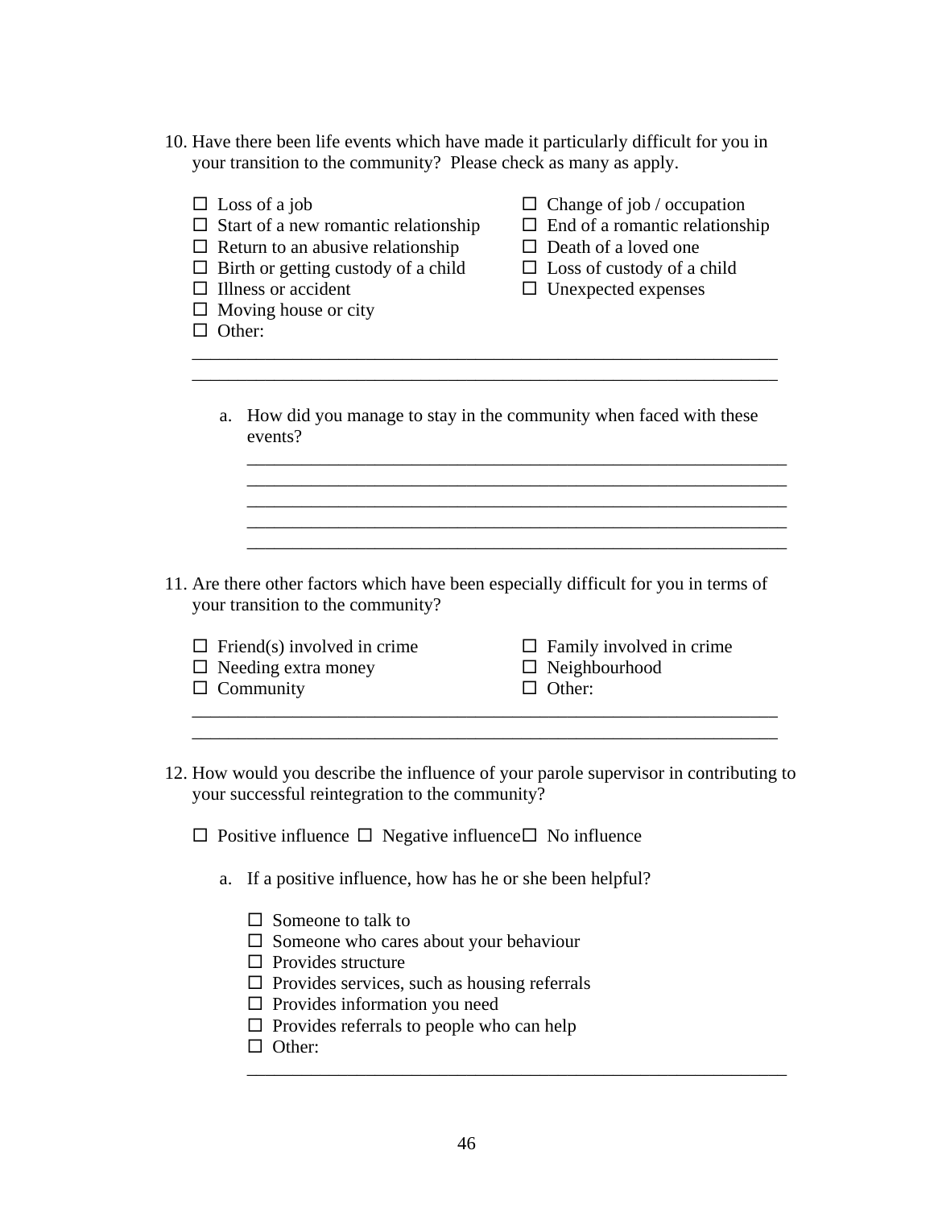10. Have there been life events which have made it particularly difficult for you in your transition to the community? Please check as many as apply.

- ☐ Loss of a job
- ☐ Start of a new romantic relationship
- ☐ Return to an abusive relationship
- ☐ Birth or getting custody of a child
- ☐ Illness or accident
- ☐ Moving house or city
- ☐ Other:
- ☐ Change of job / occupation
- ☐ End of a romantic relationship
- ☐ Death of a loved one
- ☐ Loss of custody of a child
- ☐ Unexpected expenses

_________________________________________________________________
_________________________________________________________________

   a. How did you manage to stay in the community when faced with these events?

   ____________________________________________________________
   ____________________________________________________________
   ____________________________________________________________
   ____________________________________________________________
   ____________________________________________________________

11. Are there other factors which have been especially difficult for you in terms of your transition to the community?

- ☐ Friend(s) involved in crime
- ☐ Needing extra money
- ☐ Community
- ☐ Family involved in crime
- ☐ Neighbourhood
- ☐ Other:

_________________________________________________________________
_________________________________________________________________

12. How would you describe the influence of your parole supervisor in contributing to your successful reintegration to the community?

☐ Positive influence ☐ Negative influence ☐ No influence

   a. If a positive influence, how has he or she been helpful?

   - ☐ Someone to talk to
   - ☐ Someone who cares about your behaviour
   - ☐ Provides structure
   - ☐ Provides services, such as housing referrals
   - ☐ Provides information you need
   - ☐ Provides referrals to people who can help
   - ☐ Other:

   ____________________________________________________________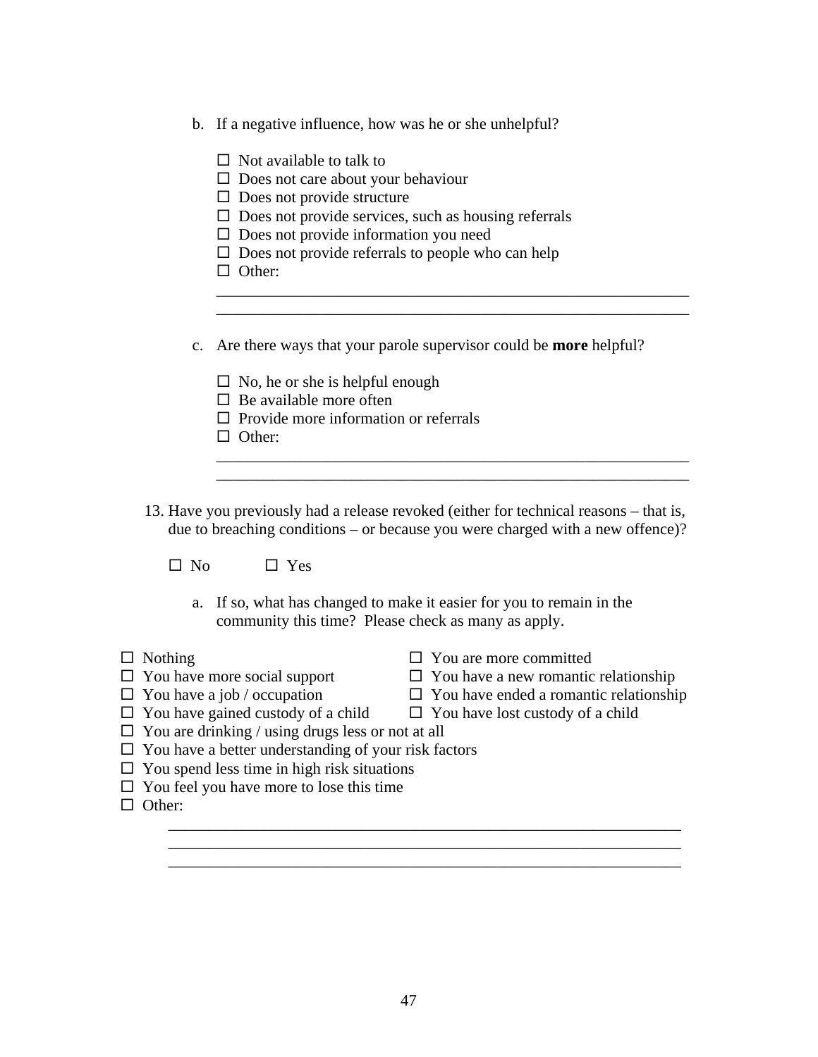b. If a negative influence, how was he or she unhelpful?

- ☐ Not available to talk to
- ☐ Does not care about your behaviour
- ☐ Does not provide structure
- ☐ Does not provide services, such as housing referrals
- ☐ Does not provide information you need
- ☐ Does not provide referrals to people who can help
- ☐ Other:

______________________________________________________________
______________________________________________________________

c. Are there ways that your parole supervisor could be **more** helpful?

- ☐ No, he or she is helpful enough
- ☐ Be available more often
- ☐ Provide more information or referrals
- ☐ Other:

______________________________________________________________
______________________________________________________________

13. Have you previously had a release revoked (either for technical reasons – that is, due to breaching conditions – or because you were charged with a new offence)?

☐ No  ☐ Yes

a. If so, what has changed to make it easier for you to remain in the community this time? Please check as many as apply.

- ☐ Nothing
- ☐ You are more committed
- ☐ You have more social support
- ☐ You have a new romantic relationship
- ☐ You have a job / occupation
- ☐ You have ended a romantic relationship
- ☐ You have gained custody of a child
- ☐ You have lost custody of a child
- ☐ You are drinking / using drugs less or not at all
- ☐ You have a better understanding of your risk factors
- ☐ You spend less time in high risk situations
- ☐ You feel you have more to lose this time
- ☐ Other:

______________________________________________________________
______________________________________________________________
______________________________________________________________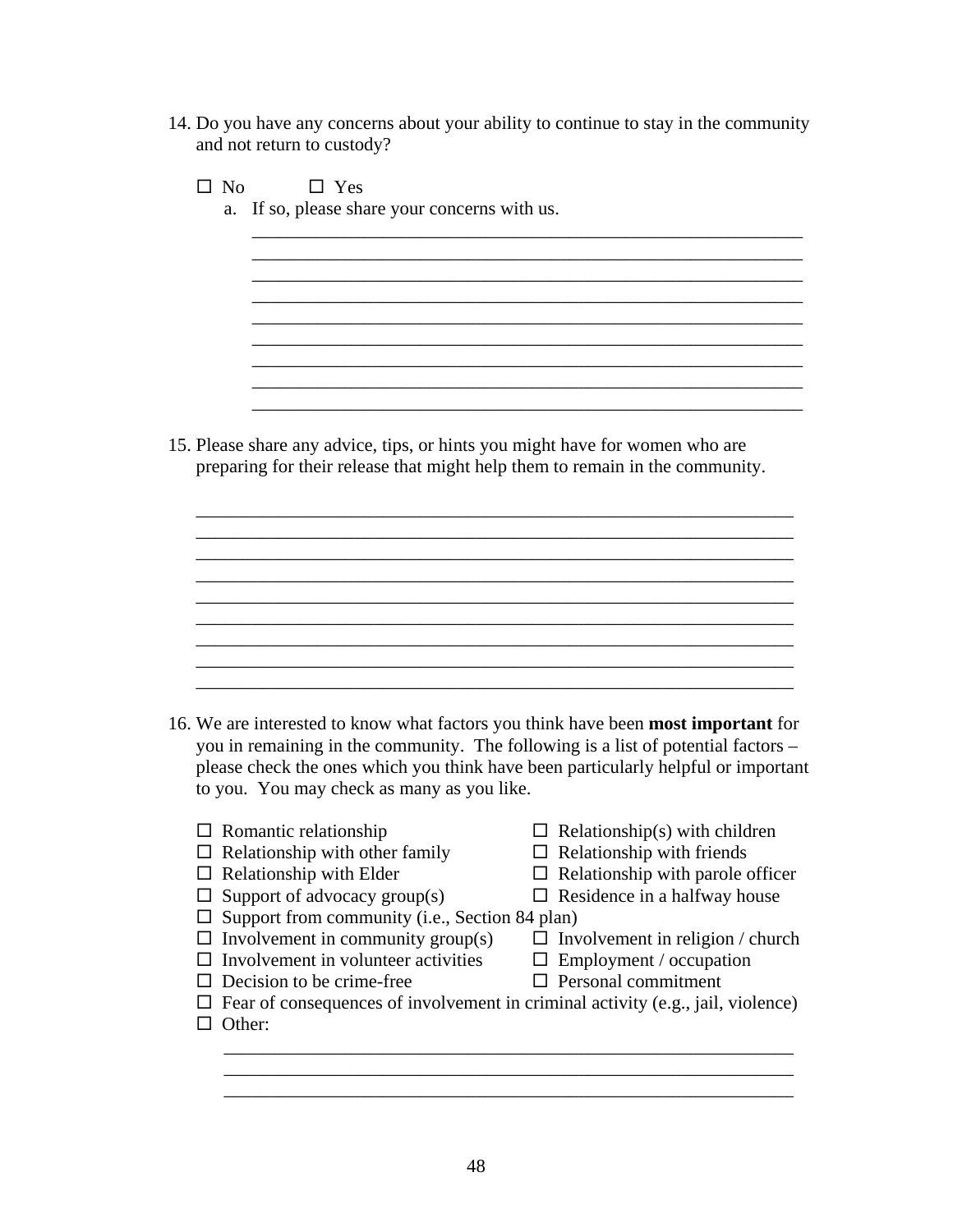14. Do you have any concerns about your ability to continue to stay in the community and not return to custody?

    ☐ No ☐ Yes

    a. If so, please share your concerns with us.

    ____________________________________________________________
    ____________________________________________________________
    ____________________________________________________________
    ____________________________________________________________
    ____________________________________________________________
    ____________________________________________________________
    ____________________________________________________________
    ____________________________________________________________
    ____________________________________________________________

15. Please share any advice, tips, or hints you might have for women who are preparing for their release that might help them to remain in the community.

    ____________________________________________________________
    ____________________________________________________________
    ____________________________________________________________
    ____________________________________________________________
    ____________________________________________________________
    ____________________________________________________________
    ____________________________________________________________
    ____________________________________________________________
    ____________________________________________________________

16. We are interested to know what factors you think have been **most important** for you in remaining in the community. The following is a list of potential factors – please check the ones which you think have been particularly helpful or important to you. You may check as many as you like.

    ☐ Romantic relationship
    ☐ Relationship(s) with children
    ☐ Relationship with other family
    ☐ Relationship with friends
    ☐ Relationship with Elder
    ☐ Relationship with parole officer
    ☐ Support of advocacy group(s)
    ☐ Residence in a halfway house
    ☐ Support from community (i.e., Section 84 plan)
    ☐ Involvement in community group(s)
    ☐ Involvement in religion / church
    ☐ Involvement in volunteer activities
    ☐ Employment / occupation
    ☐ Decision to be crime-free
    ☐ Personal commitment
    ☐ Fear of consequences of involvement in criminal activity (e.g., jail, violence)
    ☐ Other:

    ____________________________________________________________
    ____________________________________________________________
    ____________________________________________________________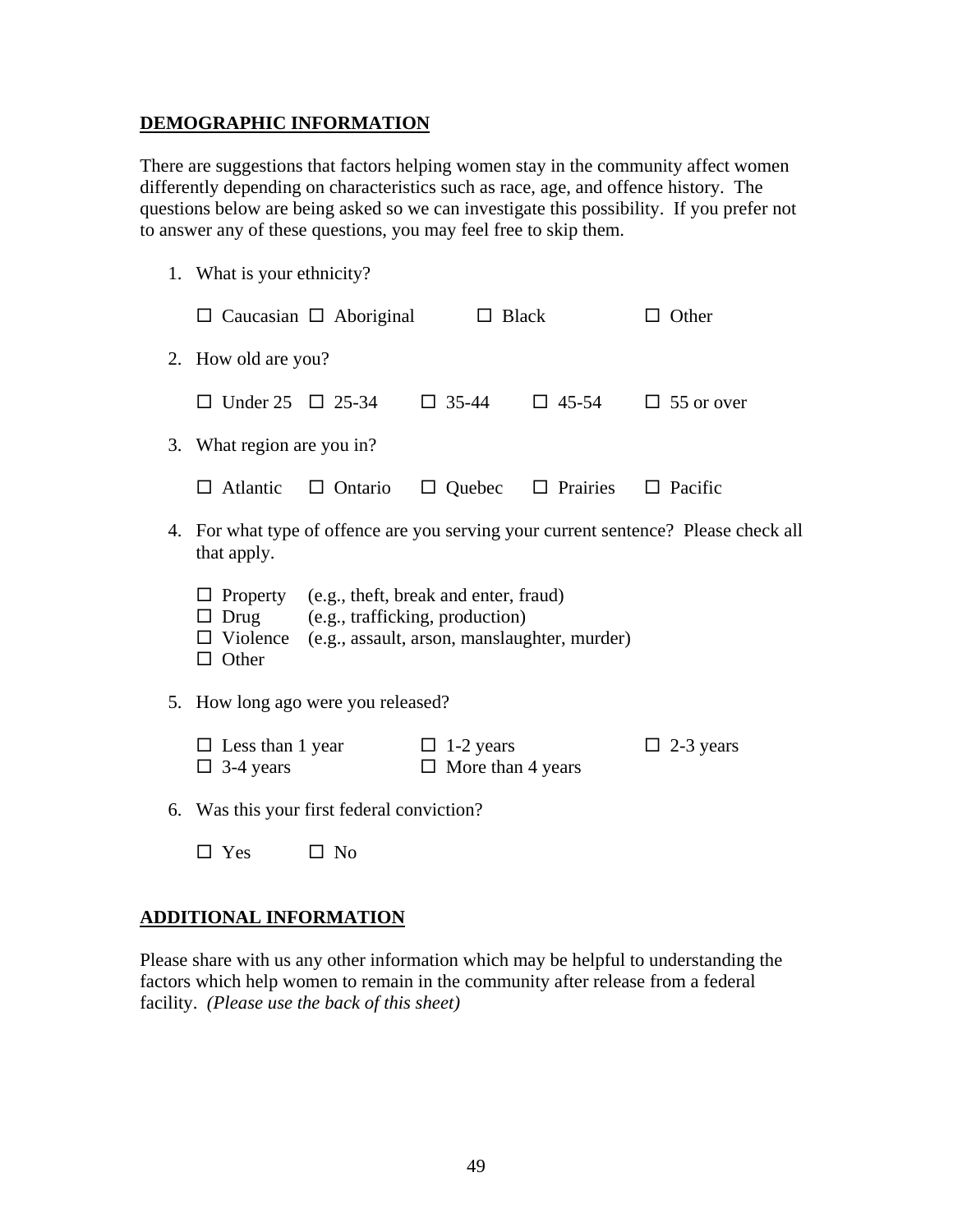## DEMOGRAPHIC INFORMATION

There are suggestions that factors helping women stay in the community affect women differently depending on characteristics such as race, age, and offence history. The questions below are being asked so we can investigate this possibility. If you prefer not to answer any of these questions, you may feel free to skip them.

1. What is your ethnicity?

   ☐ Caucasian ☐ Aboriginal ☐ Black ☐ Other

2. How old are you?

   ☐ Under 25 ☐ 25-34 ☐ 35-44 ☐ 45-54 ☐ 55 or over

3. What region are you in?

   ☐ Atlantic ☐ Ontario ☐ Quebec ☐ Prairies ☐ Pacific

4. For what type of offence are you serving your current sentence? Please check all that apply.

   ☐ Property (e.g., theft, break and enter, fraud)
   ☐ Drug (e.g., trafficking, production)
   ☐ Violence (e.g., assault, arson, manslaughter, murder)
   ☐ Other

5. How long ago were you released?

   ☐ Less than 1 year ☐ 1-2 years ☐ 2-3 years
   ☐ 3-4 years ☐ More than 4 years

6. Was this your first federal conviction?

   ☐ Yes ☐ No

## ADDITIONAL INFORMATION

Please share with us any other information which may be helpful to understanding the factors which help women to remain in the community after release from a federal facility. *(Please use the back of this sheet)*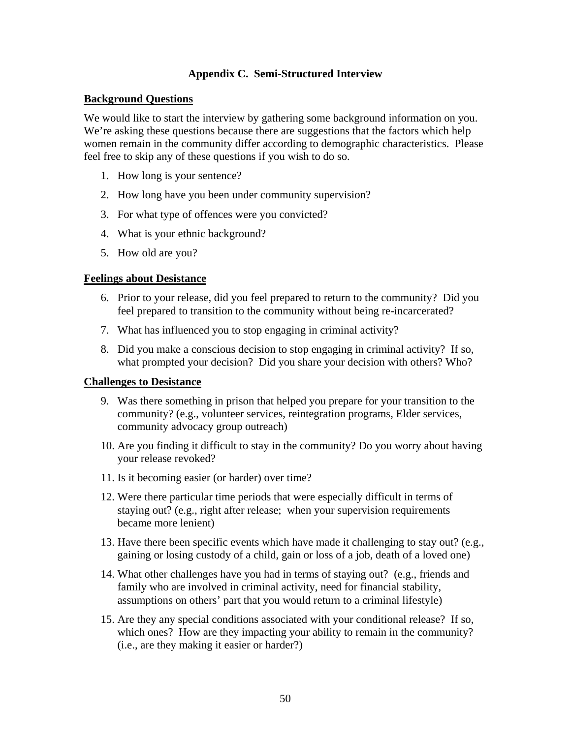## Appendix C. Semi-Structured Interview

### Background Questions

We would like to start the interview by gathering some background information on you. We're asking these questions because there are suggestions that the factors which help women remain in the community differ according to demographic characteristics. Please feel free to skip any of these questions if you wish to do so.

1. How long is your sentence?
2. How long have you been under community supervision?
3. For what type of offences were you convicted?
4. What is your ethnic background?
5. How old are you?

### Feelings about Desistance

6. Prior to your release, did you feel prepared to return to the community? Did you feel prepared to transition to the community without being re-incarcerated?
7. What has influenced you to stop engaging in criminal activity?
8. Did you make a conscious decision to stop engaging in criminal activity? If so, what prompted your decision? Did you share your decision with others? Who?

### Challenges to Desistance

9. Was there something in prison that helped you prepare for your transition to the community? (e.g., volunteer services, reintegration programs, Elder services, community advocacy group outreach)
10. Are you finding it difficult to stay in the community? Do you worry about having your release revoked?
11. Is it becoming easier (or harder) over time?
12. Were there particular time periods that were especially difficult in terms of staying out? (e.g., right after release; when your supervision requirements became more lenient)
13. Have there been specific events which have made it challenging to stay out? (e.g., gaining or losing custody of a child, gain or loss of a job, death of a loved one)
14. What other challenges have you had in terms of staying out? (e.g., friends and family who are involved in criminal activity, need for financial stability, assumptions on others' part that you would return to a criminal lifestyle)
15. Are they any special conditions associated with your conditional release? If so, which ones? How are they impacting your ability to remain in the community? (i.e., are they making it easier or harder?)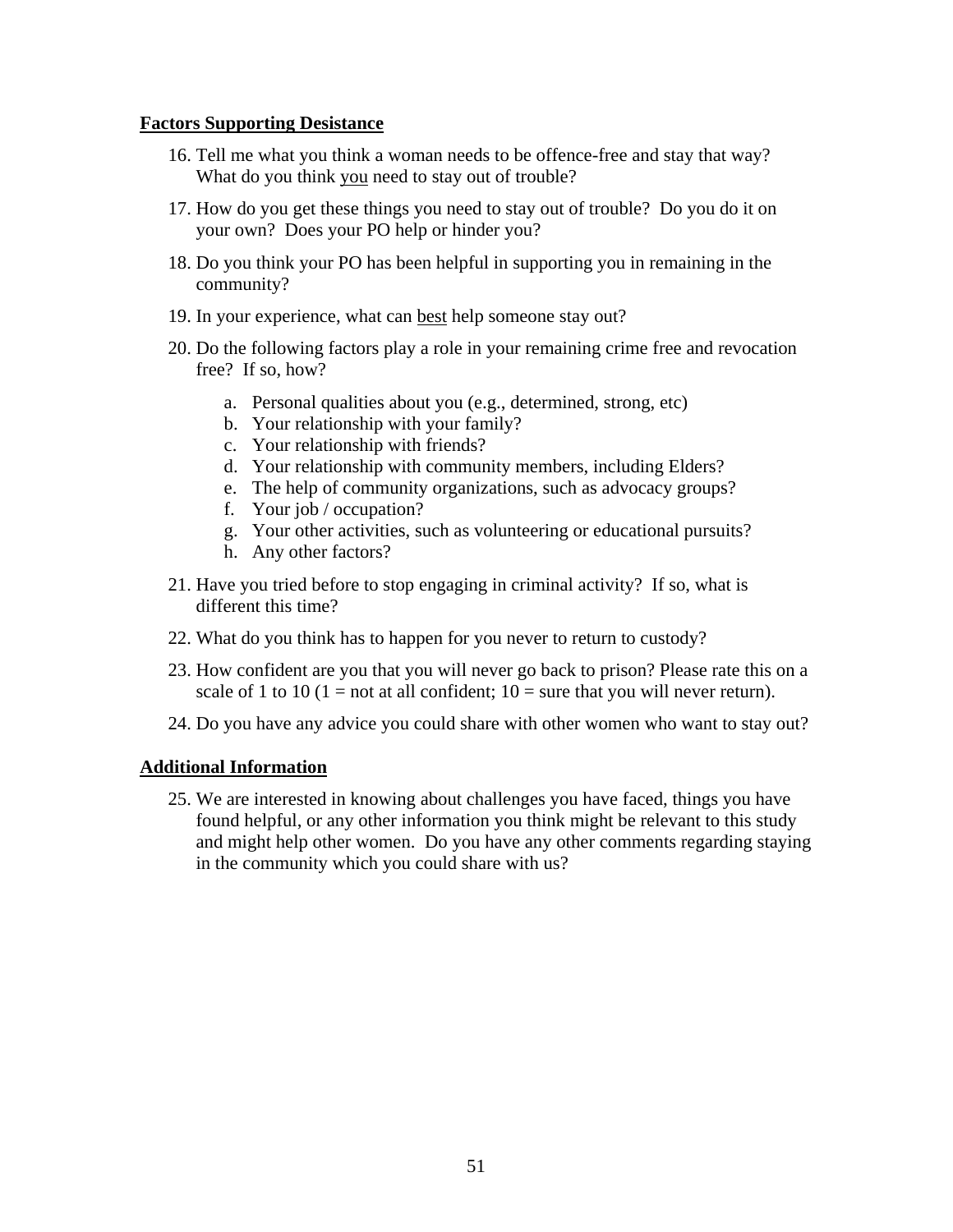**Factors Supporting Desistance**

16. Tell me what you think a woman needs to be offence-free and stay that way? What do you think <u>you</u> need to stay out of trouble?
17. How do you get these things you need to stay out of trouble? Do you do it on your own? Does your PO help or hinder you?
18. Do you think your PO has been helpful in supporting you in remaining in the community?
19. In your experience, what can <u>best</u> help someone stay out?
20. Do the following factors play a role in your remaining crime free and revocation free? If so, how?
    a. Personal qualities about you (e.g., determined, strong, etc)
    b. Your relationship with your family?
    c. Your relationship with friends?
    d. Your relationship with community members, including Elders?
    e. The help of community organizations, such as advocacy groups?
    f. Your job / occupation?
    g. Your other activities, such as volunteering or educational pursuits?
    h. Any other factors?
21. Have you tried before to stop engaging in criminal activity? If so, what is different this time?
22. What do you think has to happen for you never to return to custody?
23. How confident are you that you will never go back to prison? Please rate this on a scale of 1 to 10 (1 = not at all confident; 10 = sure that you will never return).
24. Do you have any advice you could share with other women who want to stay out?

**Additional Information**

25. We are interested in knowing about challenges you have faced, things you have found helpful, or any other information you think might be relevant to this study and might help other women. Do you have any other comments regarding staying in the community which you could share with us?